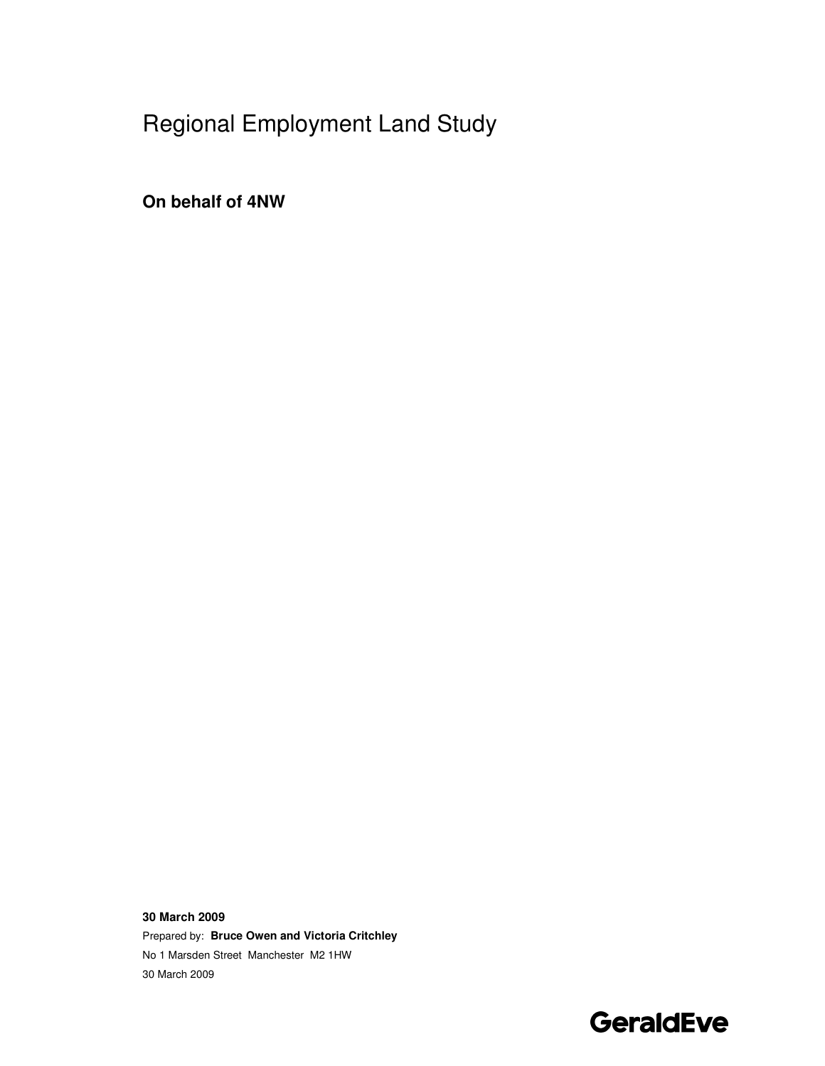# Regional Employment Land Study

**On behalf of 4NW**

**30 March 2009**

Prepared by: **Bruce Owen and Victoria Critchley**

No 1 Marsden Street Manchester M2 1HW

30 March 2009

**GeraldEve**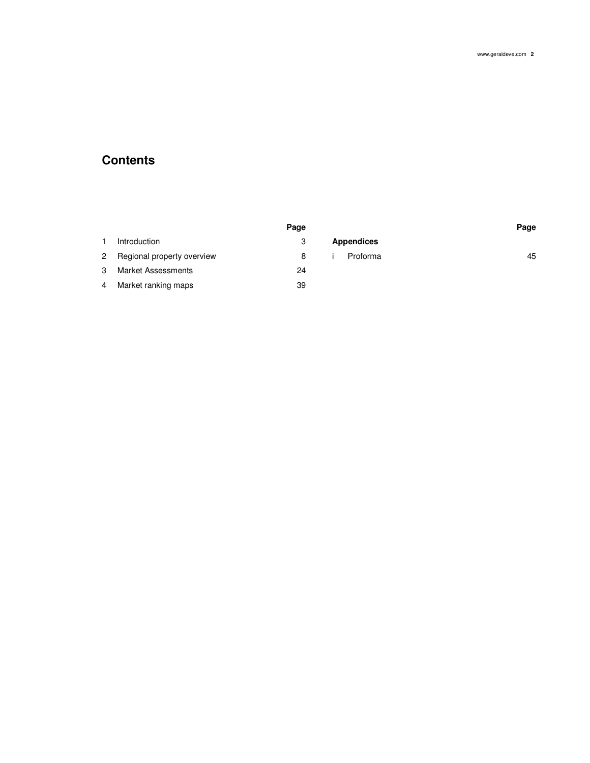# Contents

| | | Page |
|---|---|---|
| 1 | Introduction | 3 |
| 2 | Regional property overview | 8 |
| 3 | Market Assessments | 24 |
| 4 | Market ranking maps | 39 |

| | | Page |
|---|---|---|
| **Appendices** | | |
| i | Proforma | 45 |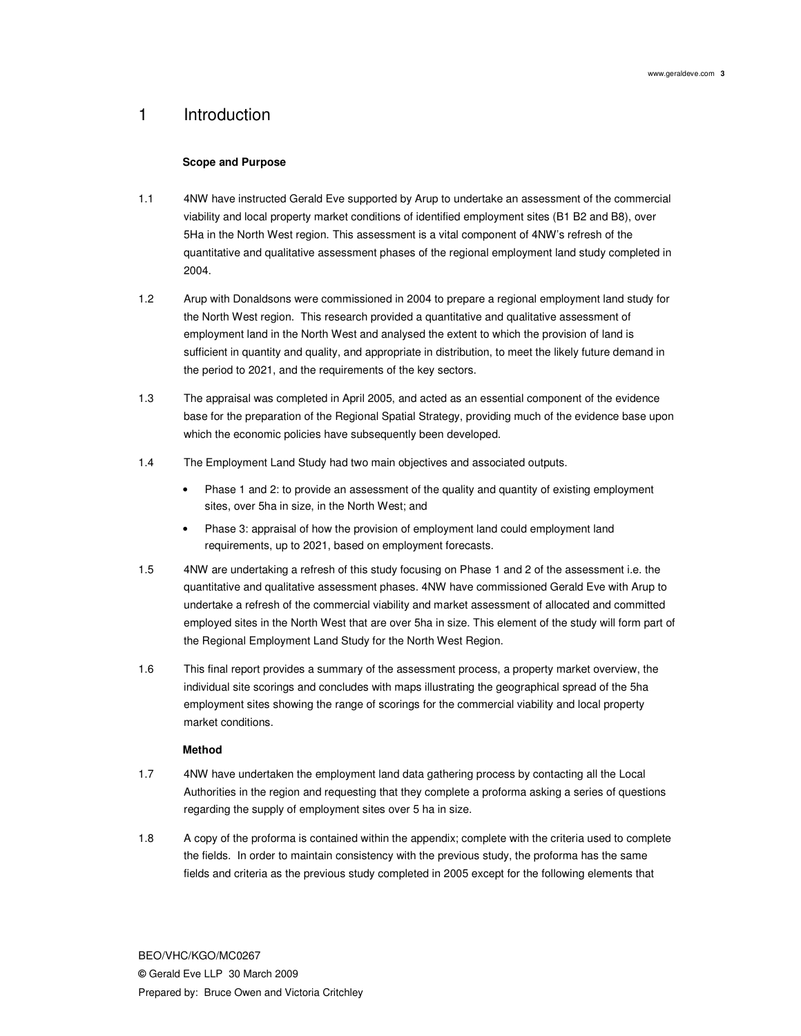# 1 Introduction

**Scope and Purpose**

1.1 4NW have instructed Gerald Eve supported by Arup to undertake an assessment of the commercial viability and local property market conditions of identified employment sites (B1 B2 and B8), over 5Ha in the North West region. This assessment is a vital component of 4NW's refresh of the quantitative and qualitative assessment phases of the regional employment land study completed in 2004.

1.2 Arup with Donaldsons were commissioned in 2004 to prepare a regional employment land study for the North West region. This research provided a quantitative and qualitative assessment of employment land in the North West and analysed the extent to which the provision of land is sufficient in quantity and quality, and appropriate in distribution, to meet the likely future demand in the period to 2021, and the requirements of the key sectors.

1.3 The appraisal was completed in April 2005, and acted as an essential component of the evidence base for the preparation of the Regional Spatial Strategy, providing much of the evidence base upon which the economic policies have subsequently been developed.

1.4 The Employment Land Study had two main objectives and associated outputs.

- Phase 1 and 2: to provide an assessment of the quality and quantity of existing employment sites, over 5ha in size, in the North West; and
- Phase 3: appraisal of how the provision of employment land could employment land requirements, up to 2021, based on employment forecasts.

1.5 4NW are undertaking a refresh of this study focusing on Phase 1 and 2 of the assessment i.e. the quantitative and qualitative assessment phases. 4NW have commissioned Gerald Eve with Arup to undertake a refresh of the commercial viability and market assessment of allocated and committed employed sites in the North West that are over 5ha in size. This element of the study will form part of the Regional Employment Land Study for the North West Region.

1.6 This final report provides a summary of the assessment process, a property market overview, the individual site scorings and concludes with maps illustrating the geographical spread of the 5ha employment sites showing the range of scorings for the commercial viability and local property market conditions.

**Method**

1.7 4NW have undertaken the employment land data gathering process by contacting all the Local Authorities in the region and requesting that they complete a proforma asking a series of questions regarding the supply of employment sites over 5 ha in size.

1.8 A copy of the proforma is contained within the appendix; complete with the criteria used to complete the fields. In order to maintain consistency with the previous study, the proforma has the same fields and criteria as the previous study completed in 2005 except for the following elements that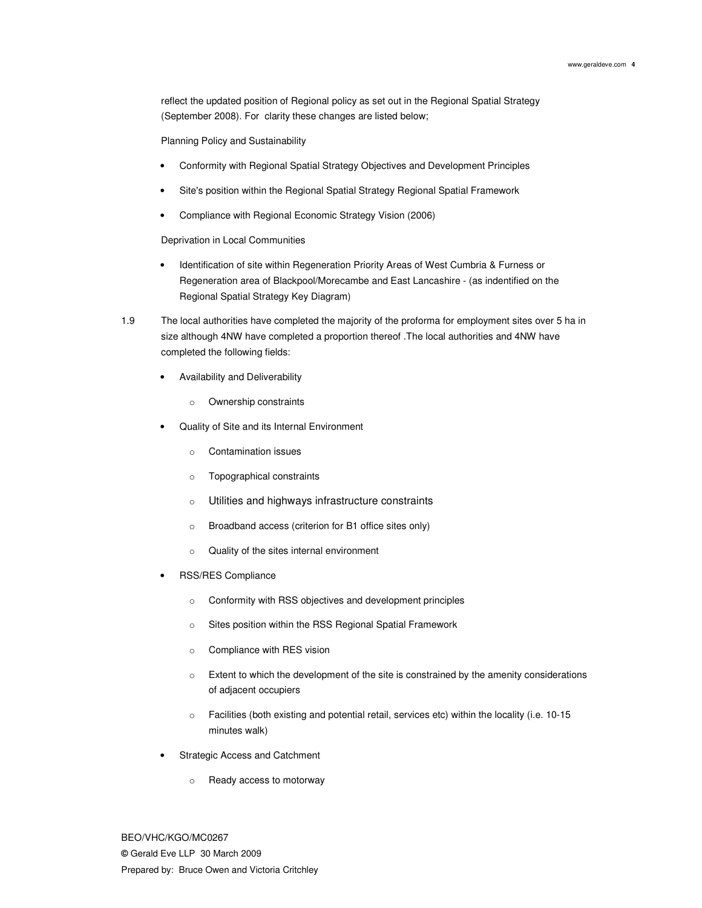reflect the updated position of Regional policy as set out in the Regional Spatial Strategy (September 2008). For clarity these changes are listed below;

Planning Policy and Sustainability

- Conformity with Regional Spatial Strategy Objectives and Development Principles
- Site's position within the Regional Spatial Strategy Regional Spatial Framework
- Compliance with Regional Economic Strategy Vision (2006)

Deprivation in Local Communities

- Identification of site within Regeneration Priority Areas of West Cumbria & Furness or Regeneration area of Blackpool/Morecambe and East Lancashire - (as indentified on the Regional Spatial Strategy Key Diagram)

1.9 The local authorities have completed the majority of the proforma for employment sites over 5 ha in size although 4NW have completed a proportion thereof .The local authorities and 4NW have completed the following fields:

- Availability and Deliverability
  - Ownership constraints
- Quality of Site and its Internal Environment
  - Contamination issues
  - Topographical constraints
  - Utilities and highways infrastructure constraints
  - Broadband access (criterion for B1 office sites only)
  - Quality of the sites internal environment
- RSS/RES Compliance
  - Conformity with RSS objectives and development principles
  - Sites position within the RSS Regional Spatial Framework
  - Compliance with RES vision
  - Extent to which the development of the site is constrained by the amenity considerations of adjacent occupiers
  - Facilities (both existing and potential retail, services etc) within the locality (i.e. 10-15 minutes walk)
- Strategic Access and Catchment
  - Ready access to motorway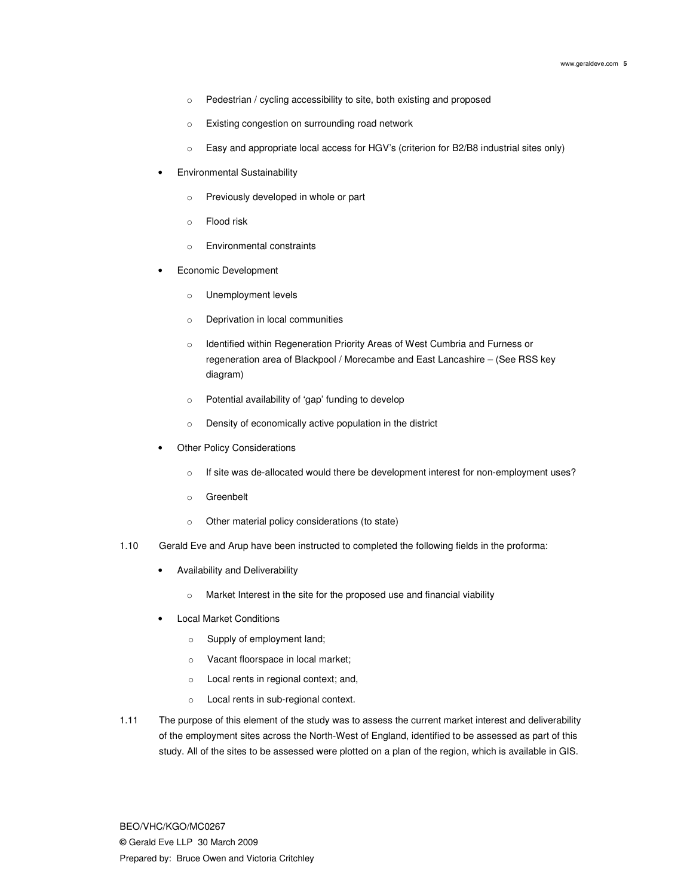- Pedestrian / cycling accessibility to site, both existing and proposed
  - Existing congestion on surrounding road network
  - Easy and appropriate local access for HGV's (criterion for B2/B8 industrial sites only)
- Environmental Sustainability
  - Previously developed in whole or part
  - Flood risk
  - Environmental constraints
- Economic Development
  - Unemployment levels
  - Deprivation in local communities
  - Identified within Regeneration Priority Areas of West Cumbria and Furness or regeneration area of Blackpool / Morecambe and East Lancashire – (See RSS key diagram)
  - Potential availability of 'gap' funding to develop
  - Density of economically active population in the district
- Other Policy Considerations
  - If site was de-allocated would there be development interest for non-employment uses?
  - Greenbelt
  - Other material policy considerations (to state)

1.10 Gerald Eve and Arup have been instructed to completed the following fields in the proforma:

- Availability and Deliverability
  - Market Interest in the site for the proposed use and financial viability
- Local Market Conditions
  - Supply of employment land;
  - Vacant floorspace in local market;
  - Local rents in regional context; and,
  - Local rents in sub-regional context.

1.11 The purpose of this element of the study was to assess the current market interest and deliverability of the employment sites across the North-West of England, identified to be assessed as part of this study. All of the sites to be assessed were plotted on a plan of the region, which is available in GIS.

BEO/VHC/KGO/MC0267
© Gerald Eve LLP 30 March 2009
Prepared by: Bruce Owen and Victoria Critchley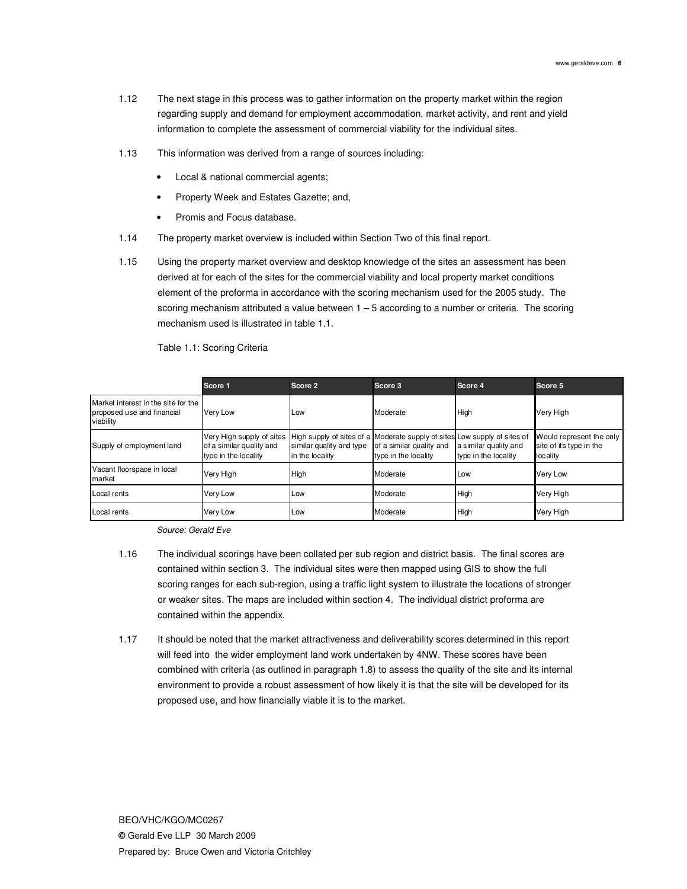1.12 The next stage in this process was to gather information on the property market within the region regarding supply and demand for employment accommodation, market activity, and rent and yield information to complete the assessment of commercial viability for the individual sites.

1.13 This information was derived from a range of sources including:

- Local & national commercial agents;
- Property Week and Estates Gazette; and,
- Promis and Focus database.

1.14 The property market overview is included within Section Two of this final report.

1.15 Using the property market overview and desktop knowledge of the sites an assessment has been derived at for each of the sites for the commercial viability and local property market conditions element of the proforma in accordance with the scoring mechanism used for the 2005 study. The scoring mechanism attributed a value between 1 – 5 according to a number or criteria. The scoring mechanism used is illustrated in table 1.1.

Table 1.1: Scoring Criteria

| | Score 1 | Score 2 | Score 3 | Score 4 | Score 5 |
|---|---|---|---|---|---|
| Market interest in the site for the proposed use and financial viability | Very Low | Low | Moderate | High | Very High |
| Supply of employment land | Very High supply of sites of a similar quality and type in the locality | High supply of sites of a similar quality and type in the locality | Moderate supply of sites of a similar quality and type in the locality | Low supply of sites of a similar quality and type in the locality | Would represent the only site of its type in the locality |
| Vacant floorspace in local market | Very High | High | Moderate | Low | Very Low |
| Local rents | Very Low | Low | Moderate | High | Very High |
| Local rents | Very Low | Low | Moderate | High | Very High |

*Source: Gerald Eve*

1.16 The individual scorings have been collated per sub region and district basis. The final scores are contained within section 3. The individual sites were then mapped using GIS to show the full scoring ranges for each sub-region, using a traffic light system to illustrate the locations of stronger or weaker sites. The maps are included within section 4. The individual district proforma are contained within the appendix.

1.17 It should be noted that the market attractiveness and deliverability scores determined in this report will feed into the wider employment land work undertaken by 4NW. These scores have been combined with criteria (as outlined in paragraph 1.8) to assess the quality of the site and its internal environment to provide a robust assessment of how likely it is that the site will be developed for its proposed use, and how financially viable it is to the market.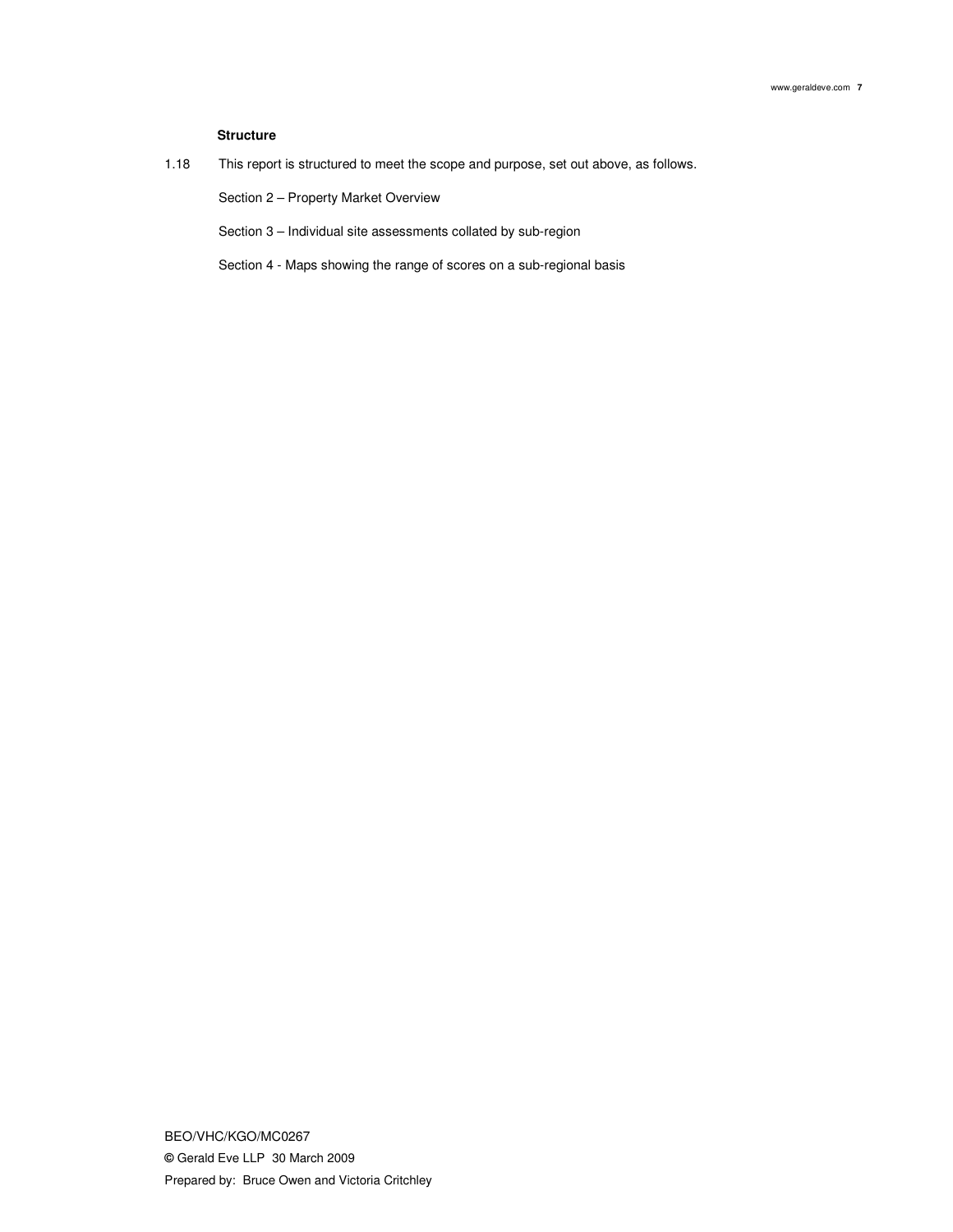### Structure

1.18 This report is structured to meet the scope and purpose, set out above, as follows.

Section 2 – Property Market Overview

Section 3 – Individual site assessments collated by sub-region

Section 4 - Maps showing the range of scores on a sub-regional basis

BEO/VHC/KGO/MC0267
© Gerald Eve LLP 30 March 2009
Prepared by: Bruce Owen and Victoria Critchley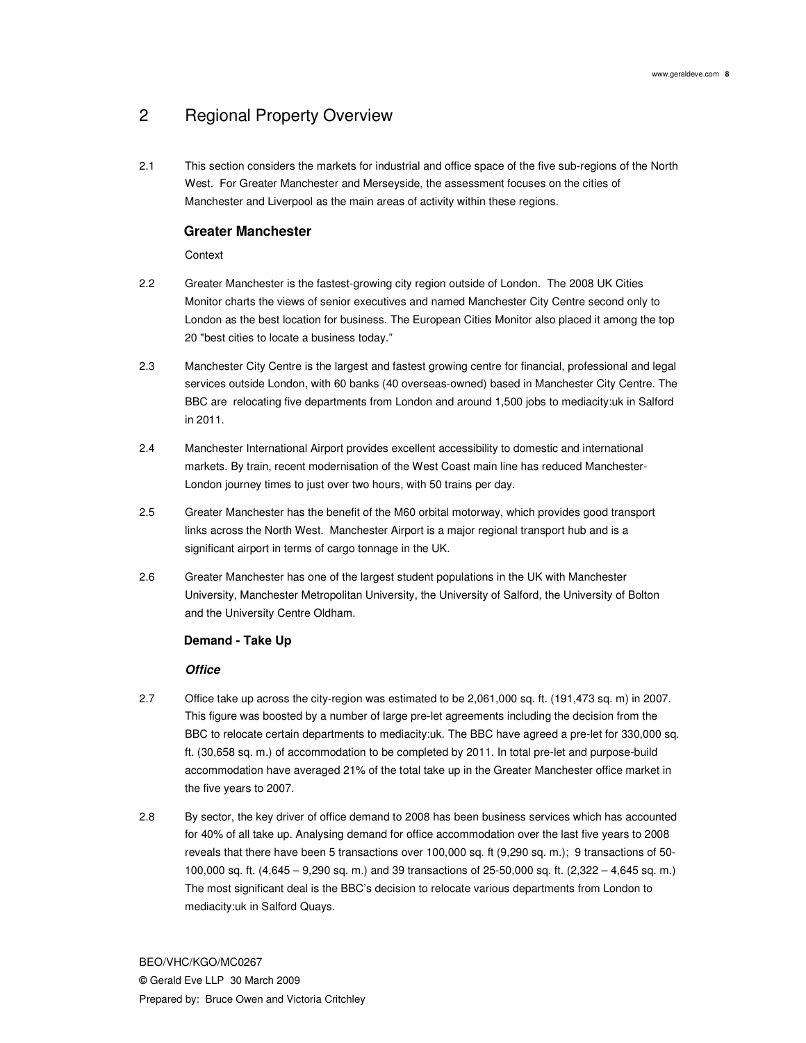## 2 Regional Property Overview

2.1 This section considers the markets for industrial and office space of the five sub-regions of the North West. For Greater Manchester and Merseyside, the assessment focuses on the cities of Manchester and Liverpool as the main areas of activity within these regions.

### Greater Manchester

Context

2.2 Greater Manchester is the fastest-growing city region outside of London. The 2008 UK Cities Monitor charts the views of senior executives and named Manchester City Centre second only to London as the best location for business. The European Cities Monitor also placed it among the top 20 "best cities to locate a business today."

2.3 Manchester City Centre is the largest and fastest growing centre for financial, professional and legal services outside London, with 60 banks (40 overseas-owned) based in Manchester City Centre. The BBC are relocating five departments from London and around 1,500 jobs to mediacity:uk in Salford in 2011.

2.4 Manchester International Airport provides excellent accessibility to domestic and international markets. By train, recent modernisation of the West Coast main line has reduced Manchester-London journey times to just over two hours, with 50 trains per day.

2.5 Greater Manchester has the benefit of the M60 orbital motorway, which provides good transport links across the North West. Manchester Airport is a major regional transport hub and is a significant airport in terms of cargo tonnage in the UK.

2.6 Greater Manchester has one of the largest student populations in the UK with Manchester University, Manchester Metropolitan University, the University of Salford, the University of Bolton and the University Centre Oldham.

**Demand - Take Up**

***Office***

2.7 Office take up across the city-region was estimated to be 2,061,000 sq. ft. (191,473 sq. m) in 2007. This figure was boosted by a number of large pre-let agreements including the decision from the BBC to relocate certain departments to mediacity:uk. The BBC have agreed a pre-let for 330,000 sq. ft. (30,658 sq. m.) of accommodation to be completed by 2011. In total pre-let and purpose-build accommodation have averaged 21% of the total take up in the Greater Manchester office market in the five years to 2007.

2.8 By sector, the key driver of office demand to 2008 has been business services which has accounted for 40% of all take up. Analysing demand for office accommodation over the last five years to 2008 reveals that there have been 5 transactions over 100,000 sq. ft (9,290 sq. m.); 9 transactions of 50-100,000 sq. ft. (4,645 – 9,290 sq. m.) and 39 transactions of 25-50,000 sq. ft. (2,322 – 4,645 sq. m.) The most significant deal is the BBC's decision to relocate various departments from London to mediacity:uk in Salford Quays.

BEO/VHC/KGO/MC0267
© Gerald Eve LLP 30 March 2009
Prepared by: Bruce Owen and Victoria Critchley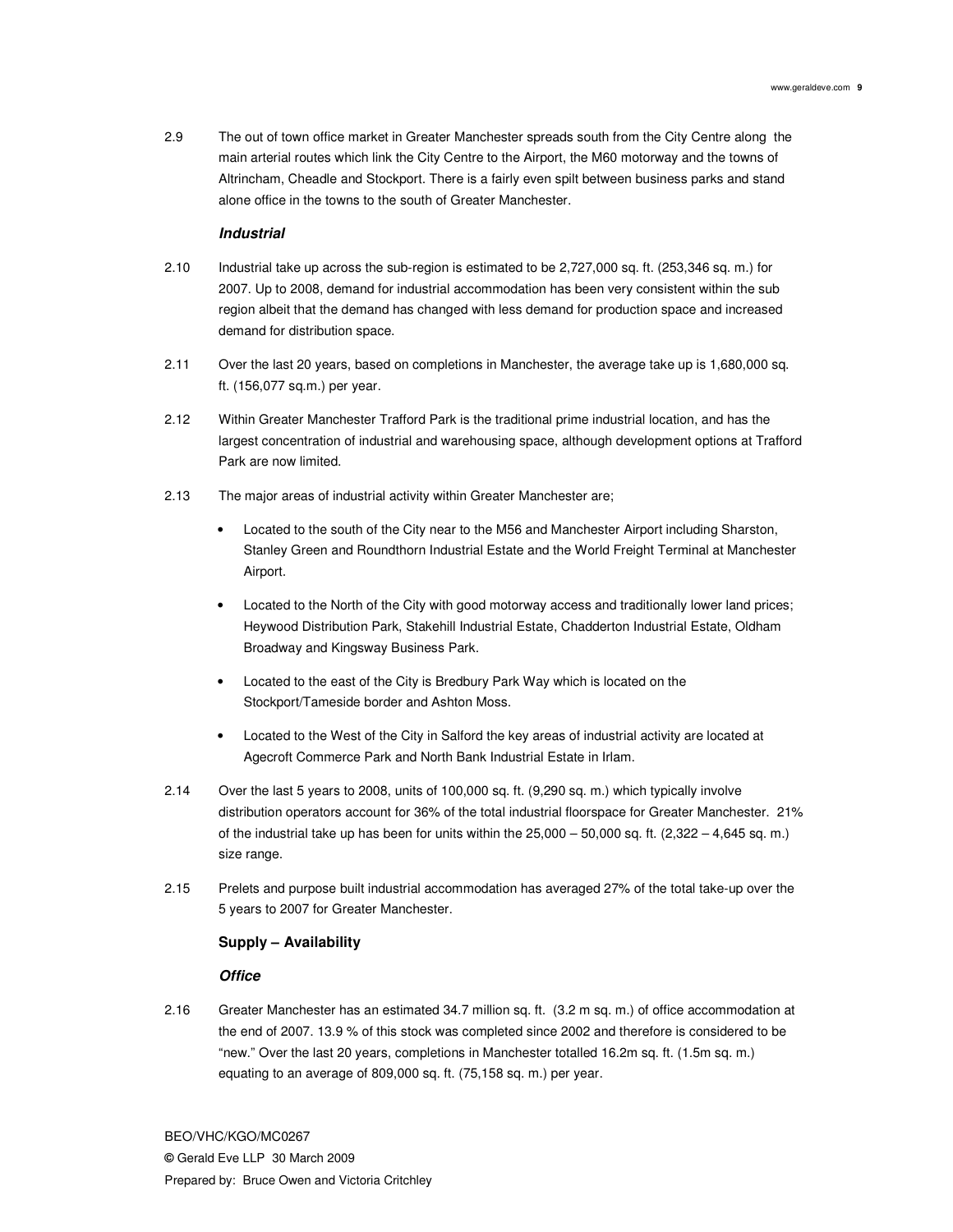2.9 The out of town office market in Greater Manchester spreads south from the City Centre along the main arterial routes which link the City Centre to the Airport, the M60 motorway and the towns of Altrincham, Cheadle and Stockport. There is a fairly even spilt between business parks and stand alone office in the towns to the south of Greater Manchester.

***Industrial***

2.10 Industrial take up across the sub-region is estimated to be 2,727,000 sq. ft. (253,346 sq. m.) for 2007. Up to 2008, demand for industrial accommodation has been very consistent within the sub region albeit that the demand has changed with less demand for production space and increased demand for distribution space.

2.11 Over the last 20 years, based on completions in Manchester, the average take up is 1,680,000 sq. ft. (156,077 sq.m.) per year.

2.12 Within Greater Manchester Trafford Park is the traditional prime industrial location, and has the largest concentration of industrial and warehousing space, although development options at Trafford Park are now limited.

2.13 The major areas of industrial activity within Greater Manchester are;

- Located to the south of the City near to the M56 and Manchester Airport including Sharston, Stanley Green and Roundthorn Industrial Estate and the World Freight Terminal at Manchester Airport.
- Located to the North of the City with good motorway access and traditionally lower land prices; Heywood Distribution Park, Stakehill Industrial Estate, Chadderton Industrial Estate, Oldham Broadway and Kingsway Business Park.
- Located to the east of the City is Bredbury Park Way which is located on the Stockport/Tameside border and Ashton Moss.
- Located to the West of the City in Salford the key areas of industrial activity are located at Agecroft Commerce Park and North Bank Industrial Estate in Irlam.

2.14 Over the last 5 years to 2008, units of 100,000 sq. ft. (9,290 sq. m.) which typically involve distribution operators account for 36% of the total industrial floorspace for Greater Manchester. 21% of the industrial take up has been for units within the 25,000 – 50,000 sq. ft. (2,322 – 4,645 sq. m.) size range.

2.15 Prelets and purpose built industrial accommodation has averaged 27% of the total take-up over the 5 years to 2007 for Greater Manchester.

**Supply – Availability**

***Office***

2.16 Greater Manchester has an estimated 34.7 million sq. ft. (3.2 m sq. m.) of office accommodation at the end of 2007. 13.9 % of this stock was completed since 2002 and therefore is considered to be "new." Over the last 20 years, completions in Manchester totalled 16.2m sq. ft. (1.5m sq. m.) equating to an average of 809,000 sq. ft. (75,158 sq. m.) per year.

BEO/VHC/KGO/MC0267
© Gerald Eve LLP 30 March 2009
Prepared by: Bruce Owen and Victoria Critchley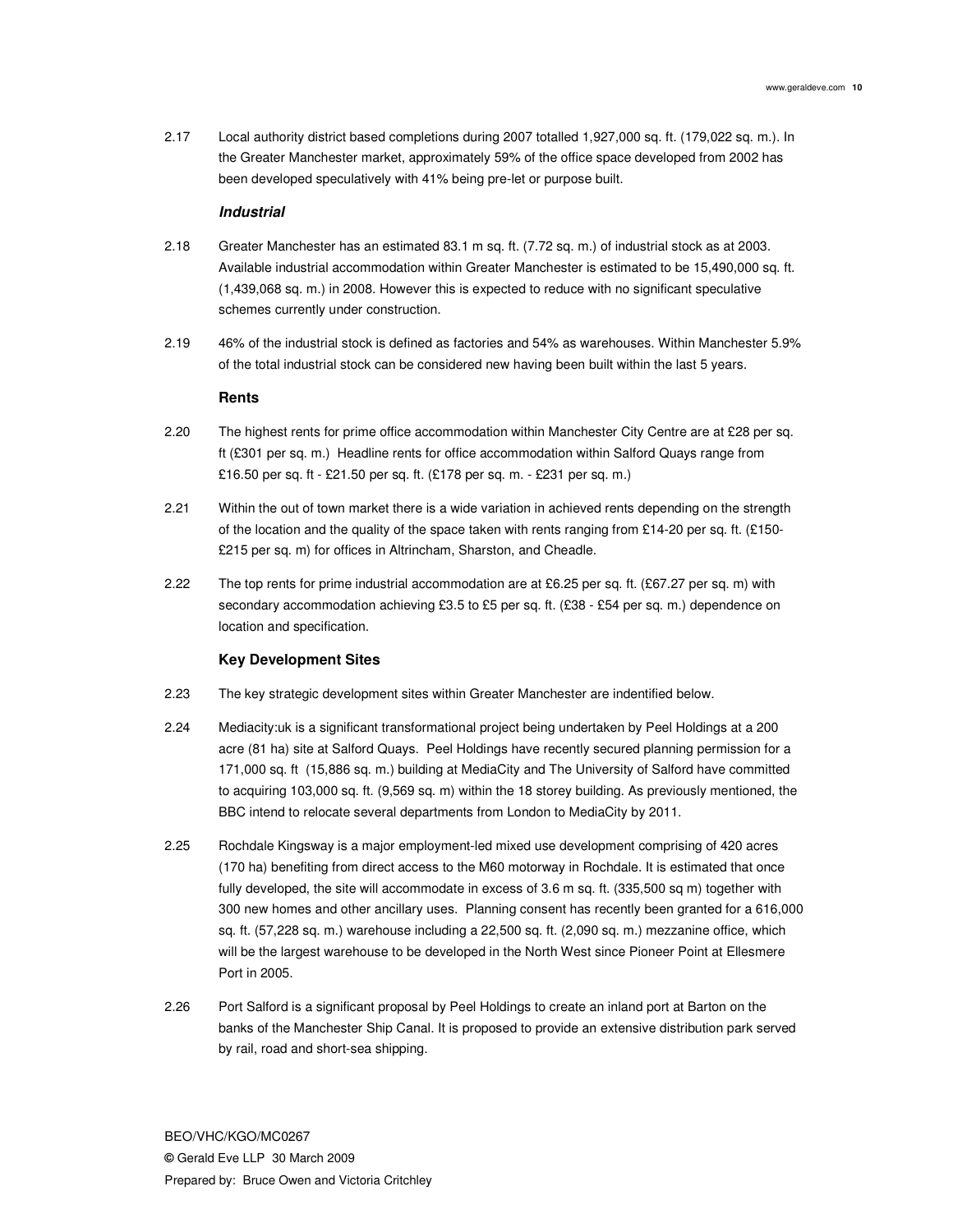2.17 Local authority district based completions during 2007 totalled 1,927,000 sq. ft. (179,022 sq. m.). In the Greater Manchester market, approximately 59% of the office space developed from 2002 has been developed speculatively with 41% being pre-let or purpose built.

***Industrial***

2.18 Greater Manchester has an estimated 83.1 m sq. ft. (7.72 sq. m.) of industrial stock as at 2003. Available industrial accommodation within Greater Manchester is estimated to be 15,490,000 sq. ft. (1,439,068 sq. m.) in 2008. However this is expected to reduce with no significant speculative schemes currently under construction.

2.19 46% of the industrial stock is defined as factories and 54% as warehouses. Within Manchester 5.9% of the total industrial stock can be considered new having been built within the last 5 years.

**Rents**

2.20 The highest rents for prime office accommodation within Manchester City Centre are at £28 per sq. ft (£301 per sq. m.) Headline rents for office accommodation within Salford Quays range from £16.50 per sq. ft - £21.50 per sq. ft. (£178 per sq. m. - £231 per sq. m.)

2.21 Within the out of town market there is a wide variation in achieved rents depending on the strength of the location and the quality of the space taken with rents ranging from £14-20 per sq. ft. (£150-£215 per sq. m) for offices in Altrincham, Sharston, and Cheadle.

2.22 The top rents for prime industrial accommodation are at £6.25 per sq. ft. (£67.27 per sq. m) with secondary accommodation achieving £3.5 to £5 per sq. ft. (£38 - £54 per sq. m.) dependence on location and specification.

**Key Development Sites**

2.23 The key strategic development sites within Greater Manchester are indentified below.

2.24 Mediacity:uk is a significant transformational project being undertaken by Peel Holdings at a 200 acre (81 ha) site at Salford Quays. Peel Holdings have recently secured planning permission for a 171,000 sq. ft (15,886 sq. m.) building at MediaCity and The University of Salford have committed to acquiring 103,000 sq. ft. (9,569 sq. m) within the 18 storey building. As previously mentioned, the BBC intend to relocate several departments from London to MediaCity by 2011.

2.25 Rochdale Kingsway is a major employment-led mixed use development comprising of 420 acres (170 ha) benefiting from direct access to the M60 motorway in Rochdale. It is estimated that once fully developed, the site will accommodate in excess of 3.6 m sq. ft. (335,500 sq m) together with 300 new homes and other ancillary uses. Planning consent has recently been granted for a 616,000 sq. ft. (57,228 sq. m.) warehouse including a 22,500 sq. ft. (2,090 sq. m.) mezzanine office, which will be the largest warehouse to be developed in the North West since Pioneer Point at Ellesmere Port in 2005.

2.26 Port Salford is a significant proposal by Peel Holdings to create an inland port at Barton on the banks of the Manchester Ship Canal. It is proposed to provide an extensive distribution park served by rail, road and short-sea shipping.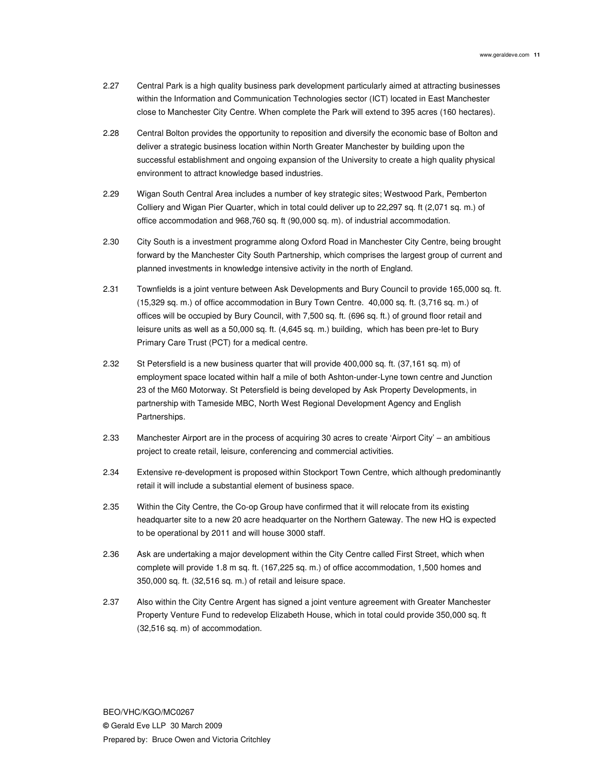2.27 Central Park is a high quality business park development particularly aimed at attracting businesses within the Information and Communication Technologies sector (ICT) located in East Manchester close to Manchester City Centre. When complete the Park will extend to 395 acres (160 hectares).

2.28 Central Bolton provides the opportunity to reposition and diversify the economic base of Bolton and deliver a strategic business location within North Greater Manchester by building upon the successful establishment and ongoing expansion of the University to create a high quality physical environment to attract knowledge based industries.

2.29 Wigan South Central Area includes a number of key strategic sites; Westwood Park, Pemberton Colliery and Wigan Pier Quarter, which in total could deliver up to 22,297 sq. ft (2,071 sq. m.) of office accommodation and 968,760 sq. ft (90,000 sq. m). of industrial accommodation.

2.30 City South is a investment programme along Oxford Road in Manchester City Centre, being brought forward by the Manchester City South Partnership, which comprises the largest group of current and planned investments in knowledge intensive activity in the north of England.

2.31 Townfields is a joint venture between Ask Developments and Bury Council to provide 165,000 sq. ft. (15,329 sq. m.) of office accommodation in Bury Town Centre. 40,000 sq. ft. (3,716 sq. m.) of offices will be occupied by Bury Council, with 7,500 sq. ft. (696 sq. ft.) of ground floor retail and leisure units as well as a 50,000 sq. ft. (4,645 sq. m.) building, which has been pre-let to Bury Primary Care Trust (PCT) for a medical centre.

2.32 St Petersfield is a new business quarter that will provide 400,000 sq. ft. (37,161 sq. m) of employment space located within half a mile of both Ashton-under-Lyne town centre and Junction 23 of the M60 Motorway. St Petersfield is being developed by Ask Property Developments, in partnership with Tameside MBC, North West Regional Development Agency and English Partnerships.

2.33 Manchester Airport are in the process of acquiring 30 acres to create 'Airport City' – an ambitious project to create retail, leisure, conferencing and commercial activities.

2.34 Extensive re-development is proposed within Stockport Town Centre, which although predominantly retail it will include a substantial element of business space.

2.35 Within the City Centre, the Co-op Group have confirmed that it will relocate from its existing headquarter site to a new 20 acre headquarter on the Northern Gateway. The new HQ is expected to be operational by 2011 and will house 3000 staff.

2.36 Ask are undertaking a major development within the City Centre called First Street, which when complete will provide 1.8 m sq. ft. (167,225 sq. m.) of office accommodation, 1,500 homes and 350,000 sq. ft. (32,516 sq. m.) of retail and leisure space.

2.37 Also within the City Centre Argent has signed a joint venture agreement with Greater Manchester Property Venture Fund to redevelop Elizabeth House, which in total could provide 350,000 sq. ft (32,516 sq. m) of accommodation.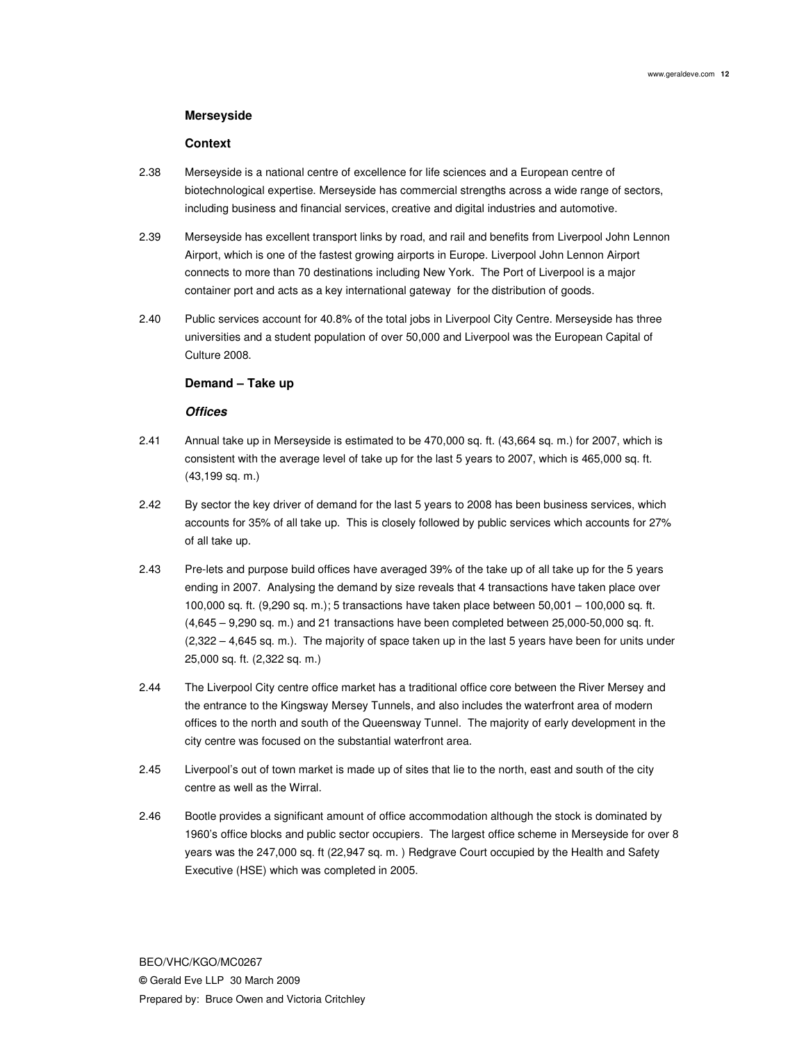## Merseyside

### Context

2.38 Merseyside is a national centre of excellence for life sciences and a European centre of biotechnological expertise. Merseyside has commercial strengths across a wide range of sectors, including business and financial services, creative and digital industries and automotive.

2.39 Merseyside has excellent transport links by road, and rail and benefits from Liverpool John Lennon Airport, which is one of the fastest growing airports in Europe. Liverpool John Lennon Airport connects to more than 70 destinations including New York. The Port of Liverpool is a major container port and acts as a key international gateway for the distribution of goods.

2.40 Public services account for 40.8% of the total jobs in Liverpool City Centre. Merseyside has three universities and a student population of over 50,000 and Liverpool was the European Capital of Culture 2008.

### Demand – Take up

#### *Offices*

2.41 Annual take up in Merseyside is estimated to be 470,000 sq. ft. (43,664 sq. m.) for 2007, which is consistent with the average level of take up for the last 5 years to 2007, which is 465,000 sq. ft. (43,199 sq. m.)

2.42 By sector the key driver of demand for the last 5 years to 2008 has been business services, which accounts for 35% of all take up. This is closely followed by public services which accounts for 27% of all take up.

2.43 Pre-lets and purpose build offices have averaged 39% of the take up of all take up for the 5 years ending in 2007. Analysing the demand by size reveals that 4 transactions have taken place over 100,000 sq. ft. (9,290 sq. m.); 5 transactions have taken place between 50,001 – 100,000 sq. ft. (4,645 – 9,290 sq. m.) and 21 transactions have been completed between 25,000-50,000 sq. ft. (2,322 – 4,645 sq. m.). The majority of space taken up in the last 5 years have been for units under 25,000 sq. ft. (2,322 sq. m.)

2.44 The Liverpool City centre office market has a traditional office core between the River Mersey and the entrance to the Kingsway Mersey Tunnels, and also includes the waterfront area of modern offices to the north and south of the Queensway Tunnel. The majority of early development in the city centre was focused on the substantial waterfront area.

2.45 Liverpool's out of town market is made up of sites that lie to the north, east and south of the city centre as well as the Wirral.

2.46 Bootle provides a significant amount of office accommodation although the stock is dominated by 1960's office blocks and public sector occupiers. The largest office scheme in Merseyside for over 8 years was the 247,000 sq. ft (22,947 sq. m. ) Redgrave Court occupied by the Health and Safety Executive (HSE) which was completed in 2005.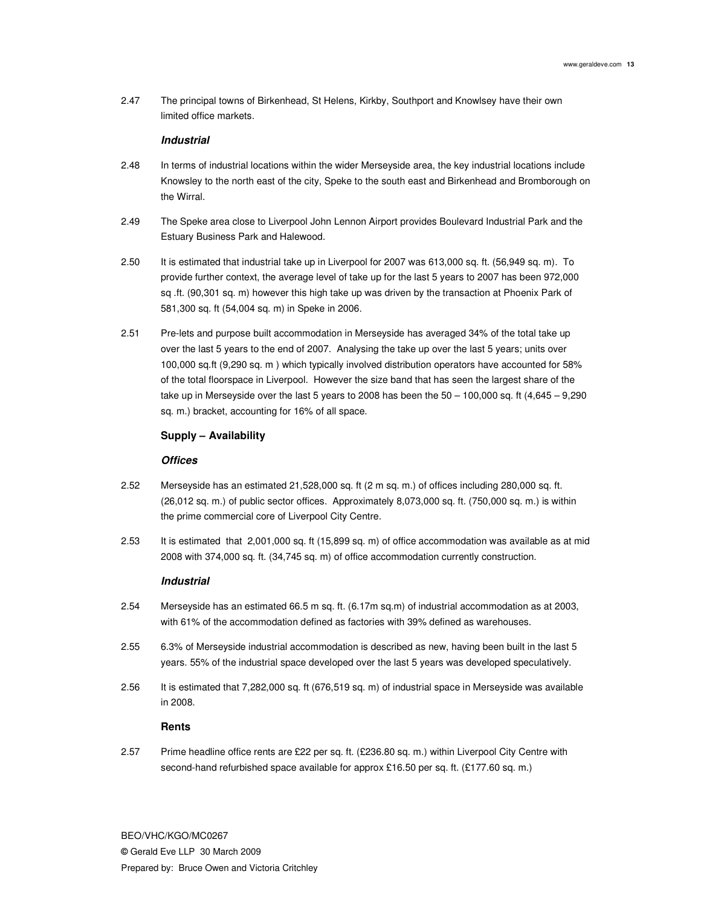2.47 The principal towns of Birkenhead, St Helens, Kirkby, Southport and Knowlsey have their own limited office markets.

***Industrial***

2.48 In terms of industrial locations within the wider Merseyside area, the key industrial locations include Knowsley to the north east of the city, Speke to the south east and Birkenhead and Bromborough on the Wirral.

2.49 The Speke area close to Liverpool John Lennon Airport provides Boulevard Industrial Park and the Estuary Business Park and Halewood.

2.50 It is estimated that industrial take up in Liverpool for 2007 was 613,000 sq. ft. (56,949 sq. m). To provide further context, the average level of take up for the last 5 years to 2007 has been 972,000 sq .ft. (90,301 sq. m) however this high take up was driven by the transaction at Phoenix Park of 581,300 sq. ft (54,004 sq. m) in Speke in 2006.

2.51 Pre-lets and purpose built accommodation in Merseyside has averaged 34% of the total take up over the last 5 years to the end of 2007. Analysing the take up over the last 5 years; units over 100,000 sq.ft (9,290 sq. m ) which typically involved distribution operators have accounted for 58% of the total floorspace in Liverpool. However the size band that has seen the largest share of the take up in Merseyside over the last 5 years to 2008 has been the 50 – 100,000 sq. ft (4,645 – 9,290 sq. m.) bracket, accounting for 16% of all space.

**Supply – Availability**

***Offices***

2.52 Merseyside has an estimated 21,528,000 sq. ft (2 m sq. m.) of offices including 280,000 sq. ft. (26,012 sq. m.) of public sector offices. Approximately 8,073,000 sq. ft. (750,000 sq. m.) is within the prime commercial core of Liverpool City Centre.

2.53 It is estimated that 2,001,000 sq. ft (15,899 sq. m) of office accommodation was available as at mid 2008 with 374,000 sq. ft. (34,745 sq. m) of office accommodation currently construction.

***Industrial***

2.54 Merseyside has an estimated 66.5 m sq. ft. (6.17m sq.m) of industrial accommodation as at 2003, with 61% of the accommodation defined as factories with 39% defined as warehouses.

2.55 6.3% of Merseyside industrial accommodation is described as new, having been built in the last 5 years. 55% of the industrial space developed over the last 5 years was developed speculatively.

2.56 It is estimated that 7,282,000 sq. ft (676,519 sq. m) of industrial space in Merseyside was available in 2008.

**Rents**

2.57 Prime headline office rents are £22 per sq. ft. (£236.80 sq. m.) within Liverpool City Centre with second-hand refurbished space available for approx £16.50 per sq. ft. (£177.60 sq. m.)

BEO/VHC/KGO/MC0267
© Gerald Eve LLP 30 March 2009
Prepared by: Bruce Owen and Victoria Critchley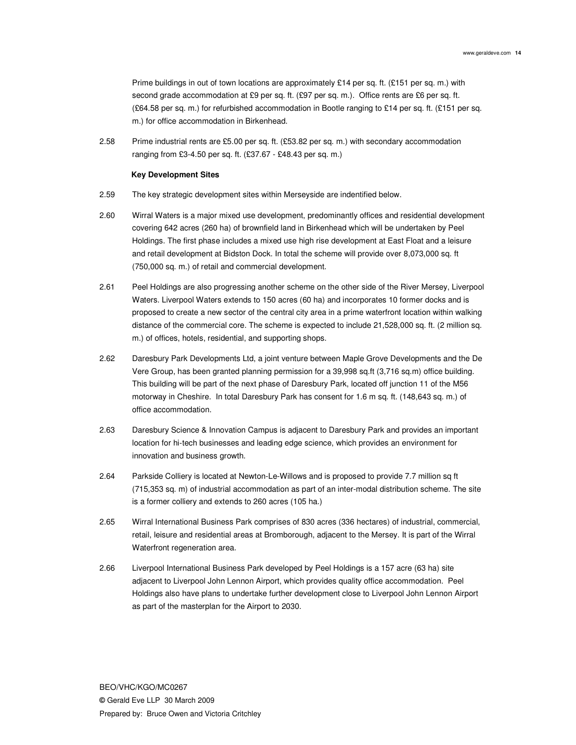Prime buildings in out of town locations are approximately £14 per sq. ft. (£151 per sq. m.) with second grade accommodation at £9 per sq. ft. (£97 per sq. m.). Office rents are £6 per sq. ft. (£64.58 per sq. m.) for refurbished accommodation in Bootle ranging to £14 per sq. ft. (£151 per sq. m.) for office accommodation in Birkenhead.

2.58 Prime industrial rents are £5.00 per sq. ft. (£53.82 per sq. m.) with secondary accommodation ranging from £3-4.50 per sq. ft. (£37.67 - £48.43 per sq. m.)

**Key Development Sites**

2.59 The key strategic development sites within Merseyside are indentified below.

2.60 Wirral Waters is a major mixed use development, predominantly offices and residential development covering 642 acres (260 ha) of brownfield land in Birkenhead which will be undertaken by Peel Holdings. The first phase includes a mixed use high rise development at East Float and a leisure and retail development at Bidston Dock. In total the scheme will provide over 8,073,000 sq. ft (750,000 sq. m.) of retail and commercial development.

2.61 Peel Holdings are also progressing another scheme on the other side of the River Mersey, Liverpool Waters. Liverpool Waters extends to 150 acres (60 ha) and incorporates 10 former docks and is proposed to create a new sector of the central city area in a prime waterfront location within walking distance of the commercial core. The scheme is expected to include 21,528,000 sq. ft. (2 million sq. m.) of offices, hotels, residential, and supporting shops.

2.62 Daresbury Park Developments Ltd, a joint venture between Maple Grove Developments and the De Vere Group, has been granted planning permission for a 39,998 sq.ft (3,716 sq.m) office building. This building will be part of the next phase of Daresbury Park, located off junction 11 of the M56 motorway in Cheshire. In total Daresbury Park has consent for 1.6 m sq. ft. (148,643 sq. m.) of office accommodation.

2.63 Daresbury Science & Innovation Campus is adjacent to Daresbury Park and provides an important location for hi-tech businesses and leading edge science, which provides an environment for innovation and business growth.

2.64 Parkside Colliery is located at Newton-Le-Willows and is proposed to provide 7.7 million sq ft (715,353 sq. m) of industrial accommodation as part of an inter-modal distribution scheme. The site is a former colliery and extends to 260 acres (105 ha.)

2.65 Wirral International Business Park comprises of 830 acres (336 hectares) of industrial, commercial, retail, leisure and residential areas at Bromborough, adjacent to the Mersey. It is part of the Wirral Waterfront regeneration area.

2.66 Liverpool International Business Park developed by Peel Holdings is a 157 acre (63 ha) site adjacent to Liverpool John Lennon Airport, which provides quality office accommodation. Peel Holdings also have plans to undertake further development close to Liverpool John Lennon Airport as part of the masterplan for the Airport to 2030.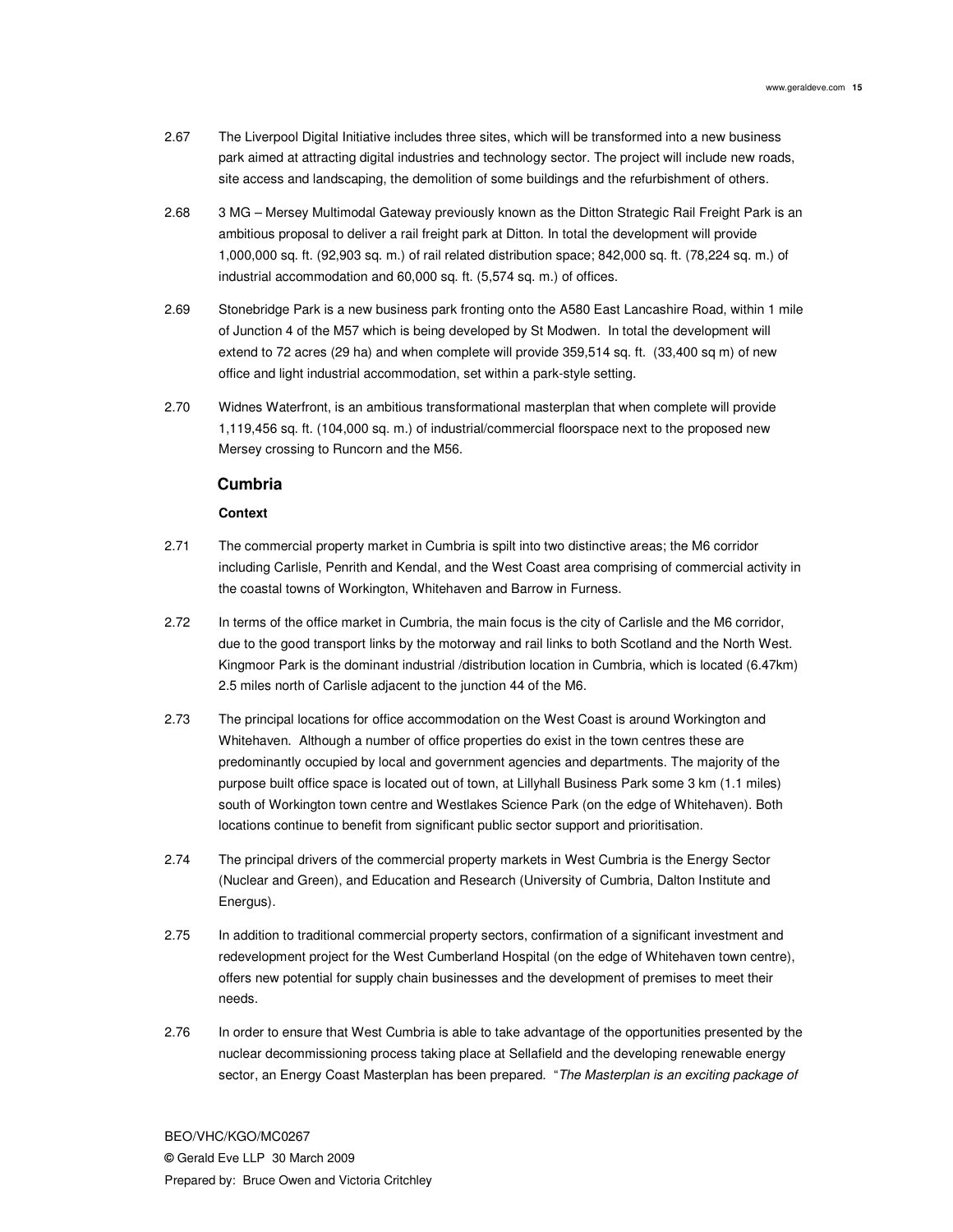2.67 The Liverpool Digital Initiative includes three sites, which will be transformed into a new business park aimed at attracting digital industries and technology sector. The project will include new roads, site access and landscaping, the demolition of some buildings and the refurbishment of others.

2.68 3 MG – Mersey Multimodal Gateway previously known as the Ditton Strategic Rail Freight Park is an ambitious proposal to deliver a rail freight park at Ditton. In total the development will provide 1,000,000 sq. ft. (92,903 sq. m.) of rail related distribution space; 842,000 sq. ft. (78,224 sq. m.) of industrial accommodation and 60,000 sq. ft. (5,574 sq. m.) of offices.

2.69 Stonebridge Park is a new business park fronting onto the A580 East Lancashire Road, within 1 mile of Junction 4 of the M57 which is being developed by St Modwen. In total the development will extend to 72 acres (29 ha) and when complete will provide 359,514 sq. ft. (33,400 sq m) of new office and light industrial accommodation, set within a park-style setting.

2.70 Widnes Waterfront, is an ambitious transformational masterplan that when complete will provide 1,119,456 sq. ft. (104,000 sq. m.) of industrial/commercial floorspace next to the proposed new Mersey crossing to Runcorn and the M56.

## Cumbria

### Context

2.71 The commercial property market in Cumbria is spilt into two distinctive areas; the M6 corridor including Carlisle, Penrith and Kendal, and the West Coast area comprising of commercial activity in the coastal towns of Workington, Whitehaven and Barrow in Furness.

2.72 In terms of the office market in Cumbria, the main focus is the city of Carlisle and the M6 corridor, due to the good transport links by the motorway and rail links to both Scotland and the North West. Kingmoor Park is the dominant industrial /distribution location in Cumbria, which is located (6.47km) 2.5 miles north of Carlisle adjacent to the junction 44 of the M6.

2.73 The principal locations for office accommodation on the West Coast is around Workington and Whitehaven. Although a number of office properties do exist in the town centres these are predominantly occupied by local and government agencies and departments. The majority of the purpose built office space is located out of town, at Lillyhall Business Park some 3 km (1.1 miles) south of Workington town centre and Westlakes Science Park (on the edge of Whitehaven). Both locations continue to benefit from significant public sector support and prioritisation.

2.74 The principal drivers of the commercial property markets in West Cumbria is the Energy Sector (Nuclear and Green), and Education and Research (University of Cumbria, Dalton Institute and Energus).

2.75 In addition to traditional commercial property sectors, confirmation of a significant investment and redevelopment project for the West Cumberland Hospital (on the edge of Whitehaven town centre), offers new potential for supply chain businesses and the development of premises to meet their needs.

2.76 In order to ensure that West Cumbria is able to take advantage of the opportunities presented by the nuclear decommissioning process taking place at Sellafield and the developing renewable energy sector, an Energy Coast Masterplan has been prepared. "*The Masterplan is an exciting package of*

BEO/VHC/KGO/MC0267
© Gerald Eve LLP 30 March 2009
Prepared by: Bruce Owen and Victoria Critchley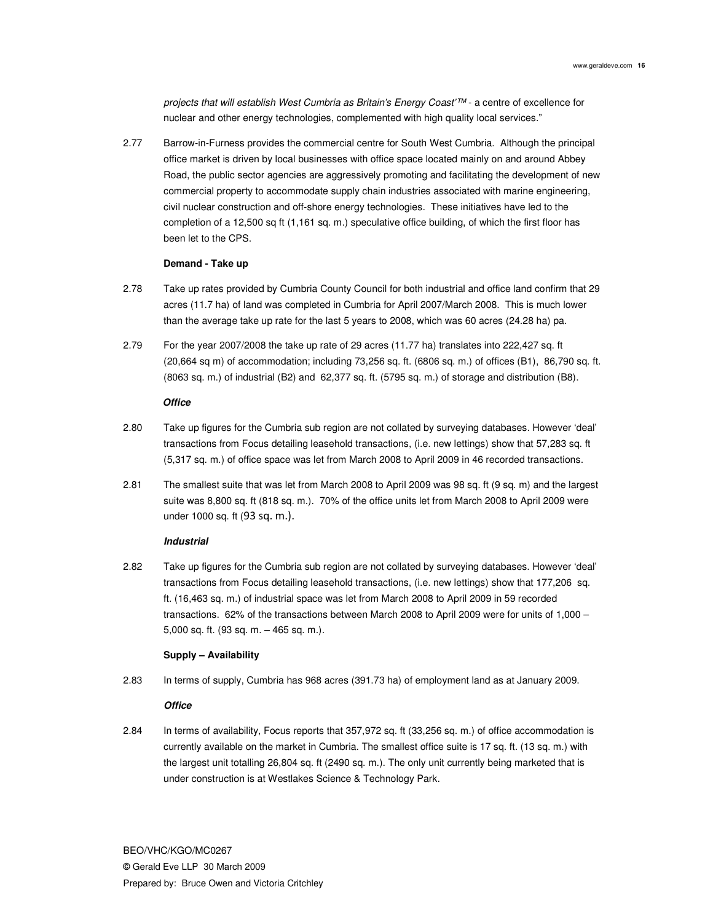*projects that will establish West Cumbria as Britain's Energy Coast'™* - a centre of excellence for nuclear and other energy technologies, complemented with high quality local services."

2.77 Barrow-in-Furness provides the commercial centre for South West Cumbria. Although the principal office market is driven by local businesses with office space located mainly on and around Abbey Road, the public sector agencies are aggressively promoting and facilitating the development of new commercial property to accommodate supply chain industries associated with marine engineering, civil nuclear construction and off-shore energy technologies. These initiatives have led to the completion of a 12,500 sq ft (1,161 sq. m.) speculative office building, of which the first floor has been let to the CPS.

**Demand - Take up**

2.78 Take up rates provided by Cumbria County Council for both industrial and office land confirm that 29 acres (11.7 ha) of land was completed in Cumbria for April 2007/March 2008. This is much lower than the average take up rate for the last 5 years to 2008, which was 60 acres (24.28 ha) pa.

2.79 For the year 2007/2008 the take up rate of 29 acres (11.77 ha) translates into 222,427 sq. ft (20,664 sq m) of accommodation; including 73,256 sq. ft. (6806 sq. m.) of offices (B1), 86,790 sq. ft. (8063 sq. m.) of industrial (B2) and 62,377 sq. ft. (5795 sq. m.) of storage and distribution (B8).

***Office***

2.80 Take up figures for the Cumbria sub region are not collated by surveying databases. However 'deal' transactions from Focus detailing leasehold transactions, (i.e. new lettings) show that 57,283 sq. ft (5,317 sq. m.) of office space was let from March 2008 to April 2009 in 46 recorded transactions.

2.81 The smallest suite that was let from March 2008 to April 2009 was 98 sq. ft (9 sq. m) and the largest suite was 8,800 sq. ft (818 sq. m.). 70% of the office units let from March 2008 to April 2009 were under 1000 sq. ft (93 sq. m.).

***Industrial***

2.82 Take up figures for the Cumbria sub region are not collated by surveying databases. However 'deal' transactions from Focus detailing leasehold transactions, (i.e. new lettings) show that 177,206 sq. ft. (16,463 sq. m.) of industrial space was let from March 2008 to April 2009 in 59 recorded transactions. 62% of the transactions between March 2008 to April 2009 were for units of 1,000 – 5,000 sq. ft. (93 sq. m. – 465 sq. m.).

**Supply – Availability**

2.83 In terms of supply, Cumbria has 968 acres (391.73 ha) of employment land as at January 2009.

***Office***

2.84 In terms of availability, Focus reports that 357,972 sq. ft (33,256 sq. m.) of office accommodation is currently available on the market in Cumbria. The smallest office suite is 17 sq. ft. (13 sq. m.) with the largest unit totalling 26,804 sq. ft (2490 sq. m.). The only unit currently being marketed that is under construction is at Westlakes Science & Technology Park.

BEO/VHC/KGO/MC0267
© Gerald Eve LLP 30 March 2009
Prepared by: Bruce Owen and Victoria Critchley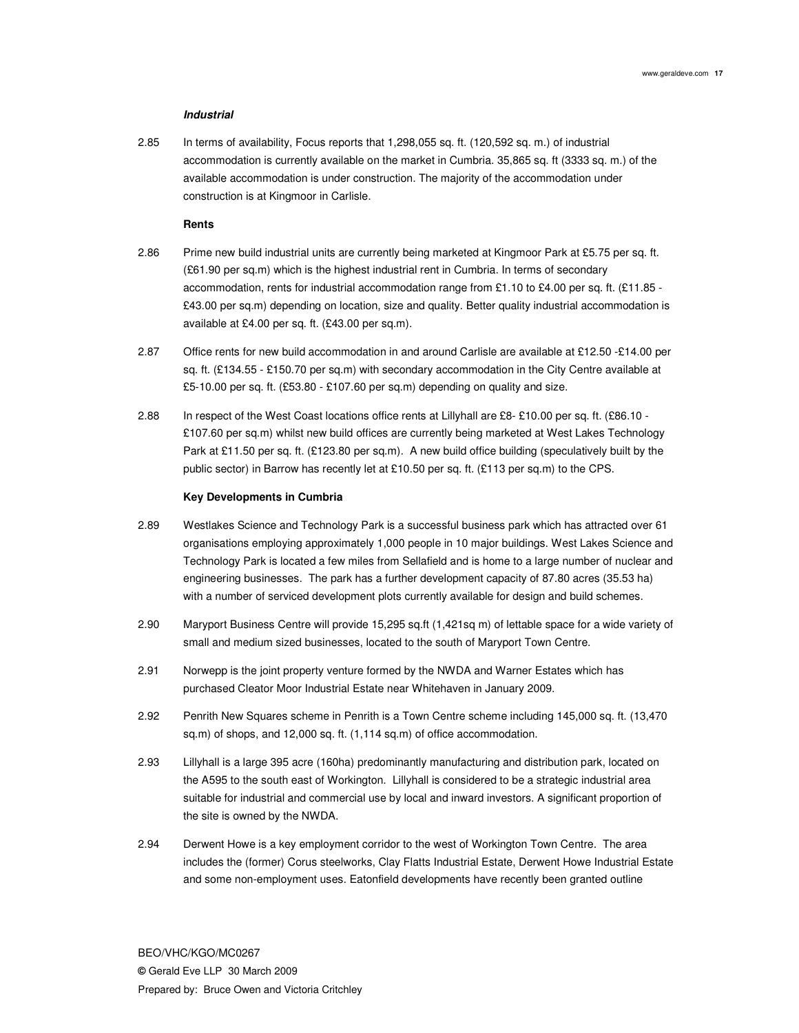### *Industrial*

2.85 In terms of availability, Focus reports that 1,298,055 sq. ft. (120,592 sq. m.) of industrial accommodation is currently available on the market in Cumbria. 35,865 sq. ft (3333 sq. m.) of the available accommodation is under construction. The majority of the accommodation under construction is at Kingmoor in Carlisle.

**Rents**

2.86 Prime new build industrial units are currently being marketed at Kingmoor Park at £5.75 per sq. ft. (£61.90 per sq.m) which is the highest industrial rent in Cumbria. In terms of secondary accommodation, rents for industrial accommodation range from £1.10 to £4.00 per sq. ft. (£11.85 - £43.00 per sq.m) depending on location, size and quality. Better quality industrial accommodation is available at £4.00 per sq. ft. (£43.00 per sq.m).

2.87 Office rents for new build accommodation in and around Carlisle are available at £12.50 -£14.00 per sq. ft. (£134.55 - £150.70 per sq.m) with secondary accommodation in the City Centre available at £5-10.00 per sq. ft. (£53.80 - £107.60 per sq.m) depending on quality and size.

2.88 In respect of the West Coast locations office rents at Lillyhall are £8- £10.00 per sq. ft. (£86.10 - £107.60 per sq.m) whilst new build offices are currently being marketed at West Lakes Technology Park at £11.50 per sq. ft. (£123.80 per sq.m). A new build office building (speculatively built by the public sector) in Barrow has recently let at £10.50 per sq. ft. (£113 per sq.m) to the CPS.

**Key Developments in Cumbria**

2.89 Westlakes Science and Technology Park is a successful business park which has attracted over 61 organisations employing approximately 1,000 people in 10 major buildings. West Lakes Science and Technology Park is located a few miles from Sellafield and is home to a large number of nuclear and engineering businesses. The park has a further development capacity of 87.80 acres (35.53 ha) with a number of serviced development plots currently available for design and build schemes.

2.90 Maryport Business Centre will provide 15,295 sq.ft (1,421sq m) of lettable space for a wide variety of small and medium sized businesses, located to the south of Maryport Town Centre.

2.91 Norwepp is the joint property venture formed by the NWDA and Warner Estates which has purchased Cleator Moor Industrial Estate near Whitehaven in January 2009.

2.92 Penrith New Squares scheme in Penrith is a Town Centre scheme including 145,000 sq. ft. (13,470 sq.m) of shops, and 12,000 sq. ft. (1,114 sq.m) of office accommodation.

2.93 Lillyhall is a large 395 acre (160ha) predominantly manufacturing and distribution park, located on the A595 to the south east of Workington. Lillyhall is considered to be a strategic industrial area suitable for industrial and commercial use by local and inward investors. A significant proportion of the site is owned by the NWDA.

2.94 Derwent Howe is a key employment corridor to the west of Workington Town Centre. The area includes the (former) Corus steelworks, Clay Flatts Industrial Estate, Derwent Howe Industrial Estate and some non-employment uses. Eatonfield developments have recently been granted outline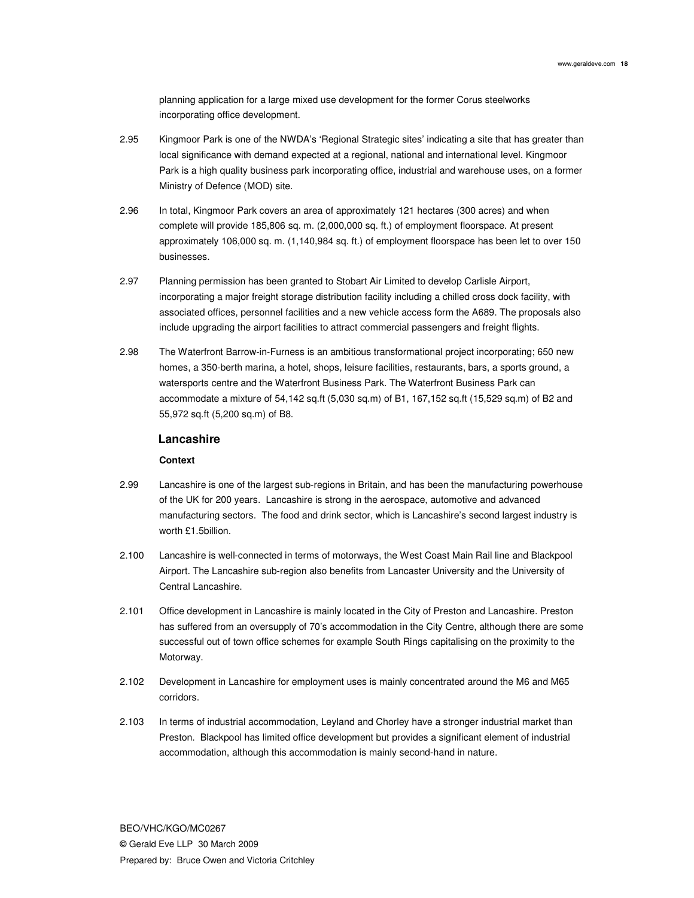planning application for a large mixed use development for the former Corus steelworks incorporating office development.

2.95 Kingmoor Park is one of the NWDA's 'Regional Strategic sites' indicating a site that has greater than local significance with demand expected at a regional, national and international level. Kingmoor Park is a high quality business park incorporating office, industrial and warehouse uses, on a former Ministry of Defence (MOD) site.

2.96 In total, Kingmoor Park covers an area of approximately 121 hectares (300 acres) and when complete will provide 185,806 sq. m. (2,000,000 sq. ft.) of employment floorspace. At present approximately 106,000 sq. m. (1,140,984 sq. ft.) of employment floorspace has been let to over 150 businesses.

2.97 Planning permission has been granted to Stobart Air Limited to develop Carlisle Airport, incorporating a major freight storage distribution facility including a chilled cross dock facility, with associated offices, personnel facilities and a new vehicle access form the A689. The proposals also include upgrading the airport facilities to attract commercial passengers and freight flights.

2.98 The Waterfront Barrow-in-Furness is an ambitious transformational project incorporating; 650 new homes, a 350-berth marina, a hotel, shops, leisure facilities, restaurants, bars, a sports ground, a watersports centre and the Waterfront Business Park. The Waterfront Business Park can accommodate a mixture of 54,142 sq.ft (5,030 sq.m) of B1, 167,152 sq.ft (15,529 sq.m) of B2 and 55,972 sq.ft (5,200 sq.m) of B8.

## Lancashire

### Context

2.99 Lancashire is one of the largest sub-regions in Britain, and has been the manufacturing powerhouse of the UK for 200 years. Lancashire is strong in the aerospace, automotive and advanced manufacturing sectors. The food and drink sector, which is Lancashire's second largest industry is worth £1.5billion.

2.100 Lancashire is well-connected in terms of motorways, the West Coast Main Rail line and Blackpool Airport. The Lancashire sub-region also benefits from Lancaster University and the University of Central Lancashire.

2.101 Office development in Lancashire is mainly located in the City of Preston and Lancashire. Preston has suffered from an oversupply of 70's accommodation in the City Centre, although there are some successful out of town office schemes for example South Rings capitalising on the proximity to the Motorway.

2.102 Development in Lancashire for employment uses is mainly concentrated around the M6 and M65 corridors.

2.103 In terms of industrial accommodation, Leyland and Chorley have a stronger industrial market than Preston. Blackpool has limited office development but provides a significant element of industrial accommodation, although this accommodation is mainly second-hand in nature.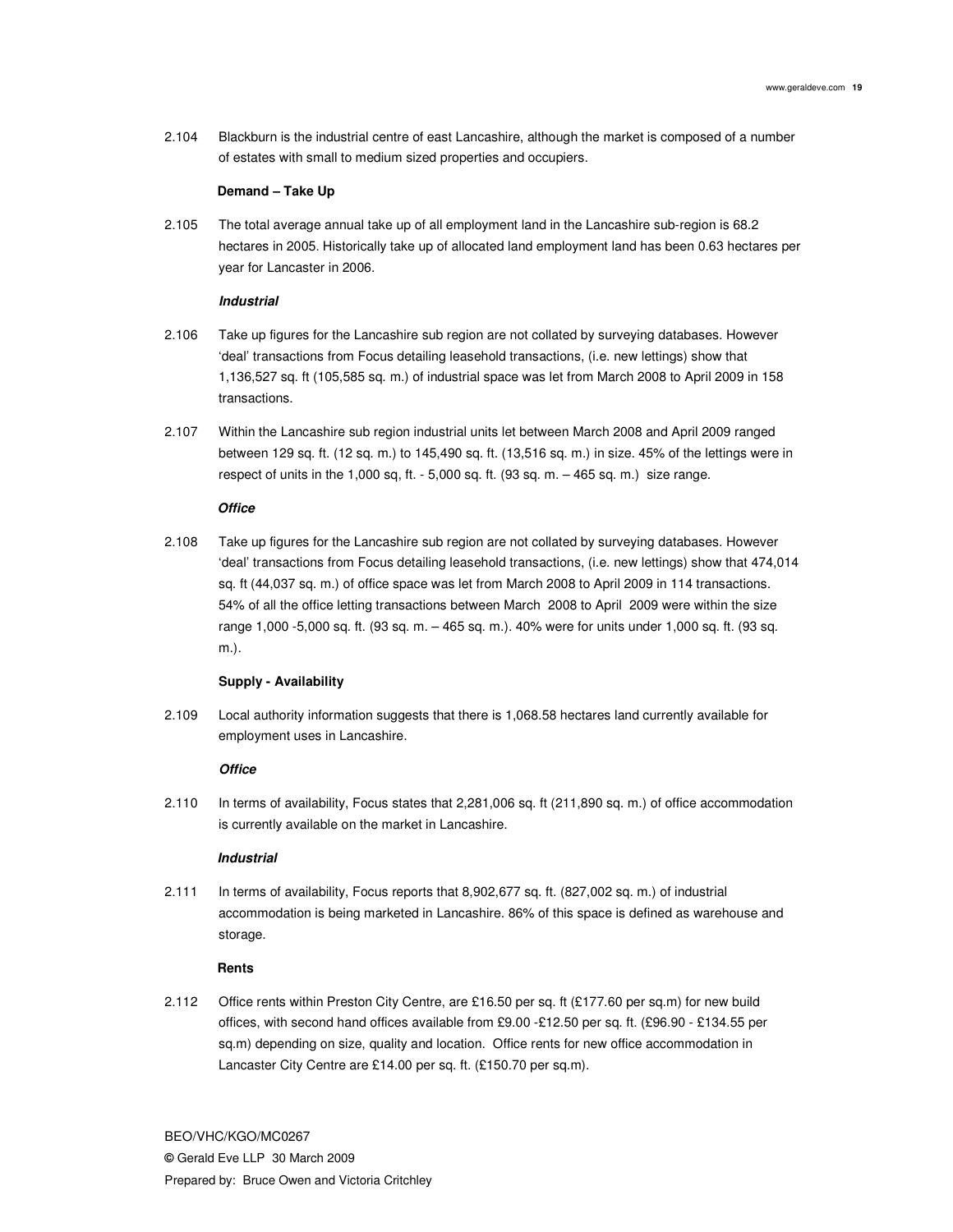2.104 Blackburn is the industrial centre of east Lancashire, although the market is composed of a number of estates with small to medium sized properties and occupiers.

**Demand – Take Up**

2.105 The total average annual take up of all employment land in the Lancashire sub-region is 68.2 hectares in 2005. Historically take up of allocated land employment land has been 0.63 hectares per year for Lancaster in 2006.

***Industrial***

2.106 Take up figures for the Lancashire sub region are not collated by surveying databases. However 'deal' transactions from Focus detailing leasehold transactions, (i.e. new lettings) show that 1,136,527 sq. ft (105,585 sq. m.) of industrial space was let from March 2008 to April 2009 in 158 transactions.

2.107 Within the Lancashire sub region industrial units let between March 2008 and April 2009 ranged between 129 sq. ft. (12 sq. m.) to 145,490 sq. ft. (13,516 sq. m.) in size. 45% of the lettings were in respect of units in the 1,000 sq, ft. - 5,000 sq. ft. (93 sq. m. – 465 sq. m.) size range.

***Office***

2.108 Take up figures for the Lancashire sub region are not collated by surveying databases. However 'deal' transactions from Focus detailing leasehold transactions, (i.e. new lettings) show that 474,014 sq. ft (44,037 sq. m.) of office space was let from March 2008 to April 2009 in 114 transactions. 54% of all the office letting transactions between March 2008 to April 2009 were within the size range 1,000 -5,000 sq. ft. (93 sq. m. – 465 sq. m.). 40% were for units under 1,000 sq. ft. (93 sq. m.).

**Supply - Availability**

2.109 Local authority information suggests that there is 1,068.58 hectares land currently available for employment uses in Lancashire.

***Office***

2.110 In terms of availability, Focus states that 2,281,006 sq. ft (211,890 sq. m.) of office accommodation is currently available on the market in Lancashire.

***Industrial***

2.111 In terms of availability, Focus reports that 8,902,677 sq. ft. (827,002 sq. m.) of industrial accommodation is being marketed in Lancashire. 86% of this space is defined as warehouse and storage.

**Rents**

2.112 Office rents within Preston City Centre, are £16.50 per sq. ft (£177.60 per sq.m) for new build offices, with second hand offices available from £9.00 -£12.50 per sq. ft. (£96.90 - £134.55 per sq.m) depending on size, quality and location. Office rents for new office accommodation in Lancaster City Centre are £14.00 per sq. ft. (£150.70 per sq.m).

BEO/VHC/KGO/MC0267
© Gerald Eve LLP 30 March 2009
Prepared by: Bruce Owen and Victoria Critchley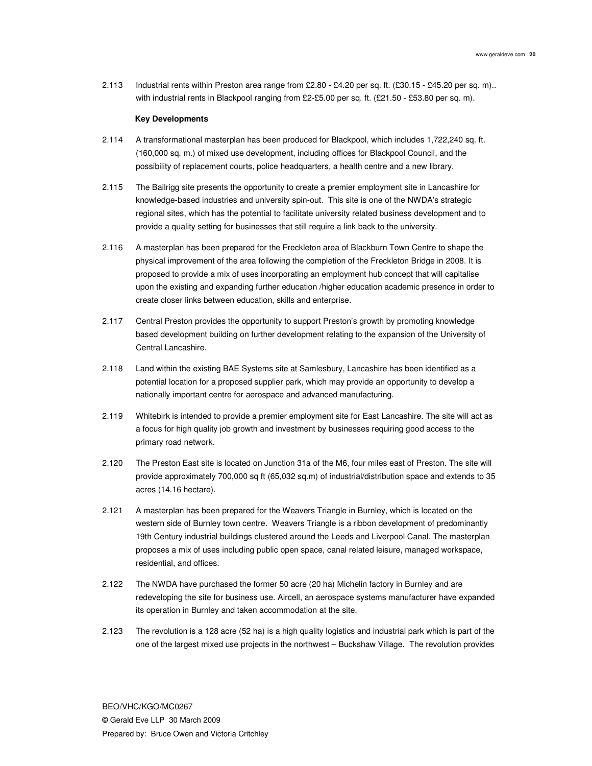2.113 Industrial rents within Preston area range from £2.80 - £4.20 per sq. ft. (£30.15 - £45.20 per sq. m).. with industrial rents in Blackpool ranging from £2-£5.00 per sq. ft. (£21.50 - £53.80 per sq. m).

**Key Developments**

2.114 A transformational masterplan has been produced for Blackpool, which includes 1,722,240 sq. ft. (160,000 sq. m.) of mixed use development, including offices for Blackpool Council, and the possibility of replacement courts, police headquarters, a health centre and a new library.

2.115 The Bailrigg site presents the opportunity to create a premier employment site in Lancashire for knowledge-based industries and university spin-out. This site is one of the NWDA's strategic regional sites, which has the potential to facilitate university related business development and to provide a quality setting for businesses that still require a link back to the university.

2.116 A masterplan has been prepared for the Freckleton area of Blackburn Town Centre to shape the physical improvement of the area following the completion of the Freckleton Bridge in 2008. It is proposed to provide a mix of uses incorporating an employment hub concept that will capitalise upon the existing and expanding further education /higher education academic presence in order to create closer links between education, skills and enterprise.

2.117 Central Preston provides the opportunity to support Preston's growth by promoting knowledge based development building on further development relating to the expansion of the University of Central Lancashire.

2.118 Land within the existing BAE Systems site at Samlesbury, Lancashire has been identified as a potential location for a proposed supplier park, which may provide an opportunity to develop a nationally important centre for aerospace and advanced manufacturing.

2.119 Whitebirk is intended to provide a premier employment site for East Lancashire. The site will act as a focus for high quality job growth and investment by businesses requiring good access to the primary road network.

2.120 The Preston East site is located on Junction 31a of the M6, four miles east of Preston. The site will provide approximately 700,000 sq ft (65,032 sq.m) of industrial/distribution space and extends to 35 acres (14.16 hectare).

2.121 A masterplan has been prepared for the Weavers Triangle in Burnley, which is located on the western side of Burnley town centre. Weavers Triangle is a ribbon development of predominantly 19th Century industrial buildings clustered around the Leeds and Liverpool Canal. The masterplan proposes a mix of uses including public open space, canal related leisure, managed workspace, residential, and offices.

2.122 The NWDA have purchased the former 50 acre (20 ha) Michelin factory in Burnley and are redeveloping the site for business use. Aircell, an aerospace systems manufacturer have expanded its operation in Burnley and taken accommodation at the site.

2.123 The revolution is a 128 acre (52 ha) is a high quality logistics and industrial park which is part of the one of the largest mixed use projects in the northwest – Buckshaw Village. The revolution provides

BEO/VHC/KGO/MC0267
© Gerald Eve LLP 30 March 2009
Prepared by: Bruce Owen and Victoria Critchley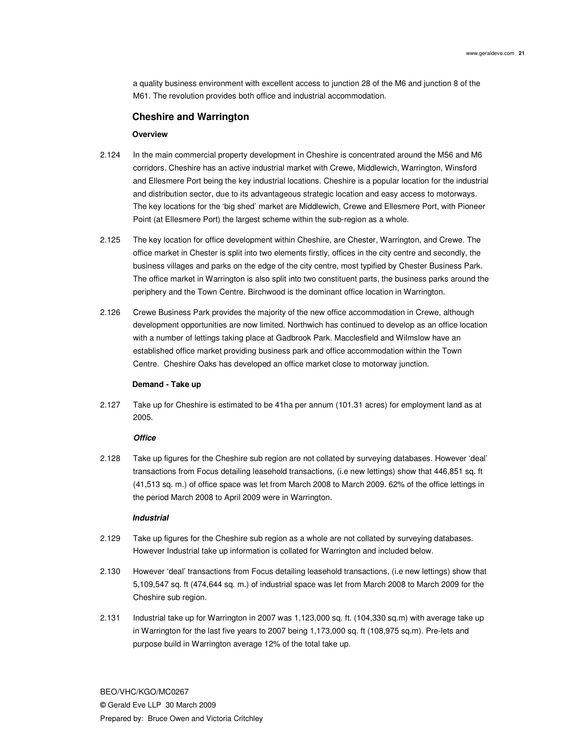a quality business environment with excellent access to junction 28 of the M6 and junction 8 of the M61. The revolution provides both office and industrial accommodation.

## Cheshire and Warrington

### Overview

2.124 In the main commercial property development in Cheshire is concentrated around the M56 and M6 corridors. Cheshire has an active industrial market with Crewe, Middlewich, Warrington, Winsford and Ellesmere Port being the key industrial locations. Cheshire is a popular location for the industrial and distribution sector, due to its advantageous strategic location and easy access to motorways. The key locations for the 'big shed' market are Middlewich, Crewe and Ellesmere Port, with Pioneer Point (at Ellesmere Port) the largest scheme within the sub-region as a whole.

2.125 The key location for office development within Cheshire, are Chester, Warrington, and Crewe. The office market in Chester is split into two elements firstly, offices in the city centre and secondly, the business villages and parks on the edge of the city centre, most typified by Chester Business Park. The office market in Warrington is also split into two constituent parts, the business parks around the periphery and the Town Centre. Birchwood is the dominant office location in Warrington.

2.126 Crewe Business Park provides the majority of the new office accommodation in Crewe, although development opportunities are now limited. Northwich has continued to develop as an office location with a number of lettings taking place at Gadbrook Park. Macclesfield and Wilmslow have an established office market providing business park and office accommodation within the Town Centre. Cheshire Oaks has developed an office market close to motorway junction.

### Demand - Take up

2.127 Take up for Cheshire is estimated to be 41ha per annum (101.31 acres) for employment land as at 2005.

#### *Office*

2.128 Take up figures for the Cheshire sub region are not collated by surveying databases. However 'deal' transactions from Focus detailing leasehold transactions, (i.e new lettings) show that 446,851 sq. ft (41,513 sq. m.) of office space was let from March 2008 to March 2009. 62% of the office lettings in the period March 2008 to April 2009 were in Warrington.

#### *Industrial*

2.129 Take up figures for the Cheshire sub region as a whole are not collated by surveying databases. However Industrial take up information is collated for Warrington and included below.

2.130 However 'deal' transactions from Focus detailing leasehold transactions, (i.e new lettings) show that 5,109,547 sq. ft (474,644 sq. m.) of industrial space was let from March 2008 to March 2009 for the Cheshire sub region.

2.131 Industrial take up for Warrington in 2007 was 1,123,000 sq. ft. (104,330 sq.m) with average take up in Warrington for the last five years to 2007 being 1,173,000 sq. ft (108,975 sq.m). Pre-lets and purpose build in Warrington average 12% of the total take up.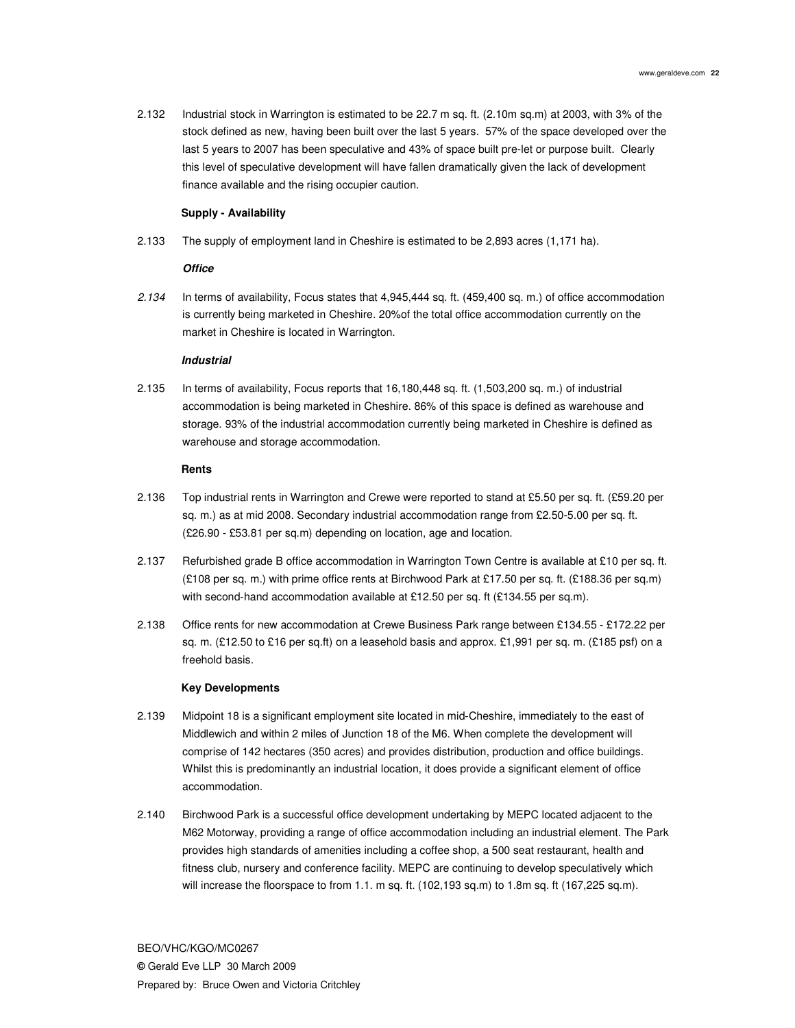2.132 Industrial stock in Warrington is estimated to be 22.7 m sq. ft. (2.10m sq.m) at 2003, with 3% of the stock defined as new, having been built over the last 5 years. 57% of the space developed over the last 5 years to 2007 has been speculative and 43% of space built pre-let or purpose built. Clearly this level of speculative development will have fallen dramatically given the lack of development finance available and the rising occupier caution.

**Supply - Availability**

2.133 The supply of employment land in Cheshire is estimated to be 2,893 acres (1,171 ha).

***Office***

*2.134* In terms of availability, Focus states that 4,945,444 sq. ft. (459,400 sq. m.) of office accommodation is currently being marketed in Cheshire. 20%of the total office accommodation currently on the market in Cheshire is located in Warrington.

***Industrial***

2.135 In terms of availability, Focus reports that 16,180,448 sq. ft. (1,503,200 sq. m.) of industrial accommodation is being marketed in Cheshire. 86% of this space is defined as warehouse and storage. 93% of the industrial accommodation currently being marketed in Cheshire is defined as warehouse and storage accommodation.

**Rents**

2.136 Top industrial rents in Warrington and Crewe were reported to stand at £5.50 per sq. ft. (£59.20 per sq. m.) as at mid 2008. Secondary industrial accommodation range from £2.50-5.00 per sq. ft. (£26.90 - £53.81 per sq.m) depending on location, age and location.

2.137 Refurbished grade B office accommodation in Warrington Town Centre is available at £10 per sq. ft. (£108 per sq. m.) with prime office rents at Birchwood Park at £17.50 per sq. ft. (£188.36 per sq.m) with second-hand accommodation available at £12.50 per sq. ft (£134.55 per sq.m).

2.138 Office rents for new accommodation at Crewe Business Park range between £134.55 - £172.22 per sq. m. (£12.50 to £16 per sq.ft) on a leasehold basis and approx. £1,991 per sq. m. (£185 psf) on a freehold basis.

**Key Developments**

2.139 Midpoint 18 is a significant employment site located in mid-Cheshire, immediately to the east of Middlewich and within 2 miles of Junction 18 of the M6. When complete the development will comprise of 142 hectares (350 acres) and provides distribution, production and office buildings. Whilst this is predominantly an industrial location, it does provide a significant element of office accommodation.

2.140 Birchwood Park is a successful office development undertaking by MEPC located adjacent to the M62 Motorway, providing a range of office accommodation including an industrial element. The Park provides high standards of amenities including a coffee shop, a 500 seat restaurant, health and fitness club, nursery and conference facility. MEPC are continuing to develop speculatively which will increase the floorspace to from 1.1. m sq. ft. (102,193 sq.m) to 1.8m sq. ft (167,225 sq.m).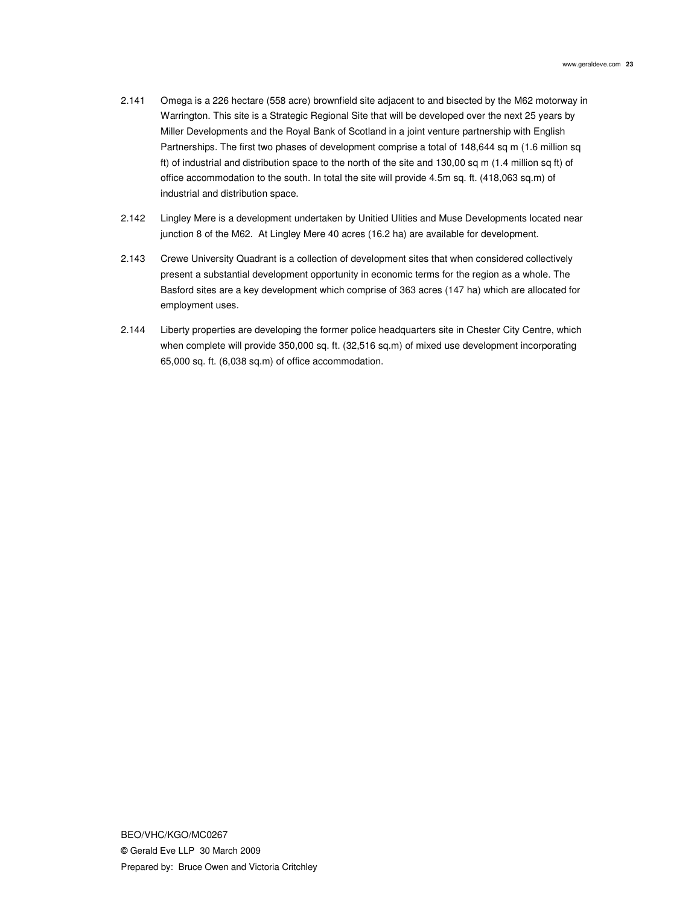2.141 Omega is a 226 hectare (558 acre) brownfield site adjacent to and bisected by the M62 motorway in Warrington. This site is a Strategic Regional Site that will be developed over the next 25 years by Miller Developments and the Royal Bank of Scotland in a joint venture partnership with English Partnerships. The first two phases of development comprise a total of 148,644 sq m (1.6 million sq ft) of industrial and distribution space to the north of the site and 130,00 sq m (1.4 million sq ft) of office accommodation to the south. In total the site will provide 4.5m sq. ft. (418,063 sq.m) of industrial and distribution space.

2.142 Lingley Mere is a development undertaken by Unitied Ulities and Muse Developments located near junction 8 of the M62. At Lingley Mere 40 acres (16.2 ha) are available for development.

2.143 Crewe University Quadrant is a collection of development sites that when considered collectively present a substantial development opportunity in economic terms for the region as a whole. The Basford sites are a key development which comprise of 363 acres (147 ha) which are allocated for employment uses.

2.144 Liberty properties are developing the former police headquarters site in Chester City Centre, which when complete will provide 350,000 sq. ft. (32,516 sq.m) of mixed use development incorporating 65,000 sq. ft. (6,038 sq.m) of office accommodation.

BEO/VHC/KGO/MC0267
© Gerald Eve LLP 30 March 2009
Prepared by: Bruce Owen and Victoria Critchley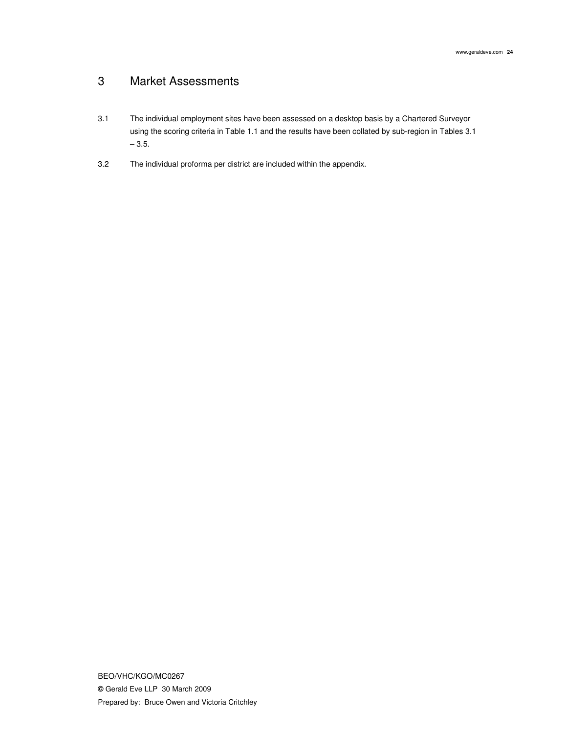# 3 Market Assessments

3.1 The individual employment sites have been assessed on a desktop basis by a Chartered Surveyor using the scoring criteria in Table 1.1 and the results have been collated by sub-region in Tables 3.1 – 3.5.

3.2 The individual proforma per district are included within the appendix.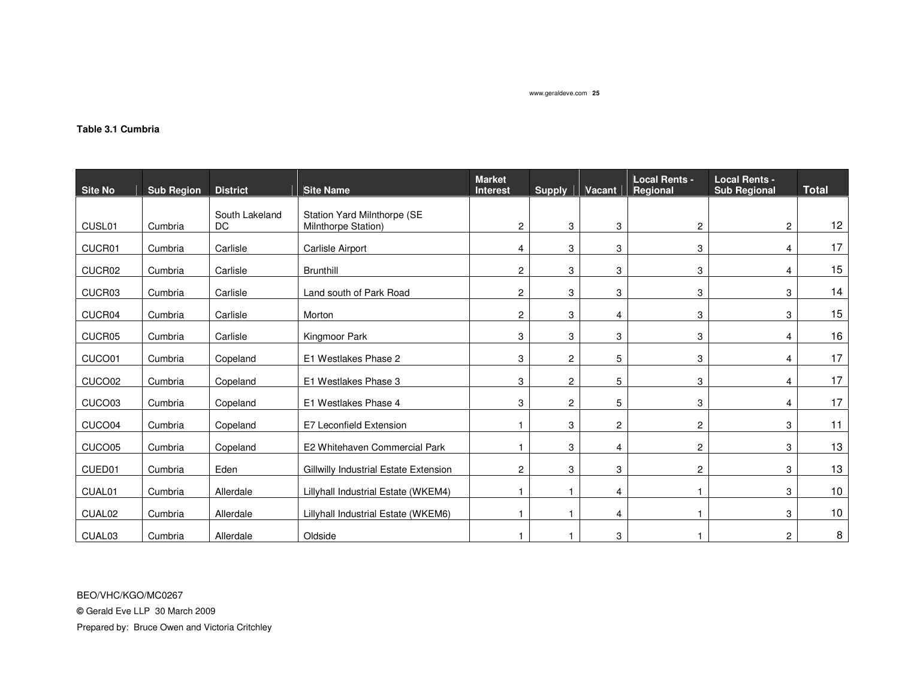**Table 3.1 Cumbria**

| Site No | Sub Region | District | Site Name | Market Interest | Supply | Vacant | Local Rents - Regional | Local Rents - Sub Regional | Total |
|---|---|---|---|---|---|---|---|---|---|
| CUSL01 | Cumbria | South Lakeland DC | Station Yard Milnthorpe (SE Milnthorpe Station) | 2 | 3 | 3 | 2 | 2 | 12 |
| CUCR01 | Cumbria | Carlisle | Carlisle Airport | 4 | 3 | 3 | 3 | 4 | 17 |
| CUCR02 | Cumbria | Carlisle | Brunthill | 2 | 3 | 3 | 3 | 4 | 15 |
| CUCR03 | Cumbria | Carlisle | Land south of Park Road | 2 | 3 | 3 | 3 | 3 | 14 |
| CUCR04 | Cumbria | Carlisle | Morton | 2 | 3 | 4 | 3 | 3 | 15 |
| CUCR05 | Cumbria | Carlisle | Kingmoor Park | 3 | 3 | 3 | 3 | 4 | 16 |
| CUCO01 | Cumbria | Copeland | E1 Westlakes Phase 2 | 3 | 2 | 5 | 3 | 4 | 17 |
| CUCO02 | Cumbria | Copeland | E1 Westlakes Phase 3 | 3 | 2 | 5 | 3 | 4 | 17 |
| CUCO03 | Cumbria | Copeland | E1 Westlakes Phase 4 | 3 | 2 | 5 | 3 | 4 | 17 |
| CUCO04 | Cumbria | Copeland | E7 Leconfield Extension | 1 | 3 | 2 | 2 | 3 | 11 |
| CUCO05 | Cumbria | Copeland | E2 Whitehaven Commercial Park | 1 | 3 | 4 | 2 | 3 | 13 |
| CUED01 | Cumbria | Eden | Gillwilly Industrial Estate Extension | 2 | 3 | 3 | 2 | 3 | 13 |
| CUAL01 | Cumbria | Allerdale | Lillyhall Industrial Estate (WKEM4) | 1 | 1 | 4 | 1 | 3 | 10 |
| CUAL02 | Cumbria | Allerdale | Lillyhall Industrial Estate (WKEM6) | 1 | 1 | 4 | 1 | 3 | 10 |
| CUAL03 | Cumbria | Allerdale | Oldside | 1 | 1 | 3 | 1 | 2 | 8 |

BEO/VHC/KGO/MC0267

© Gerald Eve LLP 30 March 2009

Prepared by: Bruce Owen and Victoria Critchley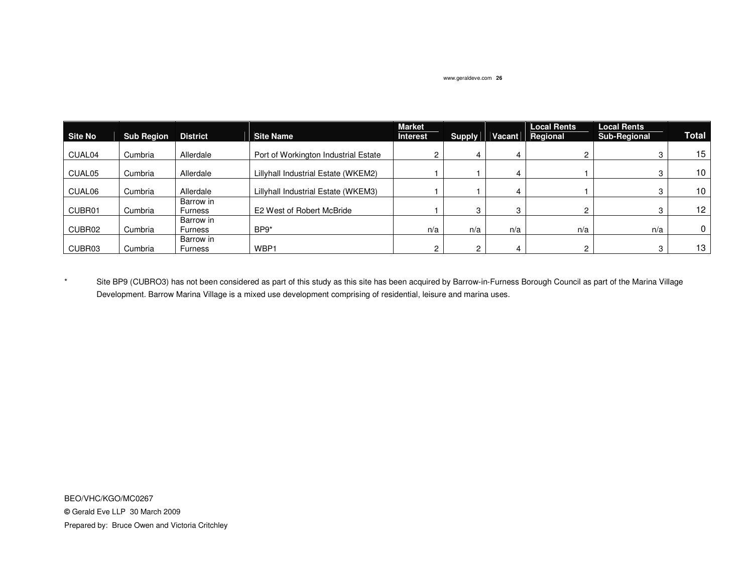| Site No | Sub Region | District | Site Name | Market Interest | Supply | Vacant | Local Rents Regional | Local Rents Sub-Regional | Total |
|---|---|---|---|---|---|---|---|---|---|
| CUAL04 | Cumbria | Allerdale | Port of Workington Industrial Estate | 2 | 4 | 4 | 2 | 3 | 15 |
| CUAL05 | Cumbria | Allerdale | Lillyhall Industrial Estate (WKEM2) | 1 | 1 | 4 | 1 | 3 | 10 |
| CUAL06 | Cumbria | Allerdale | Lillyhall Industrial Estate (WKEM3) | 1 | 1 | 4 | 1 | 3 | 10 |
| CUBR01 | Cumbria | Barrow in Furness | E2 West of Robert McBride | 1 | 3 | 3 | 2 | 3 | 12 |
| CUBR02 | Cumbria | Barrow in Furness | BP9* | n/a | n/a | n/a | n/a | n/a | 0 |
| CUBR03 | Cumbria | Barrow in Furness | WBP1 | 2 | 2 | 4 | 2 | 3 | 13 |

\* Site BP9 (CUBRO3) has not been considered as part of this study as this site has been acquired by Barrow-in-Furness Borough Council as part of the Marina Village Development. Barrow Marina Village is a mixed use development comprising of residential, leisure and marina uses.

BEO/VHC/KGO/MC0267

© Gerald Eve LLP 30 March 2009

Prepared by: Bruce Owen and Victoria Critchley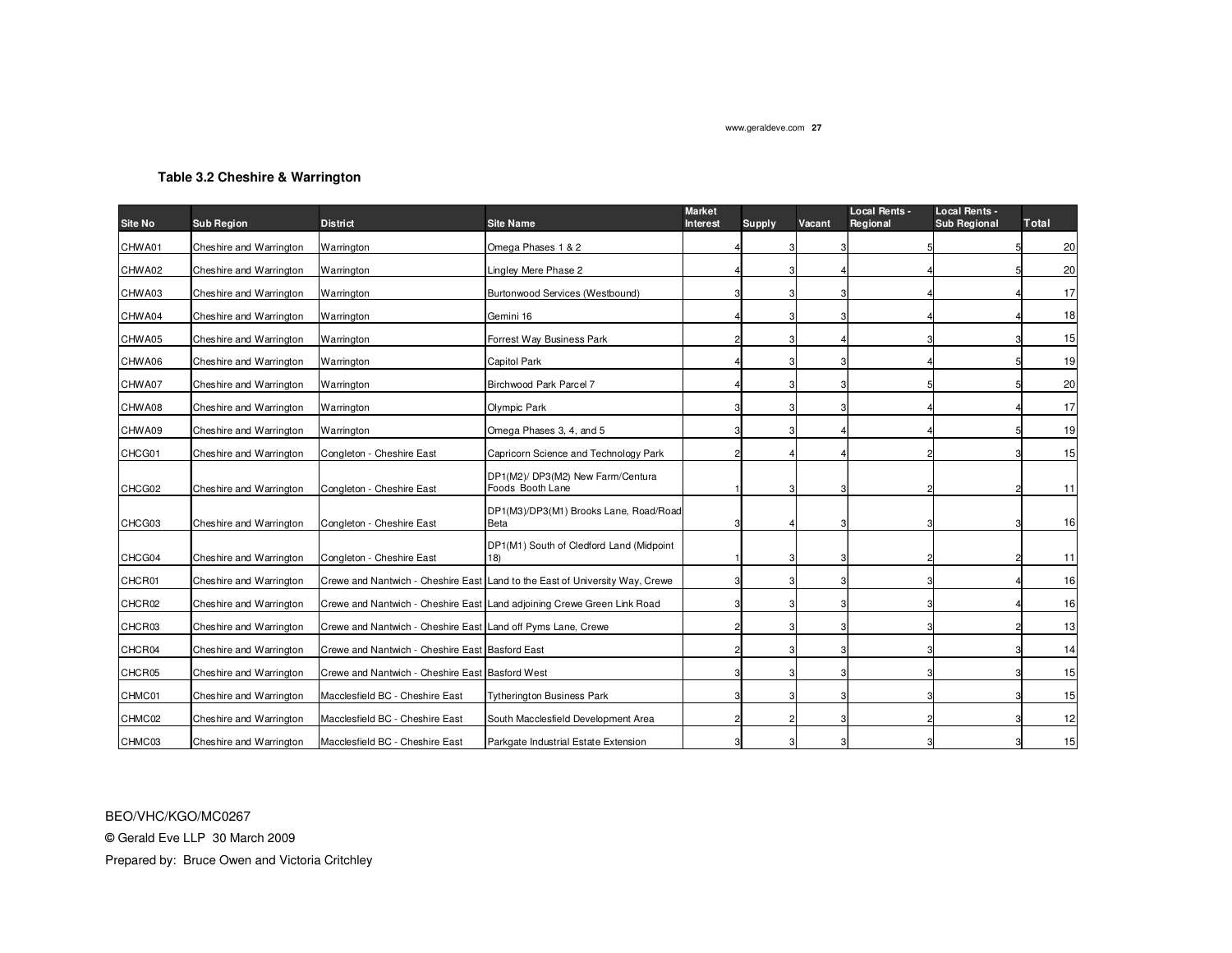### Table 3.2 Cheshire & Warrington

| Site No | Sub Region | District | Site Name | Market Interest | Supply | Vacant | Local Rents - Regional | Local Rents - Sub Regional | Total |
|---|---|---|---|---|---|---|---|---|---|
| CHWA01 | Cheshire and Warrington | Warrington | Omega Phases 1 & 2 | 4 | 3 | 3 | 5 | 5 | 20 |
| CHWA02 | Cheshire and Warrington | Warrington | Lingley Mere Phase 2 | 4 | 3 | 4 | 4 | 5 | 20 |
| CHWA03 | Cheshire and Warrington | Warrington | Burtonwood Services (Westbound) | 3 | 3 | 3 | 4 | 4 | 17 |
| CHWA04 | Cheshire and Warrington | Warrington | Gemini 16 | 4 | 3 | 3 | 4 | 4 | 18 |
| CHWA05 | Cheshire and Warrington | Warrington | Forrest Way Business Park | 2 | 3 | 4 | 3 | 3 | 15 |
| CHWA06 | Cheshire and Warrington | Warrington | Capitol Park | 4 | 3 | 3 | 4 | 5 | 19 |
| CHWA07 | Cheshire and Warrington | Warrington | Birchwood Park Parcel 7 | 4 | 3 | 3 | 5 | 5 | 20 |
| CHWA08 | Cheshire and Warrington | Warrington | Olympic Park | 3 | 3 | 3 | 4 | 4 | 17 |
| CHWA09 | Cheshire and Warrington | Warrington | Omega Phases 3, 4, and 5 | 3 | 3 | 4 | 4 | 5 | 19 |
| CHCG01 | Cheshire and Warrington | Congleton - Cheshire East | Capricorn Science and Technology Park | 2 | 4 | 4 | 2 | 3 | 15 |
| CHCG02 | Cheshire and Warrington | Congleton - Cheshire East | DP1(M2)/ DP3(M2) New Farm/Centura Foods Booth Lane | 1 | 3 | 3 | 2 | 2 | 11 |
| CHCG03 | Cheshire and Warrington | Congleton - Cheshire East | DP1(M3)/DP3(M1) Brooks Lane, Road/Road Beta | 3 | 4 | 3 | 3 | 3 | 16 |
| CHCG04 | Cheshire and Warrington | Congleton - Cheshire East | DP1(M1) South of Cledford Land (Midpoint 18) | 1 | 3 | 3 | 2 | 2 | 11 |
| CHCR01 | Cheshire and Warrington | Crewe and Nantwich - Cheshire East | Land to the East of University Way, Crewe | 3 | 3 | 3 | 3 | 4 | 16 |
| CHCR02 | Cheshire and Warrington | Crewe and Nantwich - Cheshire East | Land adjoining Crewe Green Link Road | 3 | 3 | 3 | 3 | 4 | 16 |
| CHCR03 | Cheshire and Warrington | Crewe and Nantwich - Cheshire East | Land off Pyms Lane, Crewe | 2 | 3 | 3 | 3 | 2 | 13 |
| CHCR04 | Cheshire and Warrington | Crewe and Nantwich - Cheshire East | Basford East | 2 | 3 | 3 | 3 | 3 | 14 |
| CHCR05 | Cheshire and Warrington | Crewe and Nantwich - Cheshire East | Basford West | 3 | 3 | 3 | 3 | 3 | 15 |
| CHMC01 | Cheshire and Warrington | Macclesfield BC - Cheshire East | Tytherington Business Park | 3 | 3 | 3 | 3 | 3 | 15 |
| CHMC02 | Cheshire and Warrington | Macclesfield BC - Cheshire East | South Macclesfield Development Area | 2 | 2 | 3 | 2 | 3 | 12 |
| CHMC03 | Cheshire and Warrington | Macclesfield BC - Cheshire East | Parkgate Industrial Estate Extension | 3 | 3 | 3 | 3 | 3 | 15 |

BEO/VHC/KGO/MC0267

© Gerald Eve LLP 30 March 2009

Prepared by: Bruce Owen and Victoria Critchley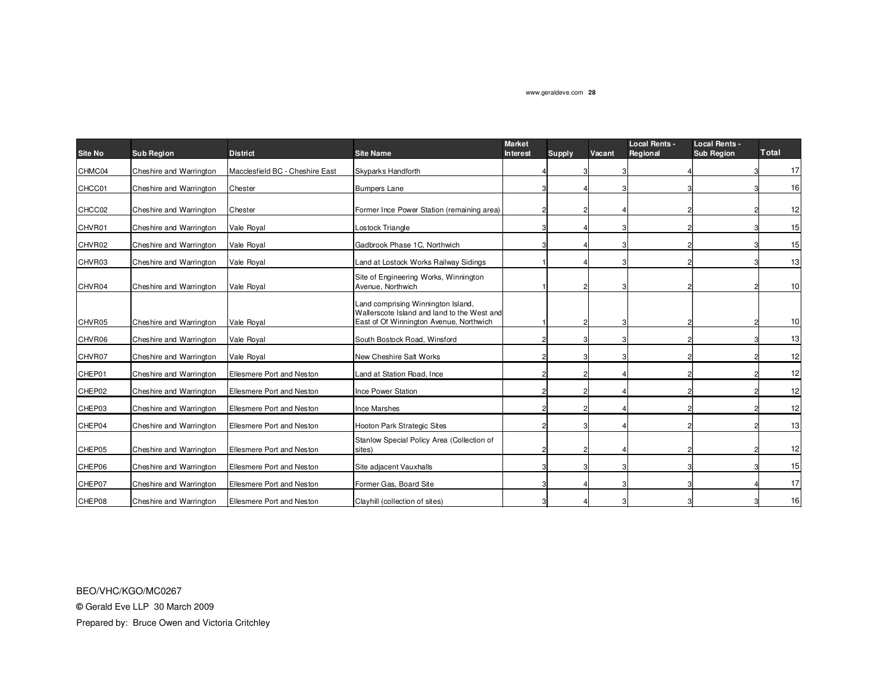| Site No | Sub Region | District | Site Name | Market Interest | Supply | Vacant | Local Rents - Regional | Local Rents - Sub Region | Total |
|---|---|---|---|---|---|---|---|---|---|
| CHMC04 | Cheshire and Warrington | Macclesfield BC - Cheshire East | Skyparks Handforth | 4 | 3 | 3 | 4 | 3 | 17 |
| CHCC01 | Cheshire and Warrington | Chester | Bumpers Lane | 3 | 4 | 3 | 3 | 3 | 16 |
| CHCC02 | Cheshire and Warrington | Chester | Former Ince Power Station (remaining area) | 2 | 2 | 4 | 2 | 2 | 12 |
| CHVR01 | Cheshire and Warrington | Vale Royal | Lostock Triangle | 3 | 4 | 3 | 2 | 3 | 15 |
| CHVR02 | Cheshire and Warrington | Vale Royal | Gadbrook Phase 1C, Northwich | 3 | 4 | 3 | 2 | 3 | 15 |
| CHVR03 | Cheshire and Warrington | Vale Royal | Land at Lostock Works Railway Sidings | 1 | 4 | 3 | 2 | 3 | 13 |
| CHVR04 | Cheshire and Warrington | Vale Royal | Site of Engineering Works, Winnington Avenue, Northwich | 1 | 2 | 3 | 2 | 2 | 10 |
| CHVR05 | Cheshire and Warrington | Vale Royal | Land comprising Winnington Island, Wallerscote Island and land to the West and East of Of Winnington Avenue, Northwich | 1 | 2 | 3 | 2 | 2 | 10 |
| CHVR06 | Cheshire and Warrington | Vale Royal | South Bostock Road, Winsford | 2 | 3 | 3 | 2 | 3 | 13 |
| CHVR07 | Cheshire and Warrington | Vale Royal | New Cheshire Salt Works | 2 | 3 | 3 | 2 | 2 | 12 |
| CHEP01 | Cheshire and Warrington | Ellesmere Port and Neston | Land at Station Road, Ince | 2 | 2 | 4 | 2 | 2 | 12 |
| CHEP02 | Cheshire and Warrington | Ellesmere Port and Neston | Ince Power Station | 2 | 2 | 4 | 2 | 2 | 12 |
| CHEP03 | Cheshire and Warrington | Ellesmere Port and Neston | Ince Marshes | 2 | 2 | 4 | 2 | 2 | 12 |
| CHEP04 | Cheshire and Warrington | Ellesmere Port and Neston | Hooton Park Strategic Sites | 2 | 3 | 4 | 2 | 2 | 13 |
| CHEP05 | Cheshire and Warrington | Ellesmere Port and Neston | Stanlow Special Policy Area (Collection of sites) | 2 | 2 | 4 | 2 | 2 | 12 |
| CHEP06 | Cheshire and Warrington | Ellesmere Port and Neston | Site adjacent Vauxhalls | 3 | 3 | 3 | 3 | 3 | 15 |
| CHEP07 | Cheshire and Warrington | Ellesmere Port and Neston | Former Gas, Board Site | 3 | 4 | 3 | 3 | 4 | 17 |
| CHEP08 | Cheshire and Warrington | Ellesmere Port and Neston | Clayhill (collection of sites) | 3 | 4 | 3 | 3 | 3 | 16 |

BEO/VHC/KGO/MC0267

© Gerald Eve LLP 30 March 2009

Prepared by: Bruce Owen and Victoria Critchley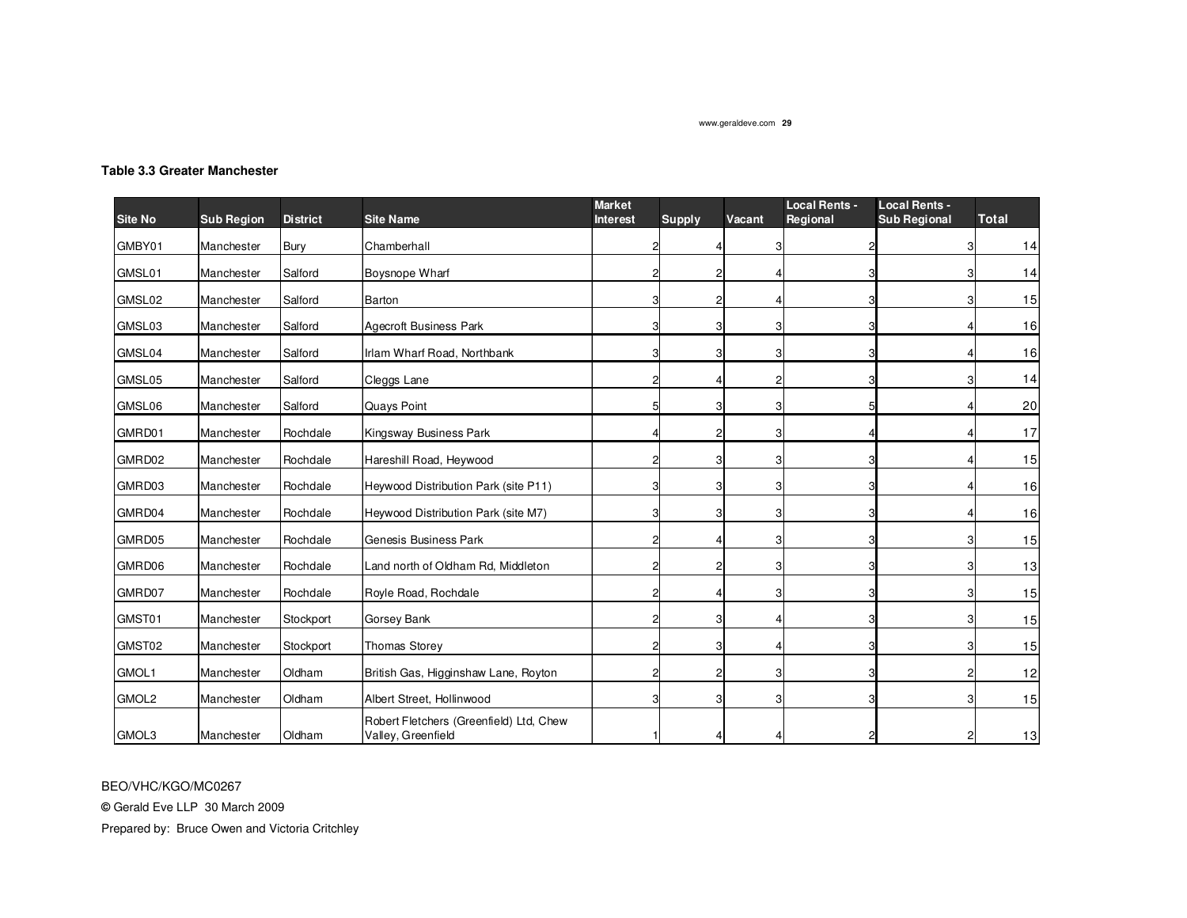**Table 3.3 Greater Manchester**

| Site No | Sub Region | District | Site Name | Market Interest | Supply | Vacant | Local Rents - Regional | Local Rents - Sub Regional | Total |
|---|---|---|---|---|---|---|---|---|---|
| GMBY01 | Manchester | Bury | Chamberhall | 2 | 4 | 3 | 2 | 3 | 14 |
| GMSL01 | Manchester | Salford | Boysnope Wharf | 2 | 2 | 4 | 3 | 3 | 14 |
| GMSL02 | Manchester | Salford | Barton | 3 | 2 | 4 | 3 | 3 | 15 |
| GMSL03 | Manchester | Salford | Agecroft Business Park | 3 | 3 | 3 | 3 | 4 | 16 |
| GMSL04 | Manchester | Salford | Irlam Wharf Road, Northbank | 3 | 3 | 3 | 3 | 4 | 16 |
| GMSL05 | Manchester | Salford | Cleggs Lane | 2 | 4 | 2 | 3 | 3 | 14 |
| GMSL06 | Manchester | Salford | Quays Point | 5 | 3 | 3 | 5 | 4 | 20 |
| GMRD01 | Manchester | Rochdale | Kingsway Business Park | 4 | 2 | 3 | 4 | 4 | 17 |
| GMRD02 | Manchester | Rochdale | Hareshill Road, Heywood | 2 | 3 | 3 | 3 | 4 | 15 |
| GMRD03 | Manchester | Rochdale | Heywood Distribution Park (site P11) | 3 | 3 | 3 | 3 | 4 | 16 |
| GMRD04 | Manchester | Rochdale | Heywood Distribution Park (site M7) | 3 | 3 | 3 | 3 | 4 | 16 |
| GMRD05 | Manchester | Rochdale | Genesis Business Park | 2 | 4 | 3 | 3 | 3 | 15 |
| GMRD06 | Manchester | Rochdale | Land north of Oldham Rd, Middleton | 2 | 2 | 3 | 3 | 3 | 13 |
| GMRD07 | Manchester | Rochdale | Royle Road, Rochdale | 2 | 4 | 3 | 3 | 3 | 15 |
| GMST01 | Manchester | Stockport | Gorsey Bank | 2 | 3 | 4 | 3 | 3 | 15 |
| GMST02 | Manchester | Stockport | Thomas Storey | 2 | 3 | 4 | 3 | 3 | 15 |
| GMOL1 | Manchester | Oldham | British Gas, Higginshaw Lane, Royton | 2 | 2 | 3 | 3 | 2 | 12 |
| GMOL2 | Manchester | Oldham | Albert Street, Hollinwood | 3 | 3 | 3 | 3 | 3 | 15 |
| GMOL3 | Manchester | Oldham | Robert Fletchers (Greenfield) Ltd, Chew Valley, Greenfield | 1 | 4 | 4 | 2 | 2 | 13 |

BEO/VHC/KGO/MC0267

© Gerald Eve LLP 30 March 2009

Prepared by: Bruce Owen and Victoria Critchley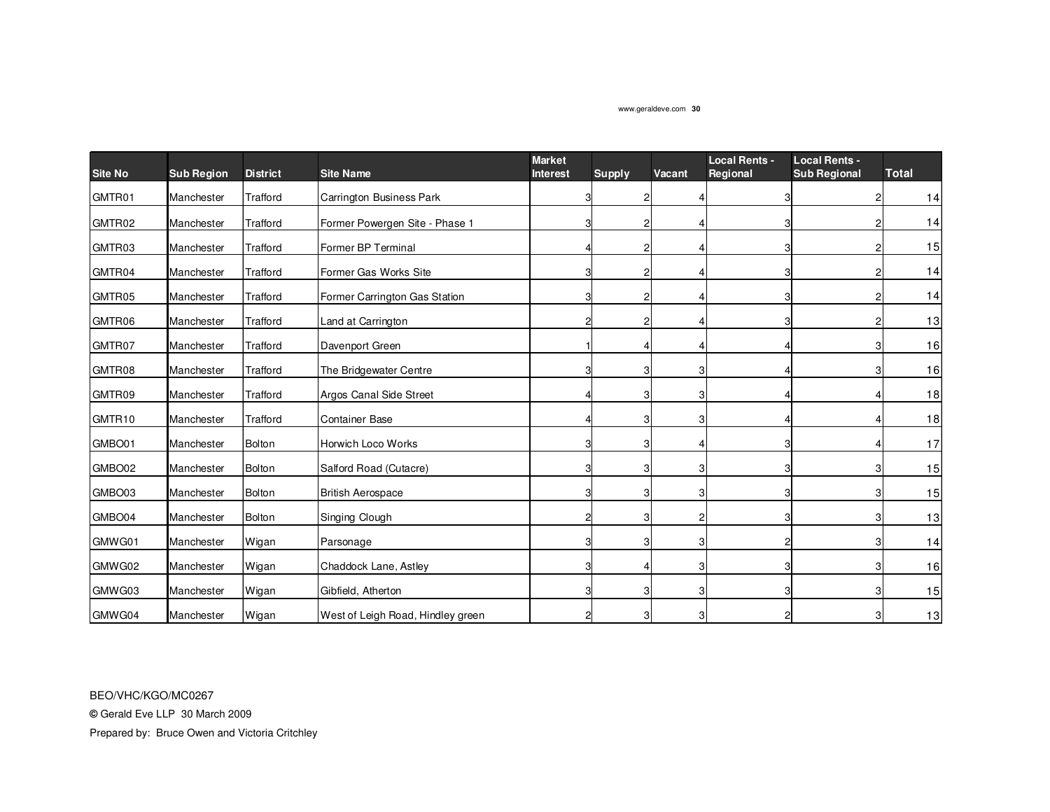| Site No | Sub Region | District | Site Name | Market Interest | Supply | Vacant | Local Rents - Regional | Local Rents - Sub Regional | Total |
|---|---|---|---|---|---|---|---|---|---|
| GMTR01 | Manchester | Trafford | Carrington Business Park | 3 | 2 | 4 | 3 | 2 | 14 |
| GMTR02 | Manchester | Trafford | Former Powergen Site - Phase 1 | 3 | 2 | 4 | 3 | 2 | 14 |
| GMTR03 | Manchester | Trafford | Former BP Terminal | 4 | 2 | 4 | 3 | 2 | 15 |
| GMTR04 | Manchester | Trafford | Former Gas Works Site | 3 | 2 | 4 | 3 | 2 | 14 |
| GMTR05 | Manchester | Trafford | Former Carrington Gas Station | 3 | 2 | 4 | 3 | 2 | 14 |
| GMTR06 | Manchester | Trafford | Land at Carrington | 2 | 2 | 4 | 3 | 2 | 13 |
| GMTR07 | Manchester | Trafford | Davenport Green | 1 | 4 | 4 | 4 | 3 | 16 |
| GMTR08 | Manchester | Trafford | The Bridgewater Centre | 3 | 3 | 3 | 4 | 3 | 16 |
| GMTR09 | Manchester | Trafford | Argos Canal Side Street | 4 | 3 | 3 | 4 | 4 | 18 |
| GMTR10 | Manchester | Trafford | Container Base | 4 | 3 | 3 | 4 | 4 | 18 |
| GMBO01 | Manchester | Bolton | Horwich Loco Works | 3 | 3 | 4 | 3 | 4 | 17 |
| GMBO02 | Manchester | Bolton | Salford Road (Cutacre) | 3 | 3 | 3 | 3 | 3 | 15 |
| GMBO03 | Manchester | Bolton | British Aerospace | 3 | 3 | 3 | 3 | 3 | 15 |
| GMBO04 | Manchester | Bolton | Singing Clough | 2 | 3 | 2 | 3 | 3 | 13 |
| GMWG01 | Manchester | Wigan | Parsonage | 3 | 3 | 3 | 2 | 3 | 14 |
| GMWG02 | Manchester | Wigan | Chaddock Lane, Astley | 3 | 4 | 3 | 3 | 3 | 16 |
| GMWG03 | Manchester | Wigan | Gibfield, Atherton | 3 | 3 | 3 | 3 | 3 | 15 |
| GMWG04 | Manchester | Wigan | West of Leigh Road, Hindley green | 2 | 3 | 3 | 2 | 3 | 13 |

BEO/VHC/KGO/MC0267

© Gerald Eve LLP 30 March 2009

Prepared by: Bruce Owen and Victoria Critchley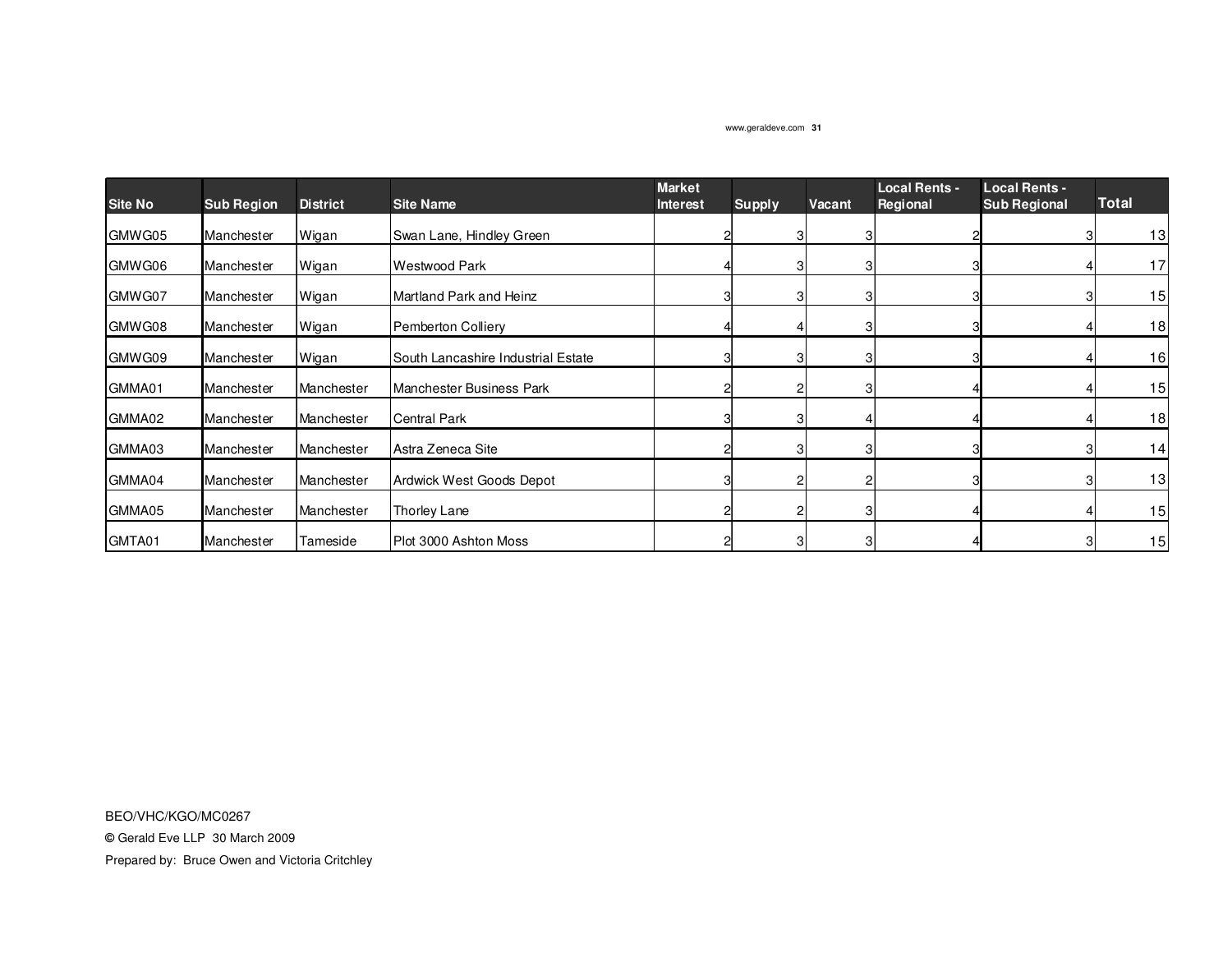| Site No | Sub Region | District | Site Name | Market Interest | Supply | Vacant | Local Rents - Regional | Local Rents - Sub Regional | Total |
|---|---|---|---|---|---|---|---|---|---|
| GMWG05 | Manchester | Wigan | Swan Lane, Hindley Green | 2 | 3 | 3 | 2 | 3 | 13 |
| GMWG06 | Manchester | Wigan | Westwood Park | 4 | 3 | 3 | 3 | 4 | 17 |
| GMWG07 | Manchester | Wigan | Martland Park and Heinz | 3 | 3 | 3 | 3 | 3 | 15 |
| GMWG08 | Manchester | Wigan | Pemberton Colliery | 4 | 4 | 3 | 3 | 4 | 18 |
| GMWG09 | Manchester | Wigan | South Lancashire Industrial Estate | 3 | 3 | 3 | 3 | 4 | 16 |
| GMMA01 | Manchester | Manchester | Manchester Business Park | 2 | 2 | 3 | 4 | 4 | 15 |
| GMMA02 | Manchester | Manchester | Central Park | 3 | 3 | 4 | 4 | 4 | 18 |
| GMMA03 | Manchester | Manchester | Astra Zeneca Site | 2 | 3 | 3 | 3 | 3 | 14 |
| GMMA04 | Manchester | Manchester | Ardwick West Goods Depot | 3 | 2 | 2 | 3 | 3 | 13 |
| GMMA05 | Manchester | Manchester | Thorley Lane | 2 | 2 | 3 | 4 | 4 | 15 |
| GMTA01 | Manchester | Tameside | Plot 3000 Ashton Moss | 2 | 3 | 3 | 4 | 3 | 15 |

BEO/VHC/KGO/MC0267

© Gerald Eve LLP 30 March 2009

Prepared by: Bruce Owen and Victoria Critchley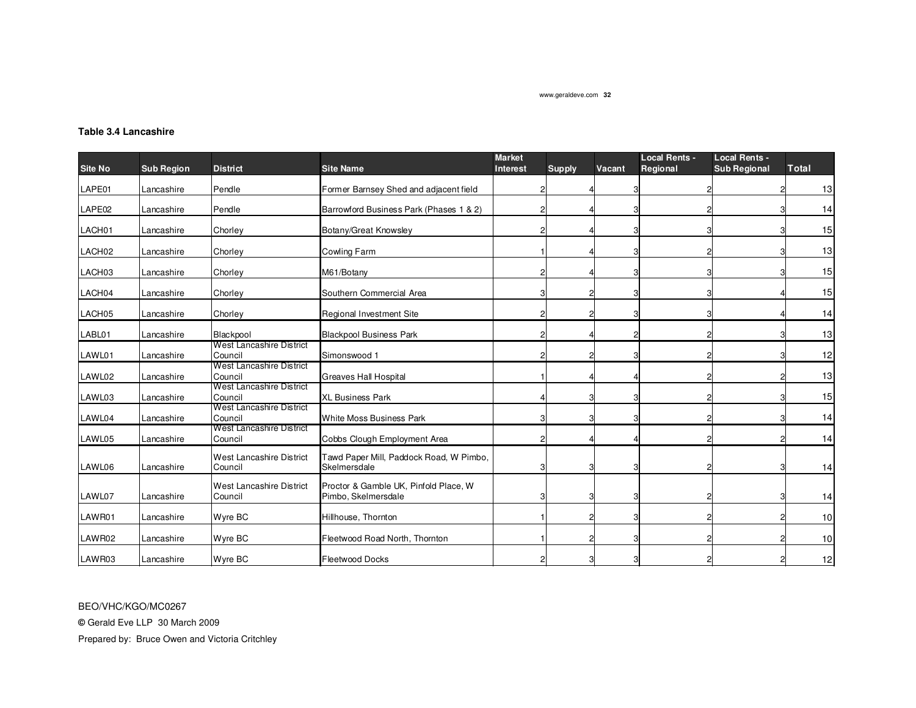**Table 3.4 Lancashire**

| Site No | Sub Region | District | Site Name | Market Interest | Supply | Vacant | Local Rents - Regional | Local Rents - Sub Regional | Total |
|---|---|---|---|---|---|---|---|---|---|
| LAPE01 | Lancashire | Pendle | Former Barnsey Shed and adjacent field | 2 | 4 | 3 | 2 | 2 | 13 |
| LAPE02 | Lancashire | Pendle | Barrowford Business Park (Phases 1 & 2) | 2 | 4 | 3 | 2 | 3 | 14 |
| LACH01 | Lancashire | Chorley | Botany/Great Knowsley | 2 | 4 | 3 | 3 | 3 | 15 |
| LACH02 | Lancashire | Chorley | Cowling Farm | 1 | 4 | 3 | 2 | 3 | 13 |
| LACH03 | Lancashire | Chorley | M61/Botany | 2 | 4 | 3 | 3 | 3 | 15 |
| LACH04 | Lancashire | Chorley | Southern Commercial Area | 3 | 2 | 3 | 3 | 4 | 15 |
| LACH05 | Lancashire | Chorley | Regional Investment Site | 2 | 2 | 3 | 3 | 4 | 14 |
| LABL01 | Lancashire | Blackpool | Blackpool Business Park | 2 | 4 | 2 | 2 | 3 | 13 |
| LAWL01 | Lancashire | West Lancashire District Council | Simonswood 1 | 2 | 2 | 3 | 2 | 3 | 12 |
| LAWL02 | Lancashire | West Lancashire District Council | Greaves Hall Hospital | 1 | 4 | 4 | 2 | 2 | 13 |
| LAWL03 | Lancashire | West Lancashire District Council | XL Business Park | 4 | 3 | 3 | 2 | 3 | 15 |
| LAWL04 | Lancashire | West Lancashire District Council | White Moss Business Park | 3 | 3 | 3 | 2 | 3 | 14 |
| LAWL05 | Lancashire | West Lancashire District Council | Cobbs Clough Employment Area | 2 | 4 | 4 | 2 | 2 | 14 |
| LAWL06 | Lancashire | West Lancashire District Council | Tawd Paper Mill, Paddock Road, W Pimbo, Skelmersdale | 3 | 3 | 3 | 2 | 3 | 14 |
| LAWL07 | Lancashire | West Lancashire District Council | Proctor & Gamble UK, Pinfold Place, W Pimbo, Skelmersdale | 3 | 3 | 3 | 2 | 3 | 14 |
| LAWR01 | Lancashire | Wyre BC | Hillhouse, Thornton | 1 | 2 | 3 | 2 | 2 | 10 |
| LAWR02 | Lancashire | Wyre BC | Fleetwood Road North, Thornton | 1 | 2 | 3 | 2 | 2 | 10 |
| LAWR03 | Lancashire | Wyre BC | Fleetwood Docks | 2 | 3 | 3 | 2 | 2 | 12 |

BEO/VHC/KGO/MC0267

© Gerald Eve LLP 30 March 2009

Prepared by: Bruce Owen and Victoria Critchley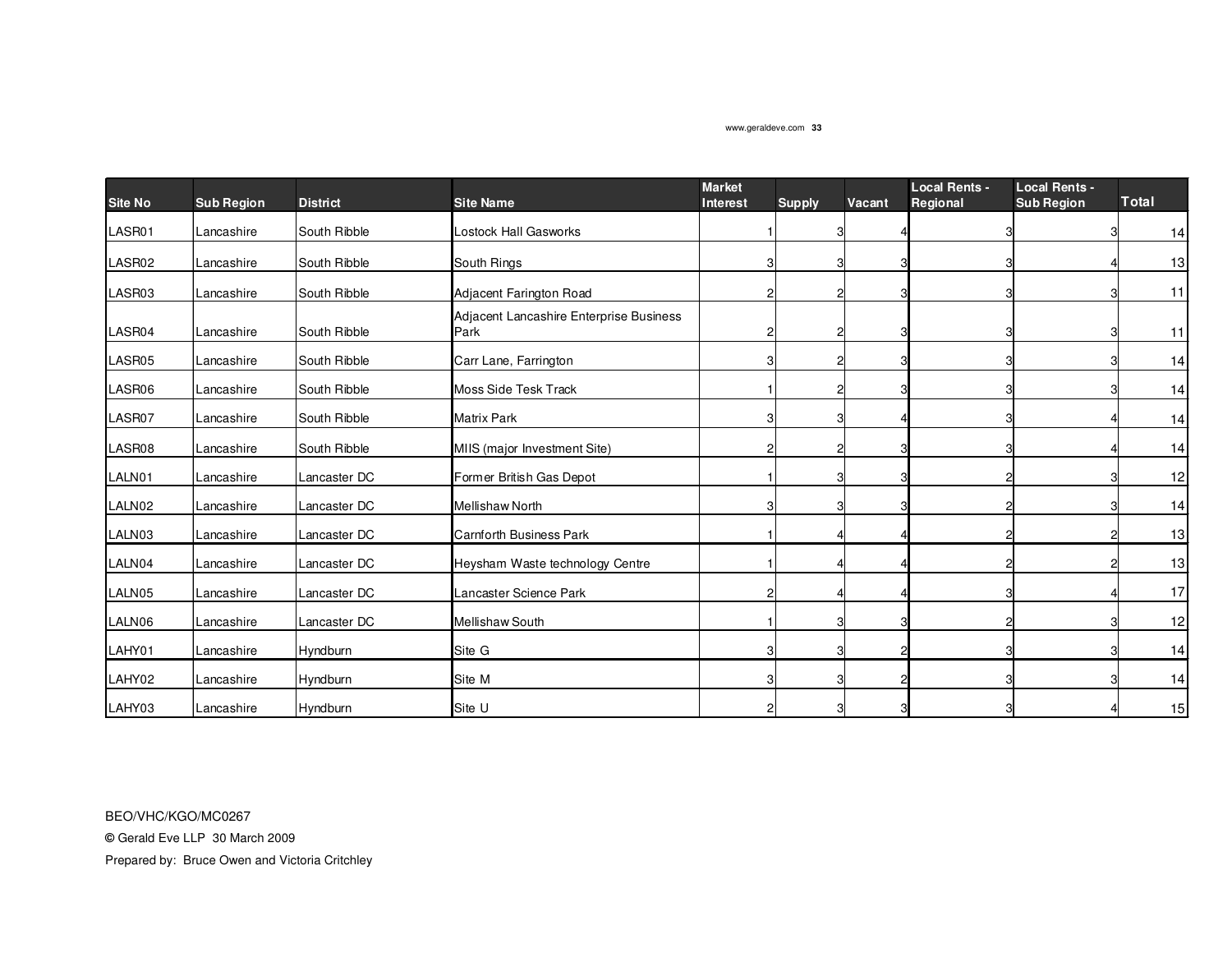| Site No | Sub Region | District | Site Name | Market Interest | Supply | Vacant | Local Rents - Regional | Local Rents - Sub Region | Total |
|---|---|---|---|---|---|---|---|---|---|
| LASR01 | Lancashire | South Ribble | Lostock Hall Gasworks | 1 | 3 | 4 | 3 | 3 | 14 |
| LASR02 | Lancashire | South Ribble | South Rings | 3 | 3 | 3 | 3 | 4 | 13 |
| LASR03 | Lancashire | South Ribble | Adjacent Farington Road | 2 | 2 | 3 | 3 | 3 | 11 |
| LASR04 | Lancashire | South Ribble | Adjacent Lancashire Enterprise Business Park | 2 | 2 | 3 | 3 | 3 | 11 |
| LASR05 | Lancashire | South Ribble | Carr Lane, Farrington | 3 | 2 | 3 | 3 | 3 | 14 |
| LASR06 | Lancashire | South Ribble | Moss Side Tesk Track | 1 | 2 | 3 | 3 | 3 | 14 |
| LASR07 | Lancashire | South Ribble | Matrix Park | 3 | 3 | 4 | 3 | 4 | 14 |
| LASR08 | Lancashire | South Ribble | MIIS (major Investment Site) | 2 | 2 | 3 | 3 | 4 | 14 |
| LALN01 | Lancashire | Lancaster DC | Former British Gas Depot | 1 | 3 | 3 | 2 | 3 | 12 |
| LALN02 | Lancashire | Lancaster DC | Mellishaw North | 3 | 3 | 3 | 2 | 3 | 14 |
| LALN03 | Lancashire | Lancaster DC | Carnforth Business Park | 1 | 4 | 4 | 2 | 2 | 13 |
| LALN04 | Lancashire | Lancaster DC | Heysham Waste technology Centre | 1 | 4 | 4 | 2 | 2 | 13 |
| LALN05 | Lancashire | Lancaster DC | Lancaster Science Park | 2 | 4 | 4 | 3 | 4 | 17 |
| LALN06 | Lancashire | Lancaster DC | Mellishaw South | 1 | 3 | 3 | 2 | 3 | 12 |
| LAHY01 | Lancashire | Hyndburn | Site G | 3 | 3 | 2 | 3 | 3 | 14 |
| LAHY02 | Lancashire | Hyndburn | Site M | 3 | 3 | 2 | 3 | 3 | 14 |
| LAHY03 | Lancashire | Hyndburn | Site U | 2 | 3 | 3 | 3 | 4 | 15 |

BEO/VHC/KGO/MC0267

© Gerald Eve LLP 30 March 2009

Prepared by: Bruce Owen and Victoria Critchley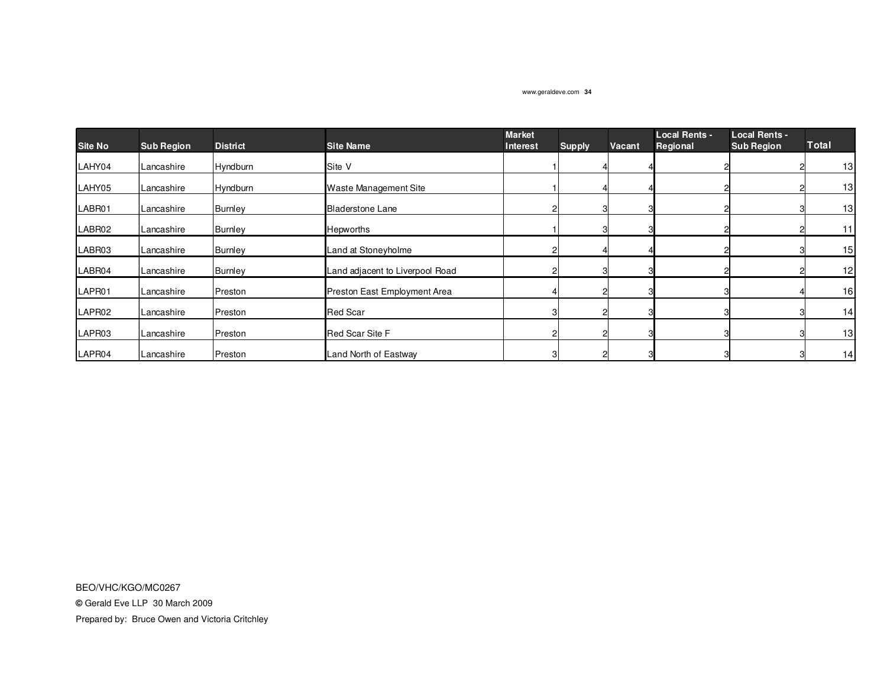| Site No | Sub Region | District | Site Name | Market Interest | Supply | Vacant | Local Rents - Regional | Local Rents - Sub Region | Total |
|---|---|---|---|---|---|---|---|---|---|
| LAHY04 | Lancashire | Hyndburn | Site V | 1 | 4 | 4 | 2 | 2 | 13 |
| LAHY05 | Lancashire | Hyndburn | Waste Management Site | 1 | 4 | 4 | 2 | 2 | 13 |
| LABR01 | Lancashire | Burnley | Bladerstone Lane | 2 | 3 | 3 | 2 | 3 | 13 |
| LABR02 | Lancashire | Burnley | Hepworths | 1 | 3 | 3 | 2 | 2 | 11 |
| LABR03 | Lancashire | Burnley | Land at Stoneyholme | 2 | 4 | 4 | 2 | 3 | 15 |
| LABR04 | Lancashire | Burnley | Land adjacent to Liverpool Road | 2 | 3 | 3 | 2 | 2 | 12 |
| LAPR01 | Lancashire | Preston | Preston East Employment Area | 4 | 2 | 3 | 3 | 4 | 16 |
| LAPR02 | Lancashire | Preston | Red Scar | 3 | 2 | 3 | 3 | 3 | 14 |
| LAPR03 | Lancashire | Preston | Red Scar Site F | 2 | 2 | 3 | 3 | 3 | 13 |
| LAPR04 | Lancashire | Preston | Land North of Eastway | 3 | 2 | 3 | 3 | 3 | 14 |

BEO/VHC/KGO/MC0267

© Gerald Eve LLP 30 March 2009

Prepared by: Bruce Owen and Victoria Critchley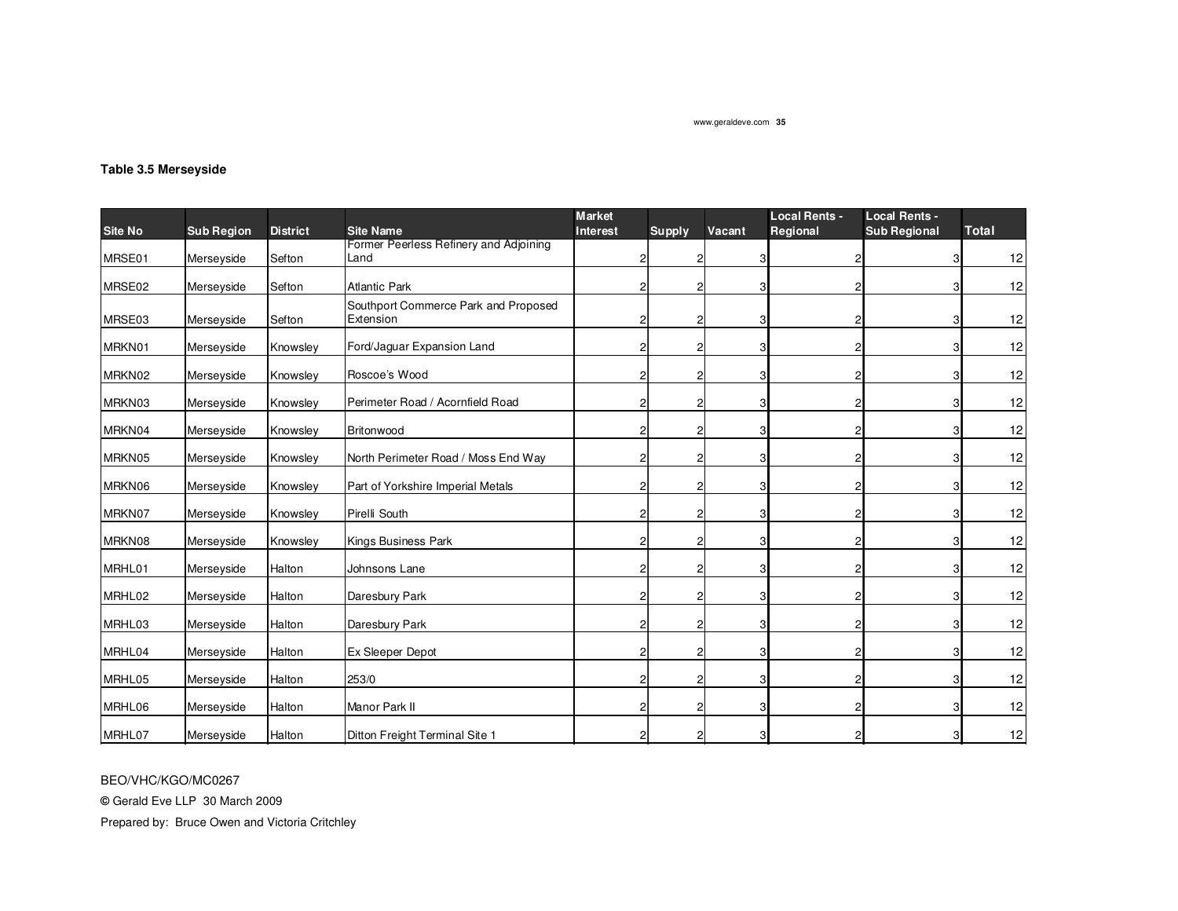**Table 3.5 Merseyside**

| Site No | Sub Region | District | Site Name | Market Interest | Supply | Vacant | Local Rents - Regional | Local Rents - Sub Regional | Total |
|---|---|---|---|---|---|---|---|---|---|
| MRSE01 | Merseyside | Sefton | Former Peerless Refinery and Adjoining Land | 2 | 2 | 3 | 2 | 3 | 12 |
| MRSE02 | Merseyside | Sefton | Atlantic Park | 2 | 2 | 3 | 2 | 3 | 12 |
| MRSE03 | Merseyside | Sefton | Southport Commerce Park and Proposed Extension | 2 | 2 | 3 | 2 | 3 | 12 |
| MRKN01 | Merseyside | Knowsley | Ford/Jaguar Expansion Land | 2 | 2 | 3 | 2 | 3 | 12 |
| MRKN02 | Merseyside | Knowsley | Roscoe's Wood | 2 | 2 | 3 | 2 | 3 | 12 |
| MRKN03 | Merseyside | Knowsley | Perimeter Road / Acornfield Road | 2 | 2 | 3 | 2 | 3 | 12 |
| MRKN04 | Merseyside | Knowsley | Britonwood | 2 | 2 | 3 | 2 | 3 | 12 |
| MRKN05 | Merseyside | Knowsley | North Perimeter Road / Moss End Way | 2 | 2 | 3 | 2 | 3 | 12 |
| MRKN06 | Merseyside | Knowsley | Part of Yorkshire Imperial Metals | 2 | 2 | 3 | 2 | 3 | 12 |
| MRKN07 | Merseyside | Knowsley | Pirelli South | 2 | 2 | 3 | 2 | 3 | 12 |
| MRKN08 | Merseyside | Knowsley | Kings Business Park | 2 | 2 | 3 | 2 | 3 | 12 |
| MRHL01 | Merseyside | Halton | Johnsons Lane | 2 | 2 | 3 | 2 | 3 | 12 |
| MRHL02 | Merseyside | Halton | Daresbury Park | 2 | 2 | 3 | 2 | 3 | 12 |
| MRHL03 | Merseyside | Halton | Daresbury Park | 2 | 2 | 3 | 2 | 3 | 12 |
| MRHL04 | Merseyside | Halton | Ex Sleeper Depot | 2 | 2 | 3 | 2 | 3 | 12 |
| MRHL05 | Merseyside | Halton | 253/0 | 2 | 2 | 3 | 2 | 3 | 12 |
| MRHL06 | Merseyside | Halton | Manor Park II | 2 | 2 | 3 | 2 | 3 | 12 |
| MRHL07 | Merseyside | Halton | Ditton Freight Terminal Site 1 | 2 | 2 | 3 | 2 | 3 | 12 |

BEO/VHC/KGO/MC0267

© Gerald Eve LLP 30 March 2009

Prepared by: Bruce Owen and Victoria Critchley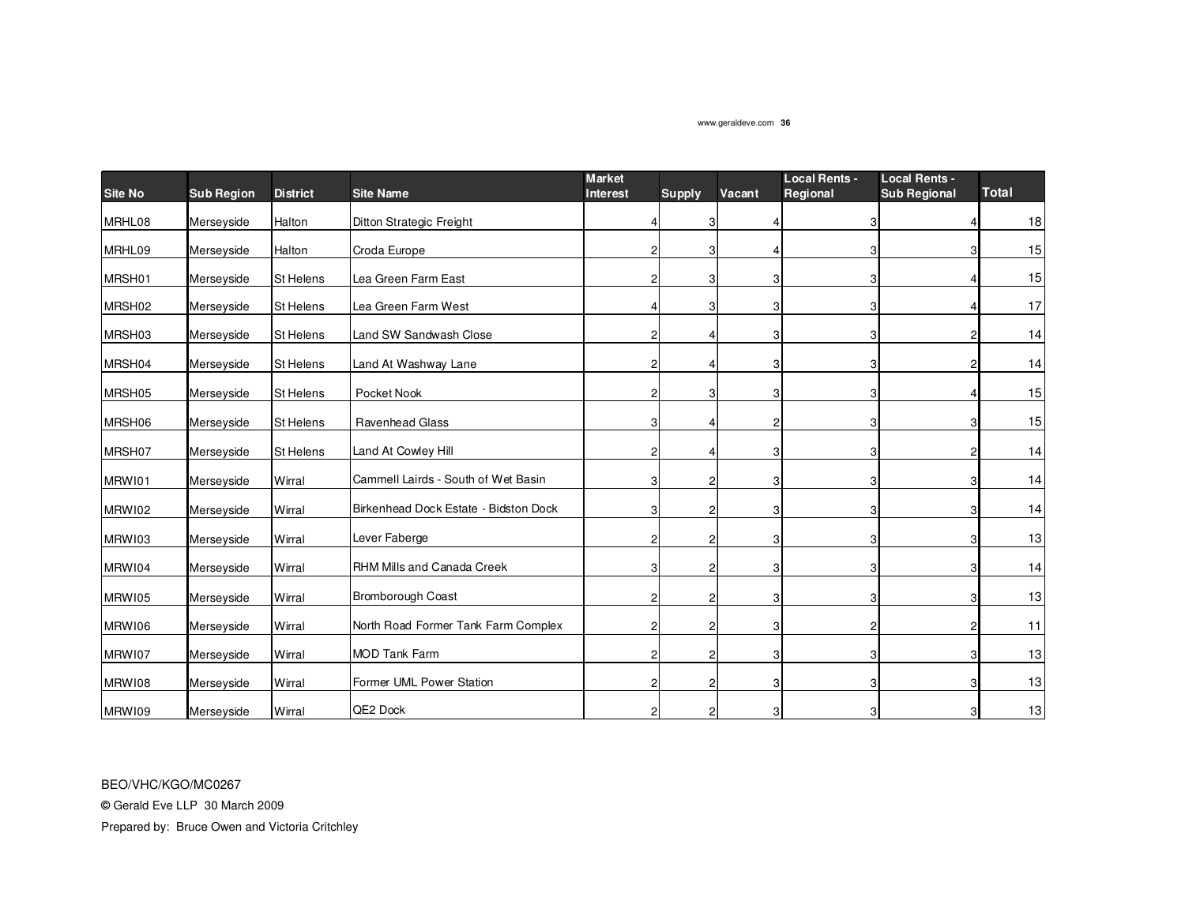| Site No | Sub Region | District | Site Name | Market Interest | Supply | Vacant | Local Rents - Regional | Local Rents - Sub Regional | Total |
|---|---|---|---|---|---|---|---|---|---|
| MRHL08 | Merseyside | Halton | Ditton Strategic Freight | 4 | 3 | 4 | 3 | 4 | 18 |
| MRHL09 | Merseyside | Halton | Croda Europe | 2 | 3 | 4 | 3 | 3 | 15 |
| MRSH01 | Merseyside | St Helens | Lea Green Farm East | 2 | 3 | 3 | 3 | 4 | 15 |
| MRSH02 | Merseyside | St Helens | Lea Green Farm West | 4 | 3 | 3 | 3 | 4 | 17 |
| MRSH03 | Merseyside | St Helens | Land SW Sandwash Close | 2 | 4 | 3 | 3 | 2 | 14 |
| MRSH04 | Merseyside | St Helens | Land At Washway Lane | 2 | 4 | 3 | 3 | 2 | 14 |
| MRSH05 | Merseyside | St Helens | Pocket Nook | 2 | 3 | 3 | 3 | 4 | 15 |
| MRSH06 | Merseyside | St Helens | Ravenhead Glass | 3 | 4 | 2 | 3 | 3 | 15 |
| MRSH07 | Merseyside | St Helens | Land At Cowley Hill | 2 | 4 | 3 | 3 | 2 | 14 |
| MRWI01 | Merseyside | Wirral | Cammell Lairds - South of Wet Basin | 3 | 2 | 3 | 3 | 3 | 14 |
| MRWI02 | Merseyside | Wirral | Birkenhead Dock Estate - Bidston Dock | 3 | 2 | 3 | 3 | 3 | 14 |
| MRWI03 | Merseyside | Wirral | Lever Faberge | 2 | 2 | 3 | 3 | 3 | 13 |
| MRWI04 | Merseyside | Wirral | RHM Mills and Canada Creek | 3 | 2 | 3 | 3 | 3 | 14 |
| MRWI05 | Merseyside | Wirral | Bromborough Coast | 2 | 2 | 3 | 3 | 3 | 13 |
| MRWI06 | Merseyside | Wirral | North Road Former Tank Farm Complex | 2 | 2 | 3 | 2 | 2 | 11 |
| MRWI07 | Merseyside | Wirral | MOD Tank Farm | 2 | 2 | 3 | 3 | 3 | 13 |
| MRWI08 | Merseyside | Wirral | Former UML Power Station | 2 | 2 | 3 | 3 | 3 | 13 |
| MRWI09 | Merseyside | Wirral | QE2 Dock | 2 | 2 | 3 | 3 | 3 | 13 |

BEO/VHC/KGO/MC0267

© Gerald Eve LLP 30 March 2009

Prepared by: Bruce Owen and Victoria Critchley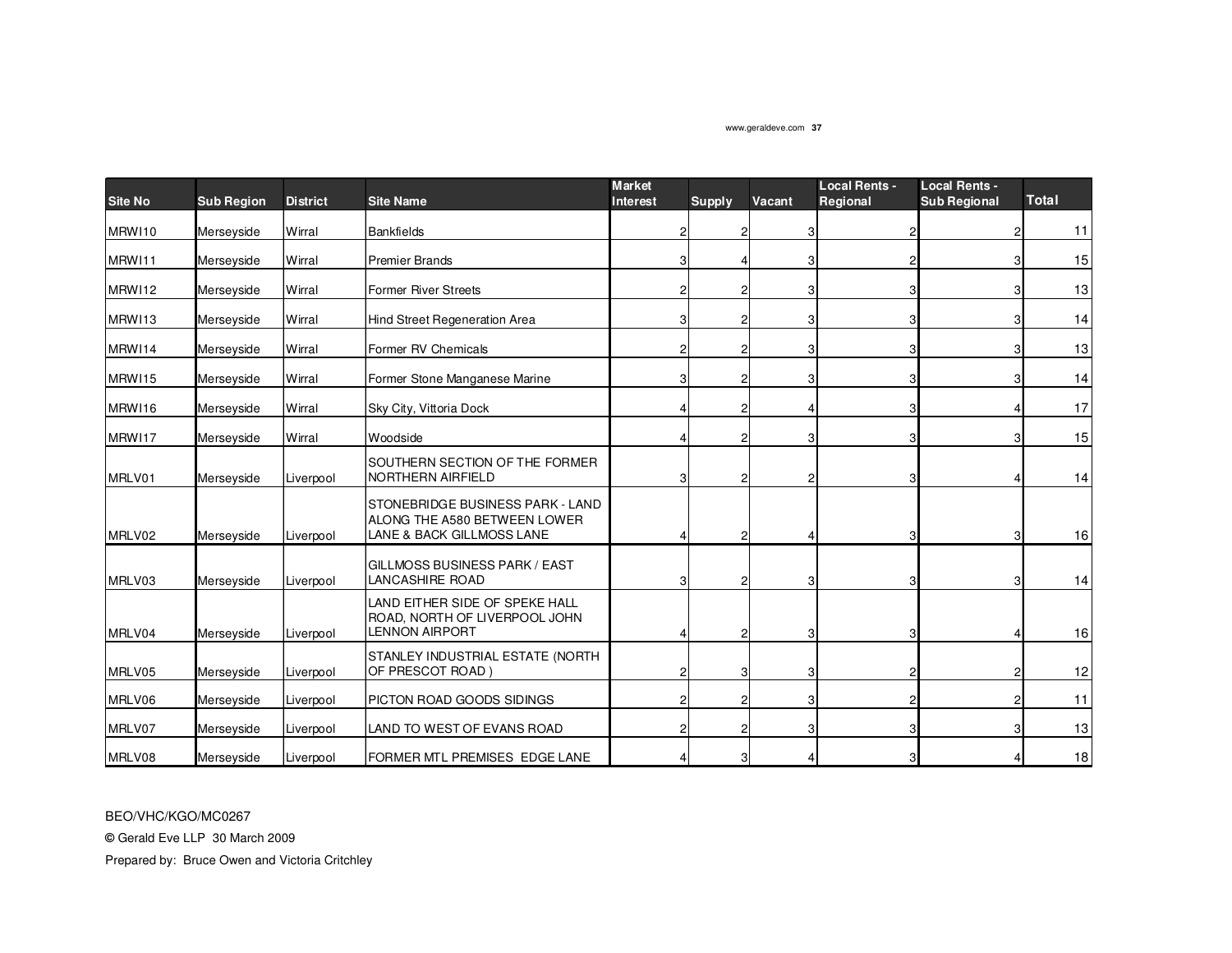| Site No | Sub Region | District | Site Name | Market Interest | Supply | Vacant | Local Rents - Regional | Local Rents - Sub Regional | Total |
|---|---|---|---|---|---|---|---|---|---|
| MRWI10 | Merseyside | Wirral | Bankfields | 2 | 2 | 3 | 2 | 2 | 11 |
| MRWI11 | Merseyside | Wirral | Premier Brands | 3 | 4 | 3 | 2 | 3 | 15 |
| MRWI12 | Merseyside | Wirral | Former River Streets | 2 | 2 | 3 | 3 | 3 | 13 |
| MRWI13 | Merseyside | Wirral | Hind Street Regeneration Area | 3 | 2 | 3 | 3 | 3 | 14 |
| MRWI14 | Merseyside | Wirral | Former RV Chemicals | 2 | 2 | 3 | 3 | 3 | 13 |
| MRWI15 | Merseyside | Wirral | Former Stone Manganese Marine | 3 | 2 | 3 | 3 | 3 | 14 |
| MRWI16 | Merseyside | Wirral | Sky City, Vittoria Dock | 4 | 2 | 4 | 3 | 4 | 17 |
| MRWI17 | Merseyside | Wirral | Woodside | 4 | 2 | 3 | 3 | 3 | 15 |
| MRLV01 | Merseyside | Liverpool | SOUTHERN SECTION OF THE FORMER NORTHERN AIRFIELD | 3 | 2 | 2 | 3 | 4 | 14 |
| MRLV02 | Merseyside | Liverpool | STONEBRIDGE BUSINESS PARK - LAND ALONG THE A580 BETWEEN LOWER LANE & BACK GILLMOSS LANE | 4 | 2 | 4 | 3 | 3 | 16 |
| MRLV03 | Merseyside | Liverpool | GILLMOSS BUSINESS PARK / EAST LANCASHIRE ROAD | 3 | 2 | 3 | 3 | 3 | 14 |
| MRLV04 | Merseyside | Liverpool | LAND EITHER SIDE OF SPEKE HALL ROAD, NORTH OF LIVERPOOL JOHN LENNON AIRPORT | 4 | 2 | 3 | 3 | 4 | 16 |
| MRLV05 | Merseyside | Liverpool | STANLEY INDUSTRIAL ESTATE (NORTH OF PRESCOT ROAD ) | 2 | 3 | 3 | 2 | 2 | 12 |
| MRLV06 | Merseyside | Liverpool | PICTON ROAD GOODS SIDINGS | 2 | 2 | 3 | 2 | 2 | 11 |
| MRLV07 | Merseyside | Liverpool | LAND TO WEST OF EVANS ROAD | 2 | 2 | 3 | 3 | 3 | 13 |
| MRLV08 | Merseyside | Liverpool | FORMER MTL PREMISES EDGE LANE | 4 | 3 | 4 | 3 | 4 | 18 |

BEO/VHC/KGO/MC0267

© Gerald Eve LLP 30 March 2009

Prepared by: Bruce Owen and Victoria Critchley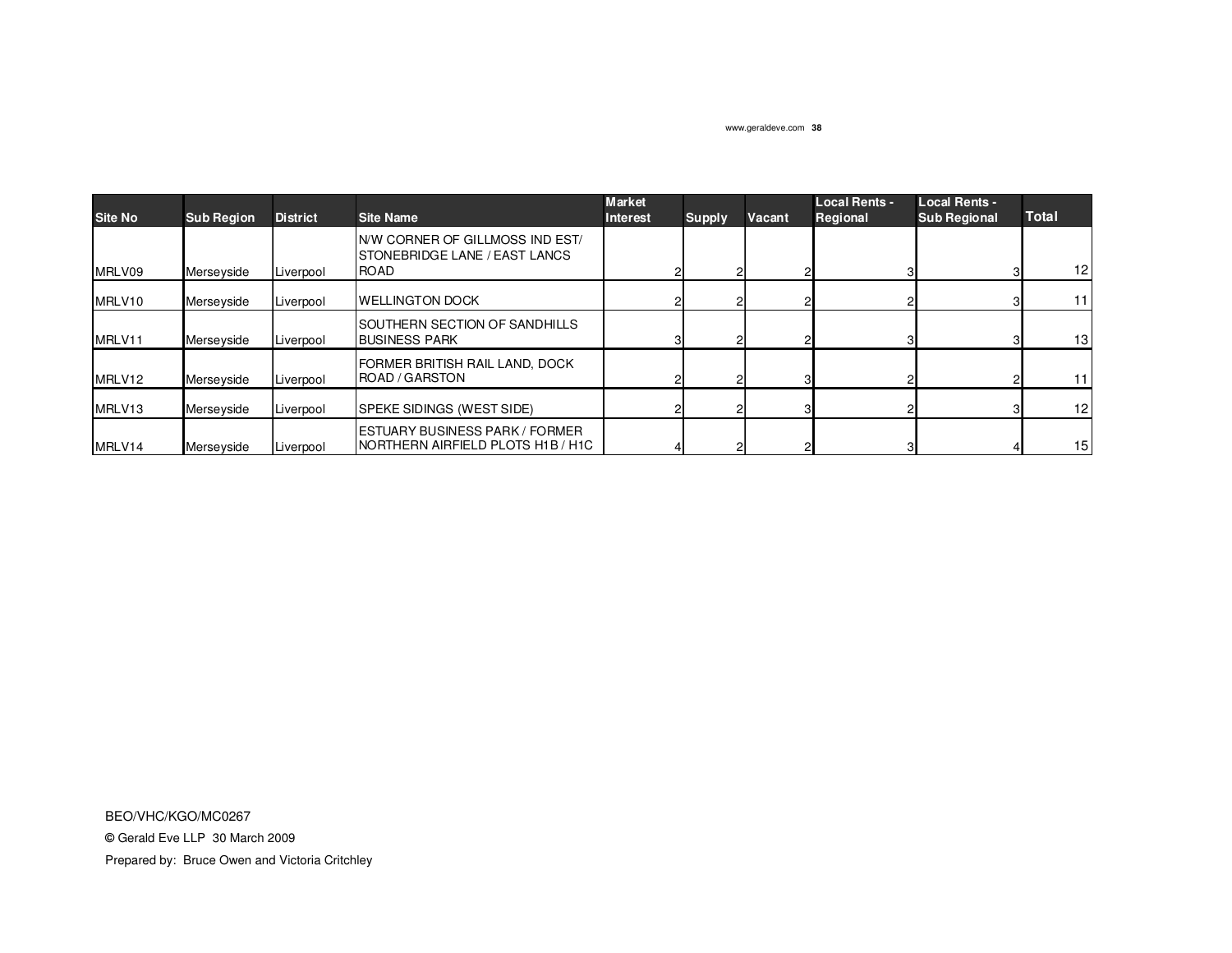| Site No | Sub Region | District | Site Name | Market Interest | Supply | Vacant | Local Rents - Regional | Local Rents - Sub Regional | Total |
|---|---|---|---|---|---|---|---|---|---|
| MRLV09 | Merseyside | Liverpool | N/W CORNER OF GILLMOSS IND EST/ STONEBRIDGE LANE / EAST LANCS ROAD | 2 | 2 | 2 | 3 | 3 | 12 |
| MRLV10 | Merseyside | Liverpool | WELLINGTON DOCK | 2 | 2 | 2 | 2 | 3 | 11 |
| MRLV11 | Merseyside | Liverpool | SOUTHERN SECTION OF SANDHILLS BUSINESS PARK | 3 | 2 | 2 | 3 | 3 | 13 |
| MRLV12 | Merseyside | Liverpool | FORMER BRITISH RAIL LAND, DOCK ROAD / GARSTON | 2 | 2 | 3 | 2 | 2 | 11 |
| MRLV13 | Merseyside | Liverpool | SPEKE SIDINGS (WEST SIDE) | 2 | 2 | 3 | 2 | 3 | 12 |
| MRLV14 | Merseyside | Liverpool | ESTUARY BUSINESS PARK / FORMER NORTHERN AIRFIELD PLOTS H1B / H1C | 4 | 2 | 2 | 3 | 4 | 15 |

BEO/VHC/KGO/MC0267

© Gerald Eve LLP 30 March 2009

Prepared by: Bruce Owen and Victoria Critchley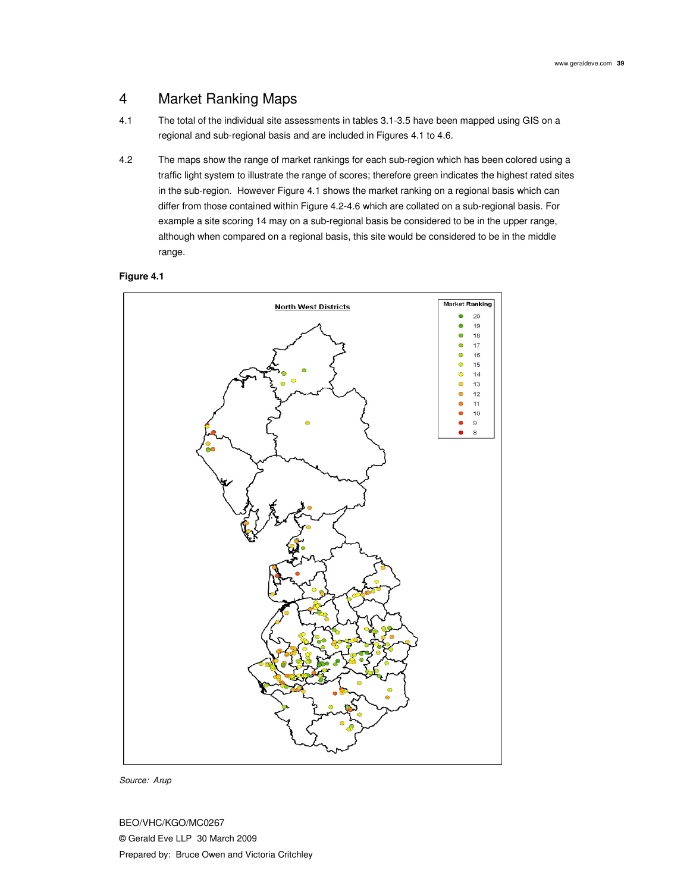# 4 Market Ranking Maps

4.1 The total of the individual site assessments in tables 3.1-3.5 have been mapped using GIS on a regional and sub-regional basis and are included in Figures 4.1 to 4.6.

4.2 The maps show the range of market rankings for each sub-region which has been colored using a traffic light system to illustrate the range of scores; therefore green indicates the highest rated sites in the sub-region. However Figure 4.1 shows the market ranking on a regional basis which can differ from those contained within Figure 4.2-4.6 which are collated on a sub-regional basis. For example a site scoring 14 may on a sub-regional basis be considered to be in the upper range, although when compared on a regional basis, this site would be considered to be in the middle range.

**Figure 4.1**

North West Districts

Market Ranking: 20, 19, 18, 17, 16, 15, 14, 13, 12, 11, 10, 9, 8

*Source: Arup*

BEO/VHC/KGO/MC0267

© Gerald Eve LLP 30 March 2009

Prepared by: Bruce Owen and Victoria Critchley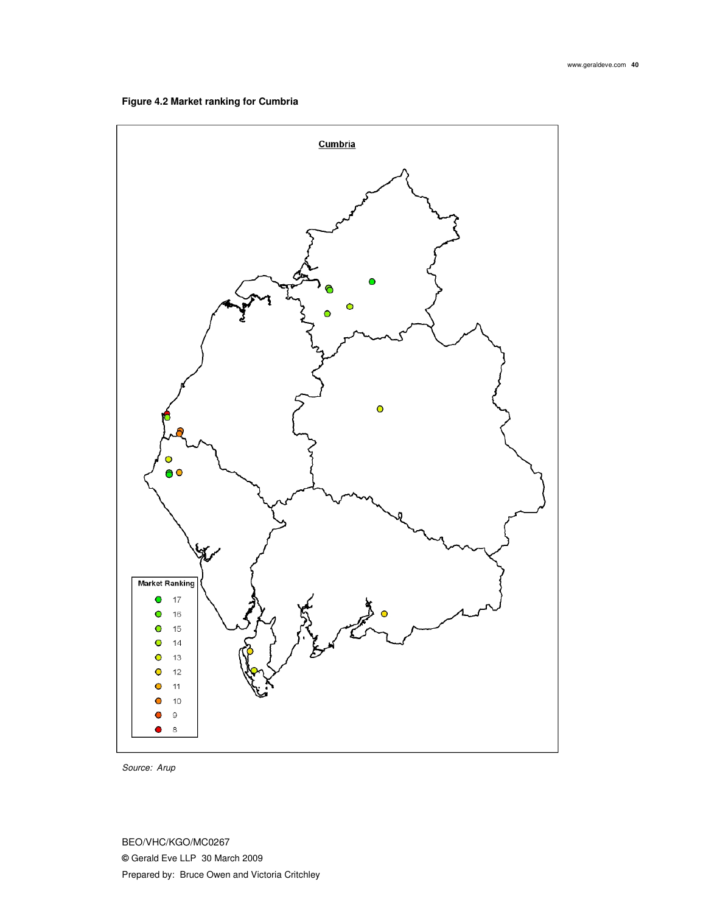**Figure 4.2 Market ranking for Cumbria**

Source: Arup

BEO/VHC/KGO/MC0267

© Gerald Eve LLP 30 March 2009

Prepared by: Bruce Owen and Victoria Critchley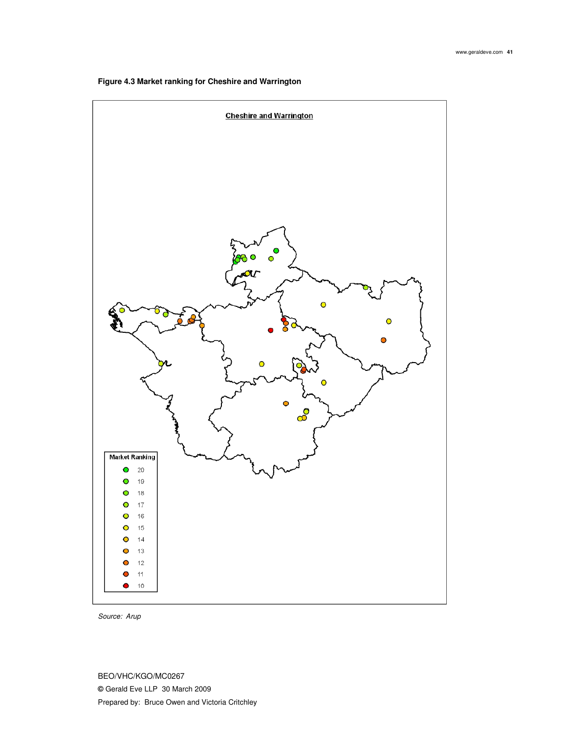**Figure 4.3 Market ranking for Cheshire and Warrington**

Cheshire and Warrington

Market Ranking

20
19
18
17
16
15
14
13
12
11
10

*Source: Arup*

BEO/VHC/KGO/MC0267

**©** Gerald Eve LLP 30 March 2009

Prepared by: Bruce Owen and Victoria Critchley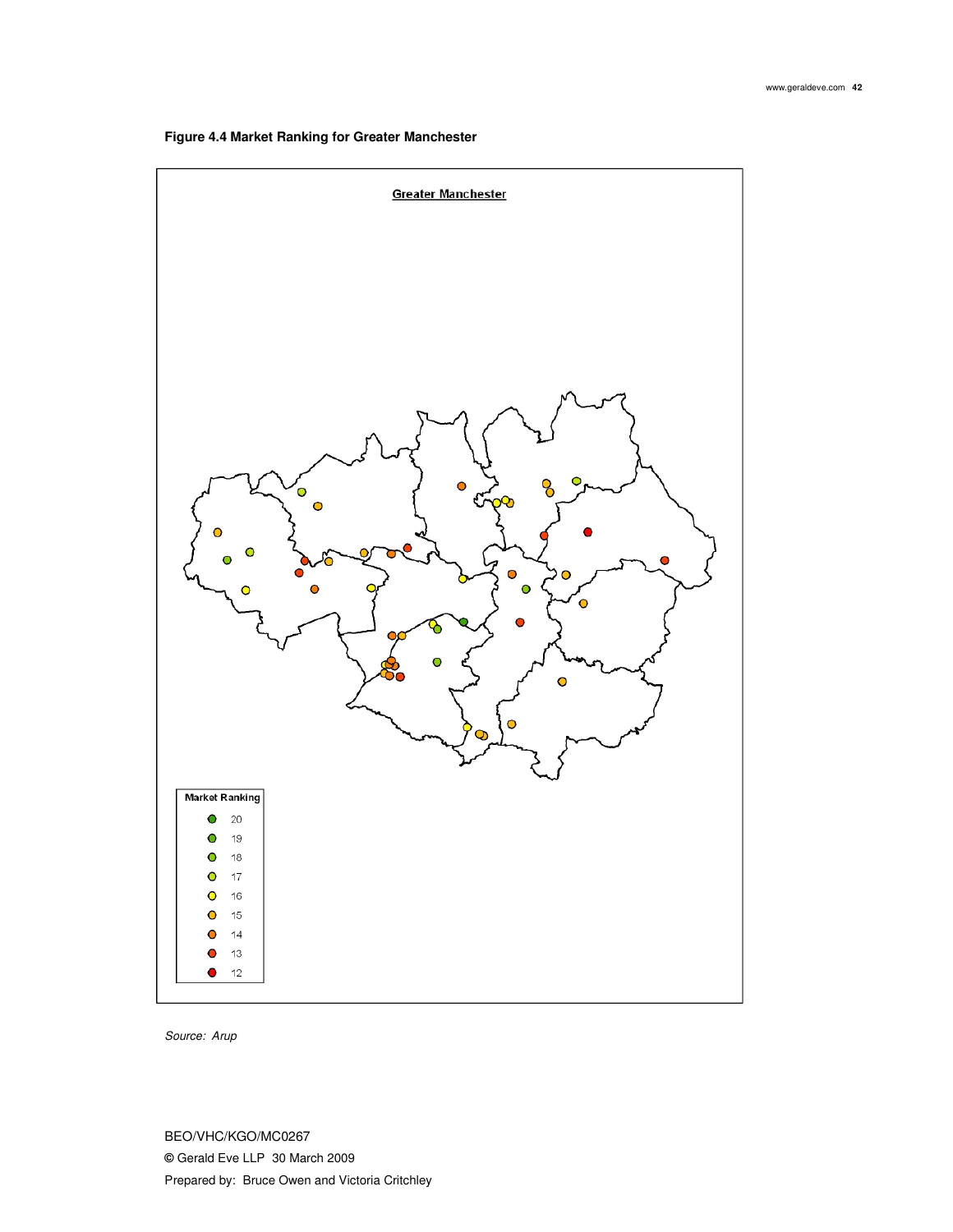**Figure 4.4 Market Ranking for Greater Manchester**

*Source: Arup*

BEO/VHC/KGO/MC0267

© Gerald Eve LLP 30 March 2009

Prepared by: Bruce Owen and Victoria Critchley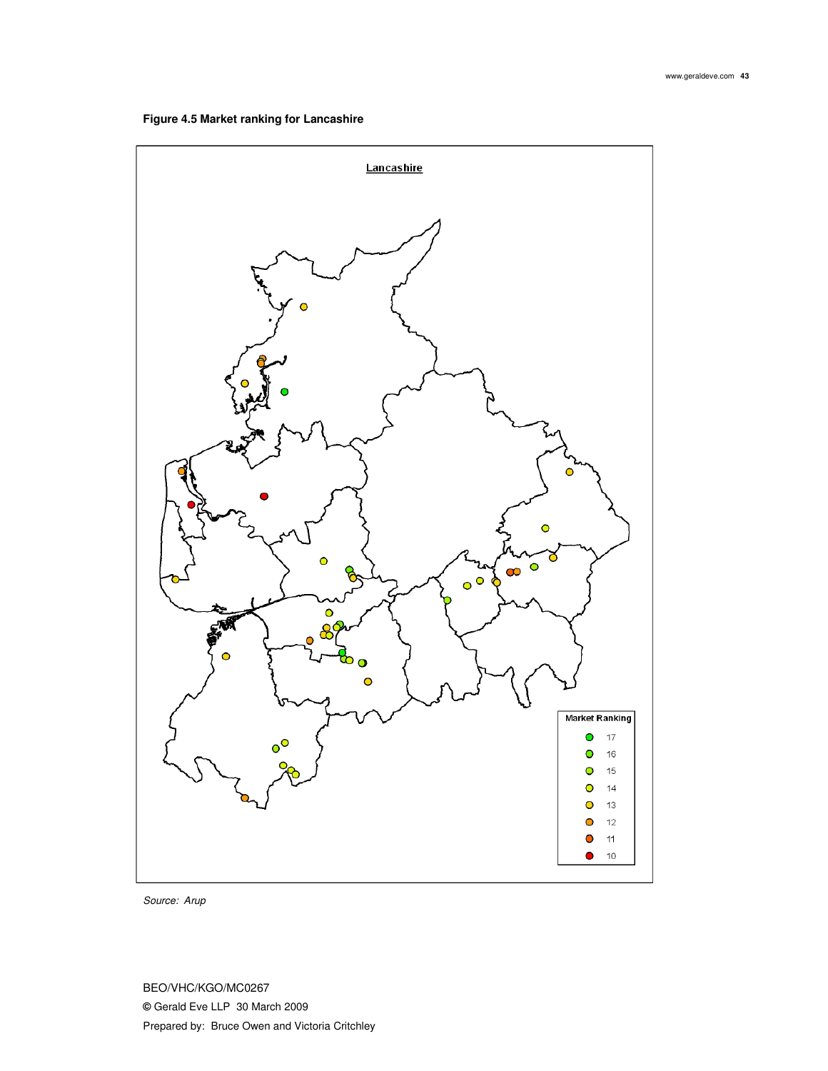**Figure 4.5 Market ranking for Lancashire**

Lancashire

Market Ranking

- 17
- 16
- 15
- 14
- 13
- 12
- 11
- 10

*Source: Arup*

BEO/VHC/KGO/MC0267

© Gerald Eve LLP 30 March 2009

Prepared by: Bruce Owen and Victoria Critchley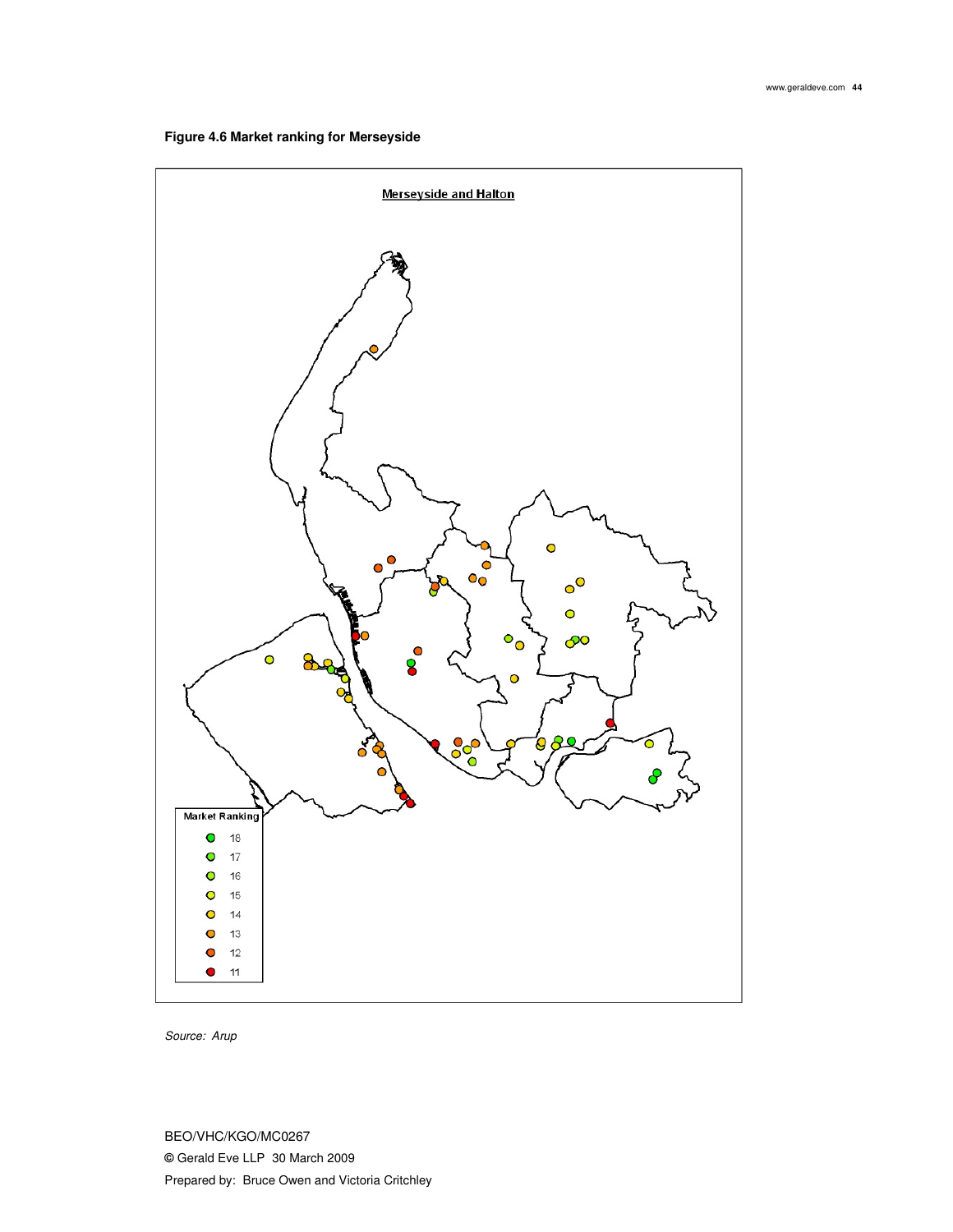**Figure 4.6 Market ranking for Merseyside**

Merseyside and Halton

Market Ranking

- 18
- 17
- 16
- 15
- 14
- 13
- 12
- 11

*Source: Arup*

BEO/VHC/KGO/MC0267
© Gerald Eve LLP 30 March 2009
Prepared by: Bruce Owen and Victoria Critchley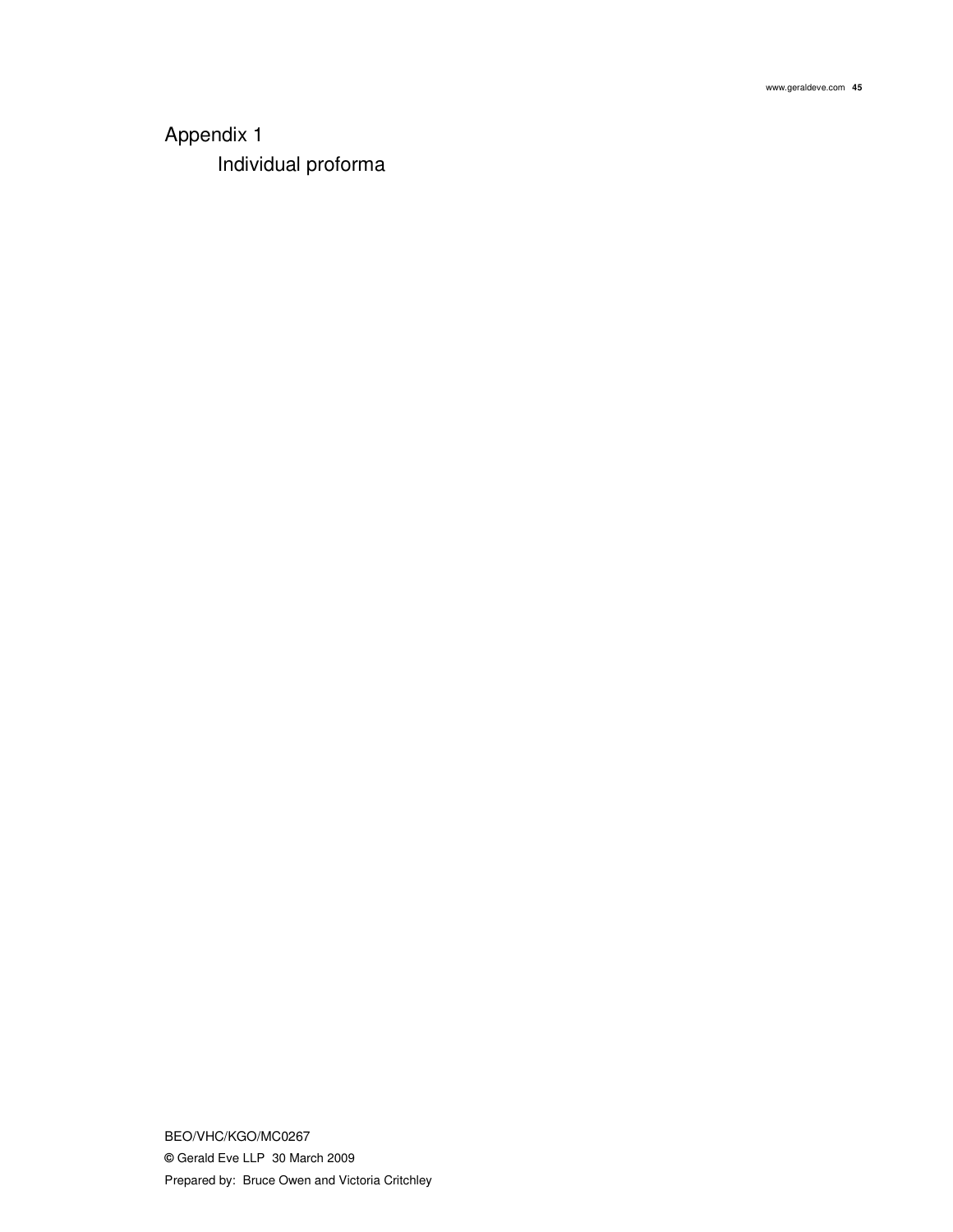# Appendix 1

## Individual proforma

BEO/VHC/KGO/MC0267

© Gerald Eve LLP 30 March 2009

Prepared by: Bruce Owen and Victoria Critchley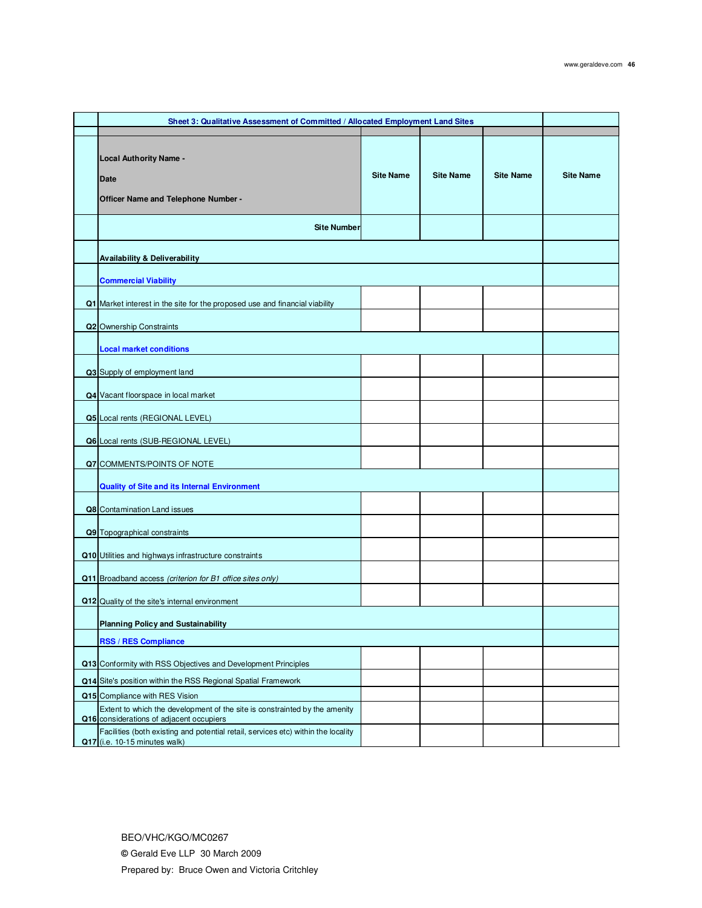| | Sheet 3: Qualitative Assessment of Committed / Allocated Employment Land Sites | | | | |
|---|---|---|---|---|---|
| | **Local Authority Name -**<br>**Date**<br>**Officer Name and Telephone Number -** | **Site Name** | **Site Name** | **Site Name** | **Site Name** |
| | **Site Number** | | | | |
| | **Availability & Deliverability** | | | | |
| | **Commercial Viability** | | | | |
| **Q1** | Market interest in the site for the proposed use and financial viability | | | | |
| **Q2** | Ownership Constraints | | | | |
| | **Local market conditions** | | | | |
| **Q3** | Supply of employment land | | | | |
| **Q4** | Vacant floorspace in local market | | | | |
| **Q5** | Local rents (REGIONAL LEVEL) | | | | |
| **Q6** | Local rents (SUB-REGIONAL LEVEL) | | | | |
| **Q7** | COMMENTS/POINTS OF NOTE | | | | |
| | **Quality of Site and its Internal Environment** | | | | |
| **Q8** | Contamination Land issues | | | | |
| **Q9** | Topographical constraints | | | | |
| **Q10** | Utilities and highways infrastructure constraints | | | | |
| **Q11** | Broadband access *(criterion for B1 office sites only)* | | | | |
| **Q12** | Quality of the site's internal environment | | | | |
| | **Planning Policy and Sustainability** | | | | |
| | **RSS / RES Compliance** | | | | |
| **Q13** | Conformity with RSS Objectives and Development Principles | | | | |
| **Q14** | Site's position within the RSS Regional Spatial Framework | | | | |
| **Q15** | Compliance with RES Vision | | | | |
| **Q16** | Extent to which the development of the site is constrainted by the amenity considerations of adjacent occupiers | | | | |
| **Q17** | Facilities (both existing and potential retail, services etc) within the locality (i.e. 10-15 minutes walk) | | | | |

BEO/VHC/KGO/MC0267

© Gerald Eve LLP 30 March 2009

Prepared by: Bruce Owen and Victoria Critchley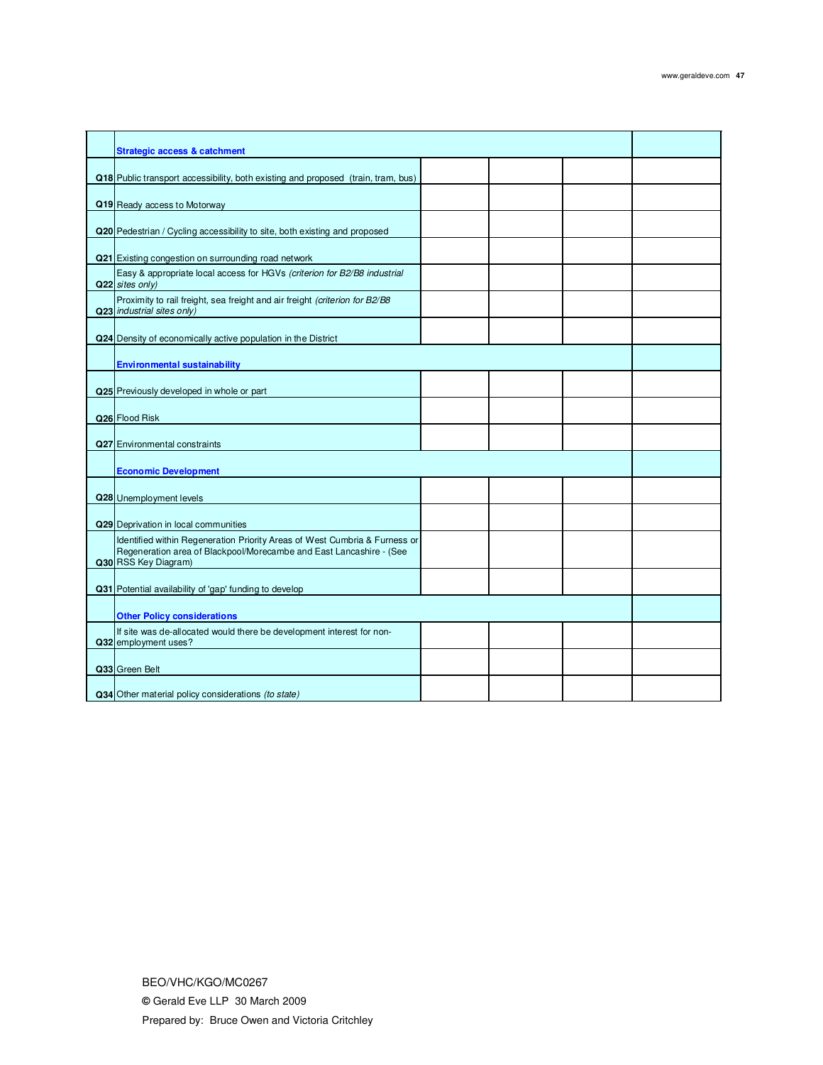| | | | | | |
|---|---|---|---|---|---|
| | **Strategic access & catchment** | | | | |
| Q18 | Public transport accessibility, both existing and proposed (train, tram, bus) | | | | |
| Q19 | Ready access to Motorway | | | | |
| Q20 | Pedestrian / Cycling accessibility to site, both existing and proposed | | | | |
| Q21 | Existing congestion on surrounding road network | | | | |
| Q22 | Easy & appropriate local access for HGVs *(criterion for B2/B8 industrial sites only)* | | | | |
| Q23 | Proximity to rail freight, sea freight and air freight *(criterion for B2/B8 industrial sites only)* | | | | |
| Q24 | Density of economically active population in the District | | | | |
| | **Environmental sustainability** | | | | |
| Q25 | Previously developed in whole or part | | | | |
| Q26 | Flood Risk | | | | |
| Q27 | Environmental constraints | | | | |
| | **Economic Development** | | | | |
| Q28 | Unemployment levels | | | | |
| Q29 | Deprivation in local communities | | | | |
| Q30 | Identified within Regeneration Priority Areas of West Cumbria & Furness or Regeneration area of Blackpool/Morecambe and East Lancashire - (See RSS Key Diagram) | | | | |
| Q31 | Potential availability of 'gap' funding to develop | | | | |
| | **Other Policy considerations** | | | | |
| Q32 | If site was de-allocated would there be development interest for non-employment uses? | | | | |
| Q33 | Green Belt | | | | |
| Q34 | Other material policy considerations *(to state)* | | | | |

BEO/VHC/KGO/MC0267

© Gerald Eve LLP 30 March 2009

Prepared by: Bruce Owen and Victoria Critchley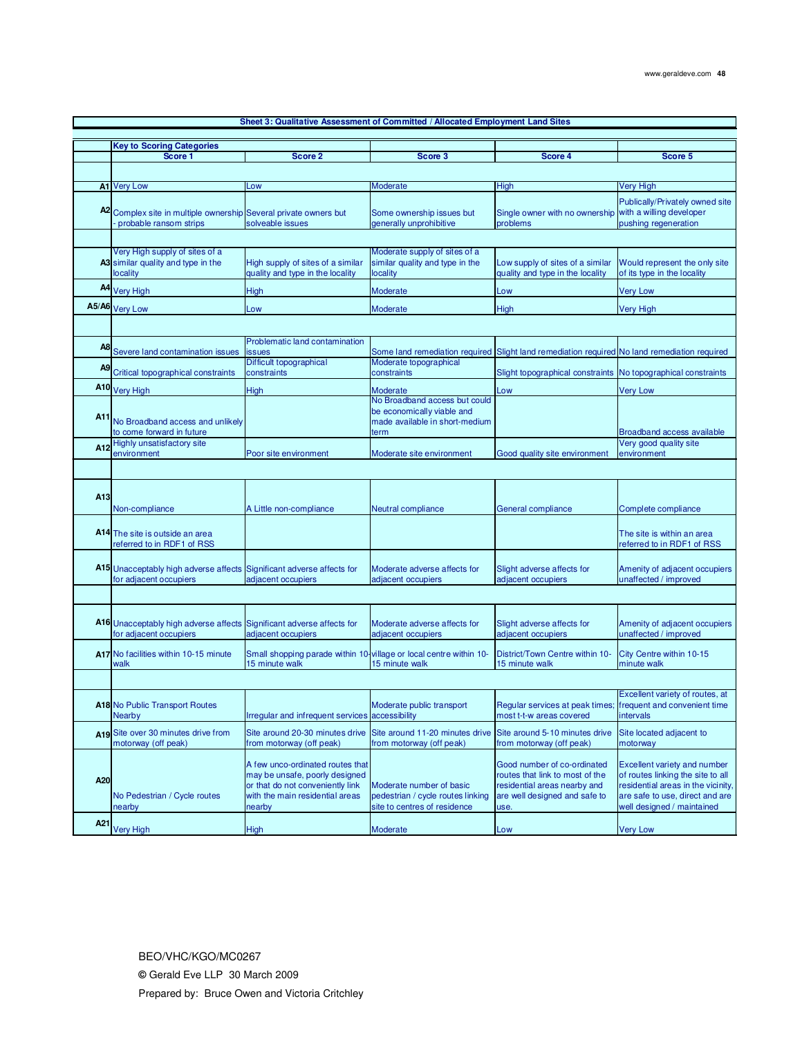## Sheet 3: Qualitative Assessment of Committed / Allocated Employment Land Sites

**Key to Scoring Categories**

| | Score 1 | Score 2 | Score 3 | Score 4 | Score 5 |
|---|---|---|---|---|---|
| A1 | Very Low | Low | Moderate | High | Very High |
| A2 | Complex site in multiple ownership - probable ransom strips | Several private owners but solveable issues | Some ownership issues but generally unprohibitive | Single owner with no ownership problems | Publically/Privately owned site with a willing developer pushing regeneration |
| A3 | Very High supply of sites of a similar quality and type in the locality | High supply of sites of a similar quality and type in the locality | Moderate supply of sites of a similar quality and type in the locality | Low supply of sites of a similar quality and type in the locality | Would represent the only site of its type in the locality |
| A4 | Very High | High | Moderate | Low | Very Low |
| A5/A6 | Very Low | Low | Moderate | High | Very High |
| A8 | Severe land contamination issues | Problematic land contamination issues | Some land remediation required | Slight land remediation required | No land remediation required |
| A9 | Critical topographical constraints | Difficult topographical constraints | Moderate topographical constraints | Slight topographical constraints | No topographical constraints |
| A10 | Very High | High | Moderate | Low | Very Low |
| A11 | No Broadband access and unlikely to come forward in future | | No Broadband access but could be economically viable and made available in short-medium term | | Broadband access available |
| A12 | Highly unsatisfactory site environment | Poor site environment | Moderate site environment | Good quality site environment | Very good quality site environment |
| A13 | Non-compliance | A Little non-compliance | Neutral compliance | General compliance | Complete compliance |
| A14 | The site is outside an area referred to in RDF1 of RSS | | | | The site is within an area referred to in RDF1 of RSS |
| A15 | Unacceptably high adverse affects for adjacent occupiers | Significant adverse affects for adjacent occupiers | Moderate adverse affects for adjacent occupiers | Slight adverse affects for adjacent occupiers | Amenity of adjacent occupiers unaffected / improved |
| A16 | Unacceptably high adverse affects for adjacent occupiers | Significant adverse affects for adjacent occupiers | Moderate adverse affects for adjacent occupiers | Slight adverse affects for adjacent occupiers | Amenity of adjacent occupiers unaffected / improved |
| A17 | No facilities within 10-15 minute walk | Small shopping parade within 10-15 minute walk | village or local centre within 10-15 minute walk | District/Town Centre within 10-15 minute walk | City Centre within 10-15 minute walk |
| A18 | No Public Transport Routes Nearby | Irregular and infrequent services | Moderate public transport accessibility | Regular services at peak times; most t-t-w areas covered | Excellent variety of routes, at frequent and convenient time intervals |
| A19 | Site over 30 minutes drive from motorway (off peak) | Site around 20-30 minutes drive from motorway (off peak) | Site around 11-20 minutes drive from motorway (off peak) | Site around 5-10 minutes drive from motorway (off peak) | Site located adjacent to motorway |
| A20 | No Pedestrian / Cycle routes nearby | A few unco-ordinated routes that may be unsafe, poorly designed or that do not conveniently link with the main residential areas nearby | Moderate number of basic pedestrian / cycle routes linking site to centres of residence | Good number of co-ordinated routes that link to most of the residential areas nearby and are well designed and safe to use. | Excellent variety and number of routes linking the site to all residential areas in the vicinity, are safe to use, direct and are well designed / maintained |
| A21 | Very High | High | Moderate | Low | Very Low |

BEO/VHC/KGO/MC0267

© Gerald Eve LLP 30 March 2009

Prepared by: Bruce Owen and Victoria Critchley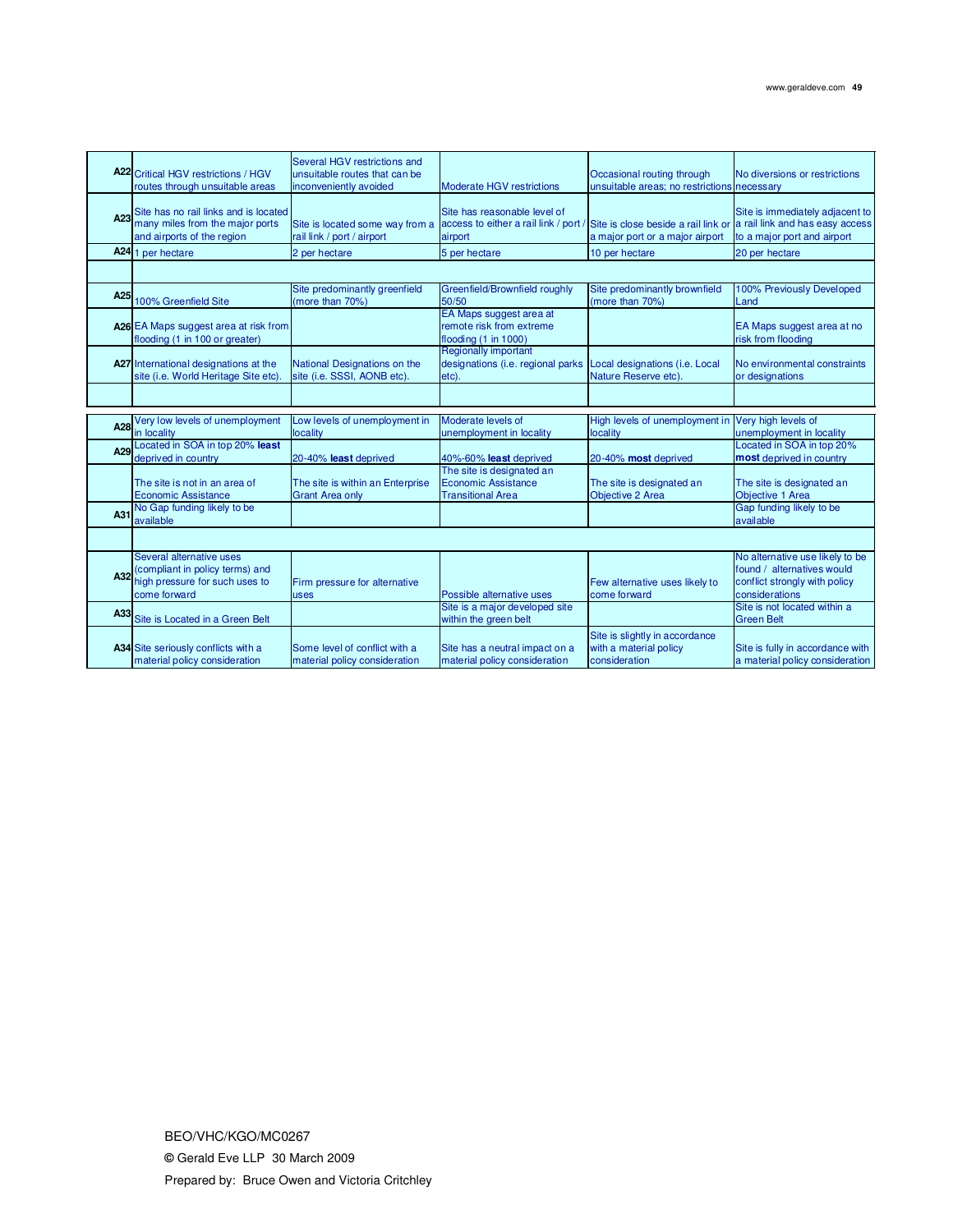| | | | | | |
|---|---|---|---|---|---|
| A22 | Critical HGV restrictions / HGV routes through unsuitable areas | Several HGV restrictions and unsuitable routes that can be inconveniently avoided | Moderate HGV restrictions | Occasional routing through unsuitable areas; no restrictions | No diversions or restrictions necessary |
| A23 | Site has no rail links and is located many miles from the major ports and airports of the region | Site is located some way from a rail link / port / airport | Site has reasonable level of access to either a rail link / port / airport | Site is close beside a rail link or a major port or a major airport | Site is immediately adjacent to a rail link and has easy access to a major port and airport |
| A24 | 1 per hectare | 2 per hectare | 5 per hectare | 10 per hectare | 20 per hectare |
| | | | | | |
| A25 | 100% Greenfield Site | Site predominantly greenfield (more than 70%) | Greenfield/Brownfield roughly 50/50 | Site predominantly brownfield (more than 70%) | 100% Previously Developed Land |
| A26 | EA Maps suggest area at risk from flooding (1 in 100 or greater) | | EA Maps suggest area at remote risk from extreme flooding (1 in 1000) | | EA Maps suggest area at no risk from flooding |
| A27 | International designations at the site (i.e. World Heritage Site etc). | National Designations on the site (i.e. SSSI, AONB etc). | Regionally important designations (i.e. regional parks etc). | Local designations (i.e. Local Nature Reserve etc). | No environmental constraints or designations |
| | | | | | |
| A28 | Very low levels of unemployment in locality | Low levels of unemployment in locality | Moderate levels of unemployment in locality | High levels of unemployment in locality | Very high levels of unemployment in locality |
| A29 | Located in SOA in top 20% **least** deprived in country | 20-40% **least** deprived | 40%-60% **least** deprived | 20-40% **most** deprived | Located in SOA in top 20% **most** deprived in country |
| | The site is not in an area of Economic Assistance | The site is within an Enterprise Grant Area only | The site is designated an Economic Assistance Transitional Area | The site is designated an Objective 2 Area | The site is designated an Objective 1 Area |
| A31 | No Gap funding likely to be available | | | | Gap funding likely to be available |
| | | | | | |
| A32 | Several alternative uses (compliant in policy terms) and high pressure for such uses to come forward | Firm pressure for alternative uses | Possible alternative uses | Few alternative uses likely to come forward | No alternative use likely to be found / alternatives would conflict strongly with policy considerations |
| A33 | Site is Located in a Green Belt | | Site is a major developed site within the green belt | | Site is not located within a Green Belt |
| A34 | Site seriously conflicts with a material policy consideration | Some level of conflict with a material policy consideration | Site has a neutral impact on a material policy consideration | Site is slightly in accordance with a material policy consideration | Site is fully in accordance with a material policy consideration |

BEO/VHC/KGO/MC0267

© Gerald Eve LLP 30 March 2009

Prepared by: Bruce Owen and Victoria Critchley